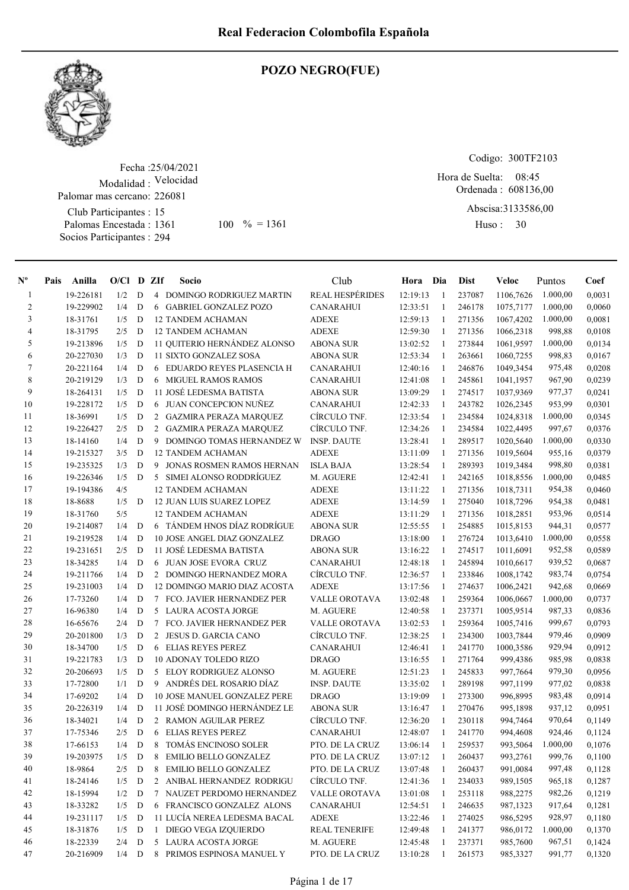# Real Federacion Colombofila Española

## POZO NEGRO(FUE)

Fecha :25/04/2021
Modalidad : Velocidad
Palomar mas cercano: 226081
Club Participantes : 15
Palomas Encestada : 1361    100 % = 1361
Socios Participantes : 294

Codigo: 300TF2103
Hora de Suelta: 08:45
Ordenada : 608136,00
Abscisa:3133586,00
Huso : 30

| Nº | Pais | Anilla | O/Cl | D | ZIf | Socio | Club | Hora | Dia | Dist | Veloc | Puntos | Coef |
|---|---|---|---|---|---|---|---|---|---|---|---|---|---|
| 1 | | 19-226181 | 1/2 | D | 4 | DOMINGO RODRIGUEZ MARTIN | REAL HESPÉRIDES | 12:19:13 | 1 | 237087 | 1106,7626 | 1.000,00 | 0,0031 |
| 2 | | 19-229902 | 1/4 | D | 6 | GABRIEL GONZALEZ POZO | CANARAHUI | 12:33:51 | 1 | 246178 | 1075,7177 | 1.000,00 | 0,0060 |
| 3 | | 18-31761 | 1/5 | D | 12 | TANDEM ACHAMAN | ADEXE | 12:59:13 | 1 | 271356 | 1067,4202 | 1.000,00 | 0,0081 |
| 4 | | 18-31795 | 2/5 | D | 12 | TANDEM ACHAMAN | ADEXE | 12:59:30 | 1 | 271356 | 1066,2318 | 998,88 | 0,0108 |
| 5 | | 19-213896 | 1/5 | D | 11 | QUITERIO HERNÁNDEZ ALONSO | ABONA SUR | 13:02:52 | 1 | 273844 | 1061,9597 | 1.000,00 | 0,0134 |
| 6 | | 20-227030 | 1/3 | D | 11 | SIXTO GONZALEZ SOSA | ABONA SUR | 12:53:34 | 1 | 263661 | 1060,7255 | 998,83 | 0,0167 |
| 7 | | 20-221164 | 1/4 | D | 6 | EDUARDO REYES PLASENCIA H | CANARAHUI | 12:40:16 | 1 | 246876 | 1049,3454 | 975,48 | 0,0208 |
| 8 | | 20-219129 | 1/3 | D | 6 | MIGUEL RAMOS RAMOS | CANARAHUI | 12:41:08 | 1 | 245861 | 1041,1957 | 967,90 | 0,0239 |
| 9 | | 18-264131 | 1/5 | D | 11 | JOSÉ LEDESMA BATISTA | ABONA SUR | 13:09:29 | 1 | 274517 | 1037,9369 | 977,37 | 0,0241 |
| 10 | | 19-228172 | 1/5 | D | 6 | JUAN CONCEPCION NUÑEZ | CANARAHUI | 12:42:33 | 1 | 243782 | 1026,2345 | 953,99 | 0,0301 |
| 11 | | 18-36991 | 1/5 | D | 2 | GAZMIRA PERAZA MARQUEZ | CÍRCULO TNF. | 12:33:54 | 1 | 234584 | 1024,8318 | 1.000,00 | 0,0345 |
| 12 | | 19-226427 | 2/5 | D | 2 | GAZMIRA PERAZA MARQUEZ | CÍRCULO TNF. | 12:34:26 | 1 | 234584 | 1022,4495 | 997,67 | 0,0376 |
| 13 | | 18-14160 | 1/4 | D | 9 | DOMINGO TOMAS HERNANDEZ W | INSP. DAUTE | 13:28:41 | 1 | 289517 | 1020,5640 | 1.000,00 | 0,0330 |
| 14 | | 19-215327 | 3/5 | D | 12 | TANDEM ACHAMAN | ADEXE | 13:11:09 | 1 | 271356 | 1019,5604 | 955,16 | 0,0379 |
| 15 | | 19-235325 | 1/3 | D | 9 | JONAS ROSMEN RAMOS HERNAN | ISLA BAJA | 13:28:54 | 1 | 289393 | 1019,3484 | 998,80 | 0,0381 |
| 16 | | 19-226346 | 1/5 | D | 5 | SIMEI ALONSO RODDRÍGUEZ | M. AGUERE | 12:42:41 | 1 | 242165 | 1018,8556 | 1.000,00 | 0,0485 |
| 17 | | 19-194386 | 4/5 | | 12 | TANDEM ACHAMAN | ADEXE | 13:11:22 | 1 | 271356 | 1018,7311 | 954,38 | 0,0460 |
| 18 | | 18-8688 | 1/5 | D | 12 | JUAN LUIS SUAREZ LOPEZ | ADEXE | 13:14:59 | 1 | 275040 | 1018,7296 | 954,38 | 0,0481 |
| 19 | | 18-31760 | 5/5 | | 12 | TANDEM ACHAMAN | ADEXE | 13:11:29 | 1 | 271356 | 1018,2851 | 953,96 | 0,0514 |
| 20 | | 19-214087 | 1/4 | D | 6 | TÁNDEM HNOS DÍAZ RODRÍGUE | ABONA SUR | 12:55:55 | 1 | 254885 | 1015,8153 | 944,31 | 0,0577 |
| 21 | | 19-219528 | 1/4 | D | 10 | JOSE ANGEL DIAZ GONZALEZ | DRAGO | 13:18:00 | 1 | 276724 | 1013,6410 | 1.000,00 | 0,0558 |
| 22 | | 19-231651 | 2/5 | D | 11 | JOSÉ LEDESMA BATISTA | ABONA SUR | 13:16:22 | 1 | 274517 | 1011,6091 | 952,58 | 0,0589 |
| 23 | | 18-34285 | 1/4 | D | 6 | JUAN JOSE EVORA CRUZ | CANARAHUI | 12:48:18 | 1 | 245894 | 1010,6617 | 939,52 | 0,0687 |
| 24 | | 19-211766 | 1/4 | D | 2 | DOMINGO HERNANDEZ MORA | CÍRCULO TNF. | 12:36:57 | 1 | 233846 | 1008,1742 | 983,74 | 0,0754 |
| 25 | | 19-231003 | 1/4 | D | 12 | DOMINGO MARIO DIAZ ACOSTA | ADEXE | 13:17:56 | 1 | 274637 | 1006,2421 | 942,68 | 0,0669 |
| 26 | | 17-73260 | 1/4 | D | 7 | FCO. JAVIER HERNANDEZ PER | VALLE OROTAVA | 13:02:48 | 1 | 259364 | 1006,0667 | 1.000,00 | 0,0737 |
| 27 | | 16-96380 | 1/4 | D | 5 | LAURA ACOSTA JORGE | M. AGUERE | 12:40:58 | 1 | 237371 | 1005,9514 | 987,33 | 0,0836 |
| 28 | | 16-65676 | 2/4 | D | 7 | FCO. JAVIER HERNANDEZ PER | VALLE OROTAVA | 13:02:53 | 1 | 259364 | 1005,7416 | 999,67 | 0,0793 |
| 29 | | 20-201800 | 1/3 | D | 2 | JESUS D. GARCIA CANO | CÍRCULO TNF. | 12:38:25 | 1 | 234300 | 1003,7844 | 979,46 | 0,0909 |
| 30 | | 18-34700 | 1/5 | D | 6 | ELIAS REYES PEREZ | CANARAHUI | 12:46:41 | 1 | 241770 | 1000,3586 | 929,94 | 0,0912 |
| 31 | | 19-221783 | 1/3 | D | 10 | ADONAY TOLEDO RIZO | DRAGO | 13:16:55 | 1 | 271764 | 999,4386 | 985,98 | 0,0838 |
| 32 | | 20-206693 | 1/5 | D | 5 | ELOY RODRIGUEZ ALONSO | M. AGUERE | 12:51:23 | 1 | 245833 | 997,7664 | 979,30 | 0,0956 |
| 33 | | 17-72800 | 1/1 | D | 9 | ANDRÉS DEL ROSARIO DÍAZ | INSP. DAUTE | 13:35:02 | 1 | 289198 | 997,1199 | 977,02 | 0,0838 |
| 34 | | 17-69202 | 1/4 | D | 10 | JOSE MANUEL GONZALEZ PERE | DRAGO | 13:19:09 | 1 | 273300 | 996,8995 | 983,48 | 0,0914 |
| 35 | | 20-226319 | 1/4 | D | 11 | JOSÉ DOMINGO HERNÁNDEZ LE | ABONA SUR | 13:16:47 | 1 | 270476 | 995,1898 | 937,12 | 0,0951 |
| 36 | | 18-34024 | 1/4 | D | 2 | RAMON AGUILAR PEREZ | CÍRCULO TNF. | 12:36:20 | 1 | 230118 | 994,7464 | 970,64 | 0,1149 |
| 37 | | 17-75346 | 2/5 | D | 6 | ELIAS REYES PEREZ | CANARAHUI | 12:48:07 | 1 | 241770 | 994,4608 | 924,46 | 0,1124 |
| 38 | | 17-66153 | 1/4 | D | 8 | TOMÁS ENCINOSO SOLER | PTO. DE LA CRUZ | 13:06:14 | 1 | 259537 | 993,5064 | 1.000,00 | 0,1076 |
| 39 | | 19-203975 | 1/5 | D | 8 | EMILIO BELLO GONZALEZ | PTO. DE LA CRUZ | 13:07:12 | 1 | 260437 | 993,2761 | 999,76 | 0,1100 |
| 40 | | 18-9864 | 2/5 | D | 8 | EMILIO BELLO GONZALEZ | PTO. DE LA CRUZ | 13:07:48 | 1 | 260437 | 991,0084 | 997,48 | 0,1128 |
| 41 | | 18-24146 | 1/5 | D | 2 | ANIBAL HERNANDEZ RODRIGU | CÍRCULO TNF. | 12:41:36 | 1 | 234033 | 989,1505 | 965,18 | 0,1287 |
| 42 | | 18-15994 | 1/2 | D | 7 | NAUZET PERDOMO HERNANDEZ | VALLE OROTAVA | 13:01:08 | 1 | 253118 | 988,2275 | 982,26 | 0,1219 |
| 43 | | 18-33282 | 1/5 | D | 6 | FRANCISCO GONZALEZ ALONS | CANARAHUI | 12:54:51 | 1 | 246635 | 987,1323 | 917,64 | 0,1281 |
| 44 | | 19-231117 | 1/5 | D | 11 | LUCÍA NEREA LEDESMA BACAL | ADEXE | 13:22:46 | 1 | 274025 | 986,5295 | 928,97 | 0,1180 |
| 45 | | 18-31876 | 1/5 | D | 1 | DIEGO VEGA IZQUIERDO | REAL TENERIFE | 12:49:48 | 1 | 241377 | 986,0172 | 1.000,00 | 0,1370 |
| 46 | | 18-22339 | 2/4 | D | 5 | LAURA ACOSTA JORGE | M. AGUERE | 12:45:48 | 1 | 237371 | 985,7600 | 967,51 | 0,1424 |
| 47 | | 20-216909 | 1/4 | D | 8 | PRIMOS ESPINOSA MANUEL Y | PTO. DE LA CRUZ | 13:10:28 | 1 | 261573 | 985,3327 | 991,77 | 0,1320 |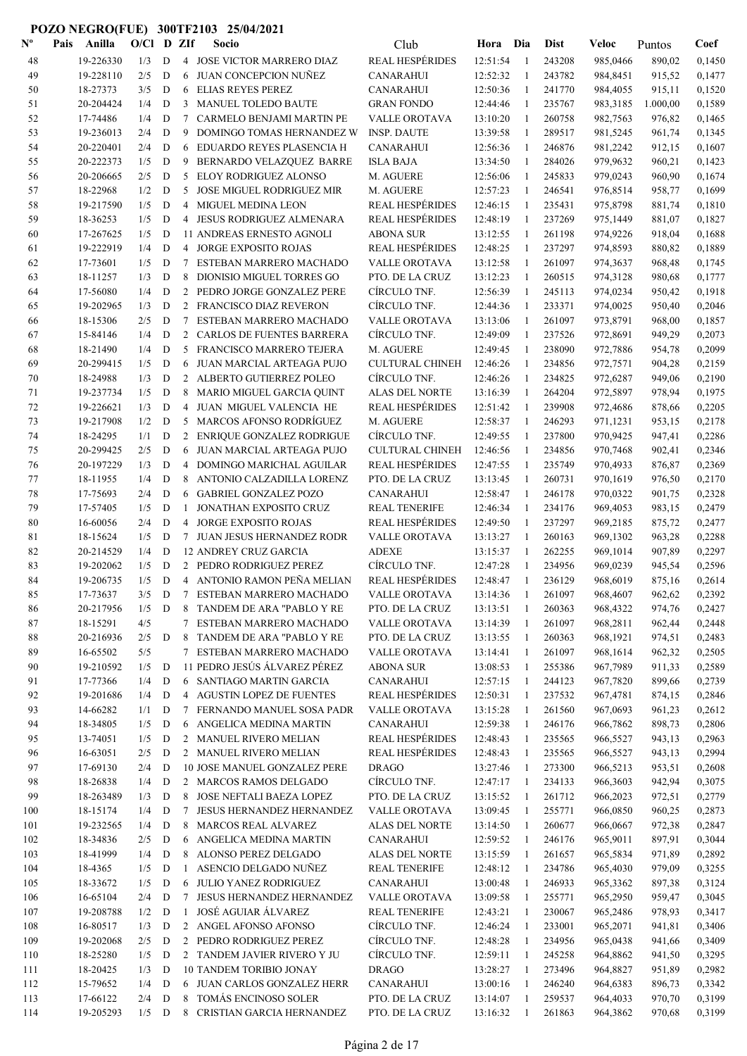**POZO NEGRO(FUE) 300TF2103 25/04/2021**

| Nº | Pais | Anilla | O/Cl | D | ZIf | Socio | Club | Hora | Dia | Dist | Veloc | Puntos | Coef |
|---|---|---|---|---|---|---|---|---|---|---|---|---|---|
| 48 | | 19-226330 | 1/3 | D | 4 | JOSE VICTOR MARRERO DIAZ | REAL HESPÉRIDES | 12:51:54 | 1 | 243208 | 985,0466 | 890,02 | 0,1450 |
| 49 | | 19-228110 | 2/5 | D | 6 | JUAN CONCEPCION NUÑEZ | CANARAHUI | 12:52:32 | 1 | 243782 | 984,8451 | 915,52 | 0,1477 |
| 50 | | 18-27373 | 3/5 | D | 6 | ELIAS REYES PEREZ | CANARAHUI | 12:50:36 | 1 | 241770 | 984,4055 | 915,11 | 0,1520 |
| 51 | | 20-204424 | 1/4 | D | 3 | MANUEL TOLEDO BAUTE | GRAN FONDO | 12:44:46 | 1 | 235767 | 983,3185 | 1.000,00 | 0,1589 |
| 52 | | 17-74486 | 1/4 | D | 7 | CARMELO BENJAMI MARTIN PE | VALLE OROTAVA | 13:10:20 | 1 | 260758 | 982,7563 | 976,82 | 0,1465 |
| 53 | | 19-236013 | 2/4 | D | 9 | DOMINGO TOMAS HERNANDEZ W | INSP. DAUTE | 13:39:58 | 1 | 289517 | 981,5245 | 961,74 | 0,1345 |
| 54 | | 20-220401 | 2/4 | D | 6 | EDUARDO REYES PLASENCIA H | CANARAHUI | 12:56:36 | 1 | 246876 | 981,2242 | 912,15 | 0,1607 |
| 55 | | 20-222373 | 1/5 | D | 9 | BERNARDO VELAZQUEZ BARRE | ISLA BAJA | 13:34:50 | 1 | 284026 | 979,9632 | 960,21 | 0,1423 |
| 56 | | 20-206665 | 2/5 | D | 5 | ELOY RODRIGUEZ ALONSO | M. AGUERE | 12:56:06 | 1 | 245833 | 979,0243 | 960,90 | 0,1674 |
| 57 | | 18-22968 | 1/2 | D | 5 | JOSE MIGUEL RODRIGUEZ MIR | M. AGUERE | 12:57:23 | 1 | 246541 | 976,8514 | 958,77 | 0,1699 |
| 58 | | 19-217590 | 1/5 | D | 4 | MIGUEL MEDINA LEON | REAL HESPÉRIDES | 12:46:15 | 1 | 235431 | 975,8798 | 881,74 | 0,1810 |
| 59 | | 18-36253 | 1/5 | D | 4 | JESUS RODRIGUEZ ALMENARA | REAL HESPÉRIDES | 12:48:19 | 1 | 237269 | 975,1449 | 881,07 | 0,1827 |
| 60 | | 17-267625 | 1/5 | D | 11 | ANDREAS ERNESTO AGNOLI | ABONA SUR | 13:12:55 | 1 | 261198 | 974,9226 | 918,04 | 0,1688 |
| 61 | | 19-222919 | 1/4 | D | 4 | JORGE EXPOSITO ROJAS | REAL HESPÉRIDES | 12:48:25 | 1 | 237297 | 974,8593 | 880,82 | 0,1889 |
| 62 | | 17-73601 | 1/5 | D | 7 | ESTEBAN MARRERO MACHADO | VALLE OROTAVA | 13:12:58 | 1 | 261097 | 974,3637 | 968,48 | 0,1745 |
| 63 | | 18-11257 | 1/3 | D | 8 | DIONISIO MIGUEL TORRES GO | PTO. DE LA CRUZ | 13:12:23 | 1 | 260515 | 974,3128 | 980,68 | 0,1777 |
| 64 | | 17-56080 | 1/4 | D | 2 | PEDRO JORGE GONZALEZ PERE | CÍRCULO TNF. | 12:56:39 | 1 | 245113 | 974,0234 | 950,42 | 0,1918 |
| 65 | | 19-202965 | 1/3 | D | 2 | FRANCISCO DIAZ REVERON | CÍRCULO TNF. | 12:44:36 | 1 | 233371 | 974,0025 | 950,40 | 0,2046 |
| 66 | | 18-15306 | 2/5 | D | 7 | ESTEBAN MARRERO MACHADO | VALLE OROTAVA | 13:13:06 | 1 | 261097 | 973,8791 | 968,00 | 0,1857 |
| 67 | | 15-84146 | 1/4 | D | 2 | CARLOS DE FUENTES BARRERA | CÍRCULO TNF. | 12:49:09 | 1 | 237526 | 972,8691 | 949,29 | 0,2073 |
| 68 | | 18-21490 | 1/4 | D | 5 | FRANCISCO MARRERO TEJERA | M. AGUERE | 12:49:45 | 1 | 238090 | 972,7886 | 954,78 | 0,2099 |
| 69 | | 20-299415 | 1/5 | D | 6 | JUAN MARCIAL ARTEAGA PUJO | CULTURAL CHINEH | 12:46:26 | 1 | 234856 | 972,7571 | 904,28 | 0,2159 |
| 70 | | 18-24988 | 1/3 | D | 2 | ALBERTO GUTIERREZ POLEO | CÍRCULO TNF. | 12:46:26 | 1 | 234825 | 972,6287 | 949,06 | 0,2190 |
| 71 | | 19-237734 | 1/5 | D | 8 | MARIO MIGUEL GARCIA QUINT | ALAS DEL NORTE | 13:16:39 | 1 | 264204 | 972,5897 | 978,94 | 0,1975 |
| 72 | | 19-226621 | 1/3 | D | 4 | JUAN MIGUEL VALENCIA HE | REAL HESPÉRIDES | 12:51:42 | 1 | 239908 | 972,4686 | 878,66 | 0,2205 |
| 73 | | 19-217908 | 1/2 | D | 5 | MARCOS AFONSO RODRÍGUEZ | M. AGUERE | 12:58:37 | 1 | 246293 | 971,1231 | 953,15 | 0,2178 |
| 74 | | 18-24295 | 1/1 | D | 2 | ENRIQUE GONZALEZ RODRIGUE | CÍRCULO TNF. | 12:49:55 | 1 | 237800 | 970,9425 | 947,41 | 0,2286 |
| 75 | | 20-299425 | 2/5 | D | 6 | JUAN MARCIAL ARTEAGA PUJO | CULTURAL CHINEH | 12:46:56 | 1 | 234856 | 970,7468 | 902,41 | 0,2346 |
| 76 | | 20-197229 | 1/3 | D | 4 | DOMINGO MARICHAL AGUILAR | REAL HESPÉRIDES | 12:47:55 | 1 | 235749 | 970,4933 | 876,87 | 0,2369 |
| 77 | | 18-11955 | 1/4 | D | 8 | ANTONIO CALZADILLA LORENZ | PTO. DE LA CRUZ | 13:13:45 | 1 | 260731 | 970,1619 | 976,50 | 0,2170 |
| 78 | | 17-75693 | 2/4 | D | 6 | GABRIEL GONZALEZ POZO | CANARAHUI | 12:58:47 | 1 | 246178 | 970,0322 | 901,75 | 0,2328 |
| 79 | | 17-57405 | 1/5 | D | 1 | JONATHAN EXPOSITO CRUZ | REAL TENERIFE | 12:46:34 | 1 | 234176 | 969,4053 | 983,15 | 0,2479 |
| 80 | | 16-60056 | 2/4 | D | 4 | JORGE EXPOSITO ROJAS | REAL HESPÉRIDES | 12:49:50 | 1 | 237297 | 969,2185 | 875,72 | 0,2477 |
| 81 | | 18-15624 | 1/5 | D | 7 | JUAN JESUS HERNANDEZ RODR | VALLE OROTAVA | 13:13:27 | 1 | 260163 | 969,1302 | 963,28 | 0,2288 |
| 82 | | 20-214529 | 1/4 | D | 12 | ANDREY CRUZ GARCIA | ADEXE | 13:15:37 | 1 | 262255 | 969,1014 | 907,89 | 0,2297 |
| 83 | | 19-202062 | 1/5 | D | 2 | PEDRO RODRIGUEZ PEREZ | CÍRCULO TNF. | 12:47:28 | 1 | 234956 | 969,0239 | 945,54 | 0,2596 |
| 84 | | 19-206735 | 1/5 | D | 4 | ANTONIO RAMON PEÑA MELIAN | REAL HESPÉRIDES | 12:48:47 | 1 | 236129 | 968,6019 | 875,16 | 0,2614 |
| 85 | | 17-73637 | 3/5 | D | 7 | ESTEBAN MARRERO MACHADO | VALLE OROTAVA | 13:14:36 | 1 | 261097 | 968,4607 | 962,62 | 0,2392 |
| 86 | | 20-217956 | 1/5 | D | 8 | TANDEM DE ARA "PABLO Y RE | PTO. DE LA CRUZ | 13:13:51 | 1 | 260363 | 968,4322 | 974,76 | 0,2427 |
| 87 | | 18-15291 | 4/5 | | 7 | ESTEBAN MARRERO MACHADO | VALLE OROTAVA | 13:14:39 | 1 | 261097 | 968,2811 | 962,44 | 0,2448 |
| 88 | | 20-216936 | 2/5 | D | 8 | TANDEM DE ARA "PABLO Y RE | PTO. DE LA CRUZ | 13:13:55 | 1 | 260363 | 968,1921 | 974,51 | 0,2483 |
| 89 | | 16-65502 | 5/5 | | 7 | ESTEBAN MARRERO MACHADO | VALLE OROTAVA | 13:14:41 | 1 | 261097 | 968,1614 | 962,32 | 0,2505 |
| 90 | | 19-210592 | 1/5 | D | 11 | PEDRO JESÚS ÁLVAREZ PÉREZ | ABONA SUR | 13:08:53 | 1 | 255386 | 967,7989 | 911,33 | 0,2589 |
| 91 | | 17-77366 | 1/4 | D | 6 | SANTIAGO MARTIN GARCIA | CANARAHUI | 12:57:15 | 1 | 244123 | 967,7820 | 899,66 | 0,2739 |
| 92 | | 19-201686 | 1/4 | D | 4 | AGUSTIN LOPEZ DE FUENTES | REAL HESPÉRIDES | 12:50:31 | 1 | 237532 | 967,4781 | 874,15 | 0,2846 |
| 93 | | 14-66282 | 1/1 | D | 7 | FERNANDO MANUEL SOSA PADR | VALLE OROTAVA | 13:15:28 | 1 | 261560 | 967,0693 | 961,23 | 0,2612 |
| 94 | | 18-34805 | 1/5 | D | 6 | ANGELICA MEDINA MARTIN | CANARAHUI | 12:59:38 | 1 | 246176 | 966,7862 | 898,73 | 0,2806 |
| 95 | | 13-74051 | 1/5 | D | 2 | MANUEL RIVERO MELIAN | REAL HESPÉRIDES | 12:48:43 | 1 | 235565 | 966,5527 | 943,13 | 0,2963 |
| 96 | | 16-63051 | 2/5 | D | 2 | MANUEL RIVERO MELIAN | REAL HESPÉRIDES | 12:48:43 | 1 | 235565 | 966,5527 | 943,13 | 0,2994 |
| 97 | | 17-69130 | 2/4 | D | 10 | JOSE MANUEL GONZALEZ PERE | DRAGO | 13:27:46 | 1 | 273300 | 966,5213 | 953,51 | 0,2608 |
| 98 | | 18-26838 | 1/4 | D | 2 | MARCOS RAMOS DELGADO | CÍRCULO TNF. | 12:47:17 | 1 | 234133 | 966,3603 | 942,94 | 0,3075 |
| 99 | | 18-263489 | 1/3 | D | 8 | JOSE NEFTALI BAEZA LOPEZ | PTO. DE LA CRUZ | 13:15:52 | 1 | 261712 | 966,2023 | 972,51 | 0,2779 |
| 100 | | 18-15174 | 1/4 | D | 7 | JESUS HERNANDEZ HERNANDEZ | VALLE OROTAVA | 13:09:45 | 1 | 255771 | 966,0850 | 960,25 | 0,2873 |
| 101 | | 19-232565 | 1/4 | D | 8 | MARCOS REAL ALVAREZ | ALAS DEL NORTE | 13:14:50 | 1 | 260677 | 966,0667 | 972,38 | 0,2847 |
| 102 | | 18-34836 | 2/5 | D | 6 | ANGELICA MEDINA MARTIN | CANARAHUI | 12:59:52 | 1 | 246176 | 965,9011 | 897,91 | 0,3044 |
| 103 | | 18-41999 | 1/4 | D | 8 | ALONSO PEREZ DELGADO | ALAS DEL NORTE | 13:15:59 | 1 | 261657 | 965,5834 | 971,89 | 0,2892 |
| 104 | | 18-4365 | 1/5 | D | 1 | ASENCIO DELGADO NUÑEZ | REAL TENERIFE | 12:48:12 | 1 | 234786 | 965,4030 | 979,09 | 0,3255 |
| 105 | | 18-33672 | 1/5 | D | 6 | JULIO YANEZ RODRIGUEZ | CANARAHUI | 13:00:48 | 1 | 246933 | 965,3362 | 897,38 | 0,3124 |
| 106 | | 16-65104 | 2/4 | D | 7 | JESUS HERNANDEZ HERNANDEZ | VALLE OROTAVA | 13:09:58 | 1 | 255771 | 965,2950 | 959,47 | 0,3045 |
| 107 | | 19-208788 | 1/2 | D | 1 | JOSÉ AGUIAR ÁLVAREZ | REAL TENERIFE | 12:43:21 | 1 | 230067 | 965,2486 | 978,93 | 0,3417 |
| 108 | | 16-80517 | 1/3 | D | 2 | ANGEL AFONSO AFONSO | CÍRCULO TNF. | 12:46:24 | 1 | 233001 | 965,2071 | 941,81 | 0,3406 |
| 109 | | 19-202068 | 2/5 | D | 2 | PEDRO RODRIGUEZ PEREZ | CÍRCULO TNF. | 12:48:28 | 1 | 234956 | 965,0438 | 941,66 | 0,3409 |
| 110 | | 18-25280 | 1/5 | D | 2 | TANDEM JAVIER RIVERO Y JU | CÍRCULO TNF. | 12:59:11 | 1 | 245258 | 964,8862 | 941,50 | 0,3295 |
| 111 | | 18-20425 | 1/3 | D | 10 | TANDEM TORIBIO JONAY | DRAGO | 13:28:27 | 1 | 273496 | 964,8827 | 951,89 | 0,2982 |
| 112 | | 15-79652 | 1/4 | D | 6 | JUAN CARLOS GONZALEZ HERR | CANARAHUI | 13:00:16 | 1 | 246240 | 964,6383 | 896,73 | 0,3342 |
| 113 | | 17-66122 | 2/4 | D | 8 | TOMÁS ENCINOSO SOLER | PTO. DE LA CRUZ | 13:14:07 | 1 | 259537 | 964,4033 | 970,70 | 0,3199 |
| 114 | | 19-205293 | 1/5 | D | 8 | CRISTIAN GARCIA HERNANDEZ | PTO. DE LA CRUZ | 13:16:32 | 1 | 261863 | 964,3862 | 970,68 | 0,3199 |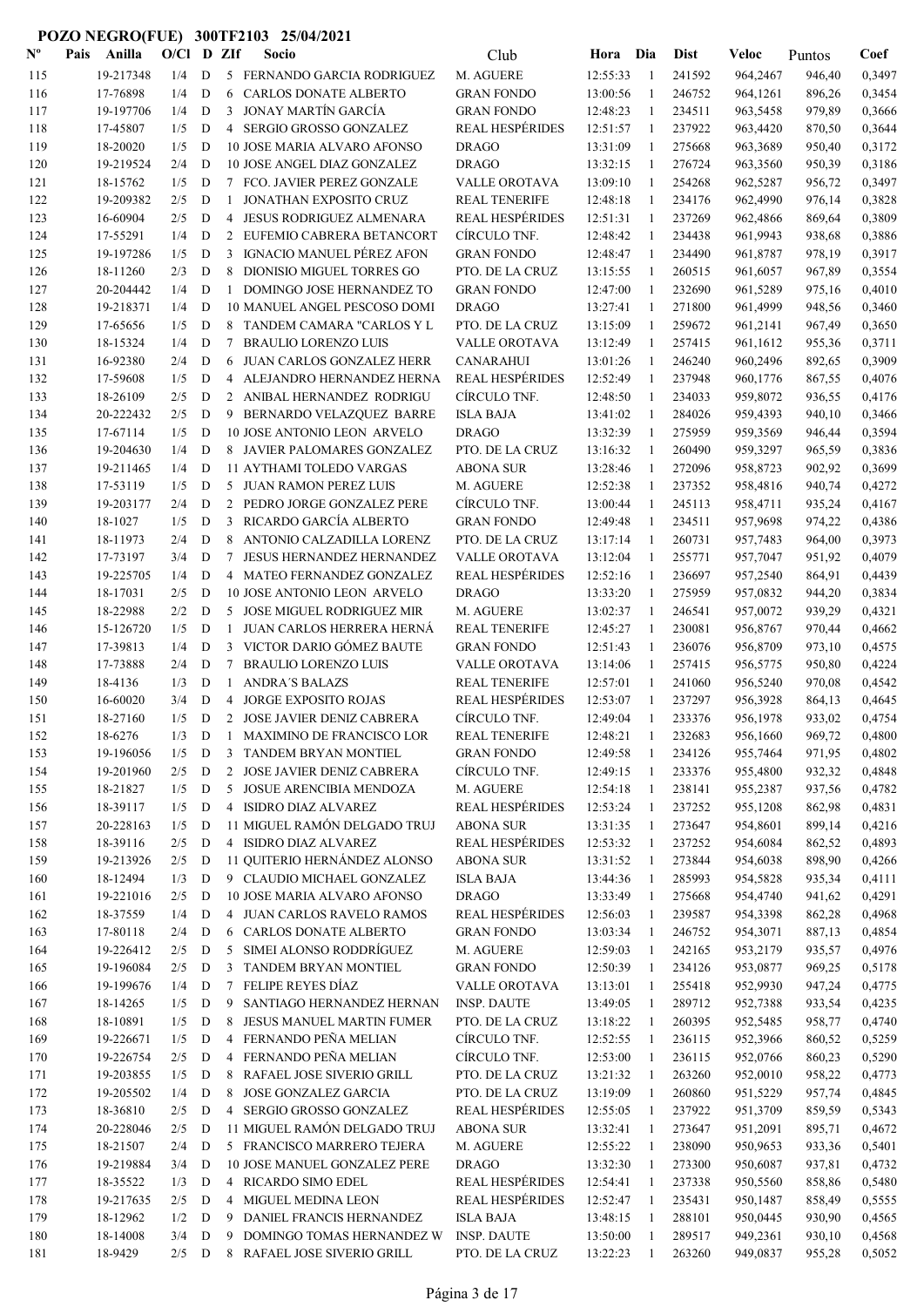**POZO NEGRO(FUE) 300TF2103 25/04/2021**

| Nº | Pais | Anilla | O/Cl | D | ZIf | Socio | Club | Hora | Dia | Dist | Veloc | Puntos | Coef |
|---|---|---|---|---|---|---|---|---|---|---|---|---|---|
| 115 | | 19-217348 | 1/4 | D | 5 | FERNANDO GARCIA RODRIGUEZ | M. AGUERE | 12:55:33 | 1 | 241592 | 964,2467 | 946,40 | 0,3497 |
| 116 | | 17-76898 | 1/4 | D | 6 | CARLOS DONATE ALBERTO | GRAN FONDO | 13:00:56 | 1 | 246752 | 964,1261 | 896,26 | 0,3454 |
| 117 | | 19-197706 | 1/4 | D | 3 | JONAY MARTÍN GARCÍA | GRAN FONDO | 12:48:23 | 1 | 234511 | 963,5458 | 979,89 | 0,3666 |
| 118 | | 17-45807 | 1/5 | D | 4 | SERGIO GROSSO GONZALEZ | REAL HESPÉRIDES | 12:51:57 | 1 | 237922 | 963,4420 | 870,50 | 0,3644 |
| 119 | | 18-20020 | 1/5 | D | 10 | JOSE MARIA ALVARO AFONSO | DRAGO | 13:31:09 | 1 | 275668 | 963,3689 | 950,40 | 0,3172 |
| 120 | | 19-219524 | 2/4 | D | 10 | JOSE ANGEL DIAZ GONZALEZ | DRAGO | 13:32:15 | 1 | 276724 | 963,3560 | 950,39 | 0,3186 |
| 121 | | 18-15762 | 1/5 | D | 7 | FCO. JAVIER PEREZ GONZALE | VALLE OROTAVA | 13:09:10 | 1 | 254268 | 962,5287 | 956,72 | 0,3497 |
| 122 | | 19-209382 | 2/5 | D | 1 | JONATHAN EXPOSITO CRUZ | REAL TENERIFE | 12:48:18 | 1 | 234176 | 962,4990 | 976,14 | 0,3828 |
| 123 | | 16-60904 | 2/5 | D | 4 | JESUS RODRIGUEZ ALMENARA | REAL HESPÉRIDES | 12:51:31 | 1 | 237269 | 962,4866 | 869,64 | 0,3809 |
| 124 | | 17-55291 | 1/4 | D | 2 | EUFEMIO CABRERA BETANCORT | CÍRCULO TNF. | 12:48:42 | 1 | 234438 | 961,9943 | 938,68 | 0,3886 |
| 125 | | 19-197286 | 1/5 | D | 3 | IGNACIO MANUEL PÉREZ AFON | GRAN FONDO | 12:48:47 | 1 | 234490 | 961,8787 | 978,19 | 0,3917 |
| 126 | | 18-11260 | 2/3 | D | 8 | DIONISIO MIGUEL TORRES GO | PTO. DE LA CRUZ | 13:15:55 | 1 | 260515 | 961,6057 | 967,89 | 0,3554 |
| 127 | | 20-204442 | 1/4 | D | 1 | DOMINGO JOSE HERNANDEZ TO | GRAN FONDO | 12:47:00 | 1 | 232690 | 961,5289 | 975,16 | 0,4010 |
| 128 | | 19-218371 | 1/4 | D | 10 | MANUEL ANGEL PESCOSO DOMI | DRAGO | 13:27:41 | 1 | 271800 | 961,4999 | 948,56 | 0,3460 |
| 129 | | 17-65656 | 1/5 | D | 8 | TANDEM CAMARA "CARLOS Y L | PTO. DE LA CRUZ | 13:15:09 | 1 | 259672 | 961,2141 | 967,49 | 0,3650 |
| 130 | | 18-15324 | 1/4 | D | 7 | BRAULIO LORENZO LUIS | VALLE OROTAVA | 13:12:49 | 1 | 257415 | 961,1612 | 955,36 | 0,3711 |
| 131 | | 16-92380 | 2/4 | D | 6 | JUAN CARLOS GONZALEZ HERR | CANARAHUI | 13:01:26 | 1 | 246240 | 960,2496 | 892,65 | 0,3909 |
| 132 | | 17-59608 | 1/5 | D | 4 | ALEJANDRO HERNANDEZ HERNA | REAL HESPÉRIDES | 12:52:49 | 1 | 237948 | 960,1776 | 867,55 | 0,4076 |
| 133 | | 18-26109 | 2/5 | D | 2 | ANIBAL HERNANDEZ RODRIGU | CÍRCULO TNF. | 12:48:50 | 1 | 234033 | 959,8072 | 936,55 | 0,4176 |
| 134 | | 20-222432 | 2/5 | D | 9 | BERNARDO VELAZQUEZ BARRE | ISLA BAJA | 13:41:02 | 1 | 284026 | 959,4393 | 940,10 | 0,3466 |
| 135 | | 17-67114 | 1/5 | D | 10 | JOSE ANTONIO LEON ARVELO | DRAGO | 13:32:39 | 1 | 275959 | 959,3569 | 946,44 | 0,3594 |
| 136 | | 19-204630 | 1/4 | D | 8 | JAVIER PALOMARES GONZALEZ | PTO. DE LA CRUZ | 13:16:32 | 1 | 260490 | 959,3297 | 965,59 | 0,3836 |
| 137 | | 19-211465 | 1/4 | D | 11 | AYTHAMI TOLEDO VARGAS | ABONA SUR | 13:28:46 | 1 | 272096 | 958,8723 | 902,92 | 0,3699 |
| 138 | | 17-53119 | 1/5 | D | 5 | JUAN RAMON PEREZ LUIS | M. AGUERE | 12:52:38 | 1 | 237352 | 958,4816 | 940,74 | 0,4272 |
| 139 | | 19-203177 | 2/4 | D | 2 | PEDRO JORGE GONZALEZ PERE | CÍRCULO TNF. | 13:00:44 | 1 | 245113 | 958,4711 | 935,24 | 0,4167 |
| 140 | | 18-1027 | 1/5 | D | 3 | RICARDO GARCÍA ALBERTO | GRAN FONDO | 12:49:48 | 1 | 234511 | 957,9698 | 974,22 | 0,4386 |
| 141 | | 18-11973 | 2/4 | D | 8 | ANTONIO CALZADILLA LORENZ | PTO. DE LA CRUZ | 13:17:14 | 1 | 260731 | 957,7483 | 964,00 | 0,3973 |
| 142 | | 17-73197 | 3/4 | D | 7 | JESUS HERNANDEZ HERNANDEZ | VALLE OROTAVA | 13:12:04 | 1 | 255771 | 957,7047 | 951,92 | 0,4079 |
| 143 | | 19-225705 | 1/4 | D | 4 | MATEO FERNANDEZ GONZALEZ | REAL HESPÉRIDES | 12:52:16 | 1 | 236697 | 957,2540 | 864,91 | 0,4439 |
| 144 | | 18-17031 | 2/5 | D | 10 | JOSE ANTONIO LEON ARVELO | DRAGO | 13:33:20 | 1 | 275959 | 957,0832 | 944,20 | 0,3834 |
| 145 | | 18-22988 | 2/2 | D | 5 | JOSE MIGUEL RODRIGUEZ MIR | M. AGUERE | 13:02:37 | 1 | 246541 | 957,0072 | 939,29 | 0,4321 |
| 146 | | 15-126720 | 1/5 | D | 1 | JUAN CARLOS HERRERA HERNÁ | REAL TENERIFE | 12:45:27 | 1 | 230081 | 956,8767 | 970,44 | 0,4662 |
| 147 | | 17-39813 | 1/4 | D | 3 | VICTOR DARIO GÓMEZ BAUTE | GRAN FONDO | 12:51:43 | 1 | 236076 | 956,8709 | 973,10 | 0,4575 |
| 148 | | 17-73888 | 2/4 | D | 7 | BRAULIO LORENZO LUIS | VALLE OROTAVA | 13:14:06 | 1 | 257415 | 956,5775 | 950,80 | 0,4224 |
| 149 | | 18-4136 | 1/3 | D | 1 | ANDRA´S BALAZS | REAL TENERIFE | 12:57:01 | 1 | 241060 | 956,5240 | 970,08 | 0,4542 |
| 150 | | 16-60020 | 3/4 | D | 4 | JORGE EXPOSITO ROJAS | REAL HESPÉRIDES | 12:53:07 | 1 | 237297 | 956,3928 | 864,13 | 0,4645 |
| 151 | | 18-27160 | 1/5 | D | 2 | JOSE JAVIER DENIZ CABRERA | CÍRCULO TNF. | 12:49:04 | 1 | 233376 | 956,1978 | 933,02 | 0,4754 |
| 152 | | 18-6276 | 1/3 | D | 1 | MAXIMINO DE FRANCISCO LOR | REAL TENERIFE | 12:48:21 | 1 | 232683 | 956,1660 | 969,72 | 0,4800 |
| 153 | | 19-196056 | 1/5 | D | 3 | TANDEM BRYAN MONTIEL | GRAN FONDO | 12:49:58 | 1 | 234126 | 955,7464 | 971,95 | 0,4802 |
| 154 | | 19-201960 | 2/5 | D | 2 | JOSE JAVIER DENIZ CABRERA | CÍRCULO TNF. | 12:49:15 | 1 | 233376 | 955,4800 | 932,32 | 0,4848 |
| 155 | | 18-21827 | 1/5 | D | 5 | JOSUE ARENCIBIA MENDOZA | M. AGUERE | 12:54:18 | 1 | 238141 | 955,2387 | 937,56 | 0,4782 |
| 156 | | 18-39117 | 1/5 | D | 4 | ISIDRO DIAZ ALVAREZ | REAL HESPÉRIDES | 12:53:24 | 1 | 237252 | 955,1208 | 862,98 | 0,4831 |
| 157 | | 20-228163 | 1/5 | D | 11 | MIGUEL RAMÓN DELGADO TRUJ | ABONA SUR | 13:31:35 | 1 | 273647 | 954,8601 | 899,14 | 0,4216 |
| 158 | | 18-39116 | 2/5 | D | 4 | ISIDRO DIAZ ALVAREZ | REAL HESPÉRIDES | 12:53:32 | 1 | 237252 | 954,6084 | 862,52 | 0,4893 |
| 159 | | 19-213926 | 2/5 | D | 11 | QUITERIO HERNÁNDEZ ALONSO | ABONA SUR | 13:31:52 | 1 | 273844 | 954,6038 | 898,90 | 0,4266 |
| 160 | | 18-12494 | 1/3 | D | 9 | CLAUDIO MICHAEL GONZALEZ | ISLA BAJA | 13:44:36 | 1 | 285993 | 954,5828 | 935,34 | 0,4111 |
| 161 | | 19-221016 | 2/5 | D | 10 | JOSE MARIA ALVARO AFONSO | DRAGO | 13:33:49 | 1 | 275668 | 954,4740 | 941,62 | 0,4291 |
| 162 | | 18-37559 | 1/4 | D | 4 | JUAN CARLOS RAVELO RAMOS | REAL HESPÉRIDES | 12:56:03 | 1 | 239587 | 954,3398 | 862,28 | 0,4968 |
| 163 | | 17-80118 | 2/4 | D | 6 | CARLOS DONATE ALBERTO | GRAN FONDO | 13:03:34 | 1 | 246752 | 954,3071 | 887,13 | 0,4854 |
| 164 | | 19-226412 | 2/5 | D | 5 | SIMEI ALONSO RODDRÍGUEZ | M. AGUERE | 12:59:03 | 1 | 242165 | 953,2179 | 935,57 | 0,4976 |
| 165 | | 19-196084 | 2/5 | D | 3 | TANDEM BRYAN MONTIEL | GRAN FONDO | 12:50:39 | 1 | 234126 | 953,0877 | 969,25 | 0,5178 |
| 166 | | 19-199676 | 1/4 | D | 7 | FELIPE REYES DÍAZ | VALLE OROTAVA | 13:13:01 | 1 | 255418 | 952,9930 | 947,24 | 0,4775 |
| 167 | | 18-14265 | 1/5 | D | 9 | SANTIAGO HERNANDEZ HERNAN | INSP. DAUTE | 13:49:05 | 1 | 289712 | 952,7388 | 933,54 | 0,4235 |
| 168 | | 18-10891 | 1/5 | D | 8 | JESUS MANUEL MARTIN FUMER | PTO. DE LA CRUZ | 13:18:22 | 1 | 260395 | 952,5485 | 958,77 | 0,4740 |
| 169 | | 19-226671 | 1/5 | D | 4 | FERNANDO PEÑA MELIAN | CÍRCULO TNF. | 12:52:55 | 1 | 236115 | 952,3966 | 860,52 | 0,5259 |
| 170 | | 19-226754 | 2/5 | D | 4 | FERNANDO PEÑA MELIAN | CÍRCULO TNF. | 12:53:00 | 1 | 236115 | 952,0766 | 860,23 | 0,5290 |
| 171 | | 19-203855 | 1/5 | D | 8 | RAFAEL JOSE SIVERIO GRILL | PTO. DE LA CRUZ | 13:21:32 | 1 | 263260 | 952,0010 | 958,22 | 0,4773 |
| 172 | | 19-205502 | 1/4 | D | 8 | JOSE GONZALEZ GARCIA | PTO. DE LA CRUZ | 13:19:09 | 1 | 260860 | 951,5229 | 957,74 | 0,4845 |
| 173 | | 18-36810 | 2/5 | D | 4 | SERGIO GROSSO GONZALEZ | REAL HESPÉRIDES | 12:55:05 | 1 | 237922 | 951,3709 | 859,59 | 0,5343 |
| 174 | | 20-228046 | 2/5 | D | 11 | MIGUEL RAMÓN DELGADO TRUJ | ABONA SUR | 13:32:41 | 1 | 273647 | 951,2091 | 895,71 | 0,4672 |
| 175 | | 18-21507 | 2/4 | D | 5 | FRANCISCO MARRERO TEJERA | M. AGUERE | 12:55:22 | 1 | 238090 | 950,9653 | 933,36 | 0,5401 |
| 176 | | 19-219884 | 3/4 | D | 10 | JOSE MANUEL GONZALEZ PERE | DRAGO | 13:32:30 | 1 | 273300 | 950,6087 | 937,81 | 0,4732 |
| 177 | | 18-35522 | 1/3 | D | 4 | RICARDO SIMO EDEL | REAL HESPÉRIDES | 12:54:41 | 1 | 237338 | 950,5560 | 858,86 | 0,5480 |
| 178 | | 19-217635 | 2/5 | D | 4 | MIGUEL MEDINA LEON | REAL HESPÉRIDES | 12:52:47 | 1 | 235431 | 950,1487 | 858,49 | 0,5555 |
| 179 | | 18-12962 | 1/2 | D | 9 | DANIEL FRANCIS HERNANDEZ | ISLA BAJA | 13:48:15 | 1 | 288101 | 950,0445 | 930,90 | 0,4565 |
| 180 | | 18-14008 | 3/4 | D | 9 | DOMINGO TOMAS HERNANDEZ W | INSP. DAUTE | 13:50:00 | 1 | 289517 | 949,2361 | 930,10 | 0,4568 |
| 181 | | 18-9429 | 2/5 | D | 8 | RAFAEL JOSE SIVERIO GRILL | PTO. DE LA CRUZ | 13:22:23 | 1 | 263260 | 949,0837 | 955,28 | 0,5052 |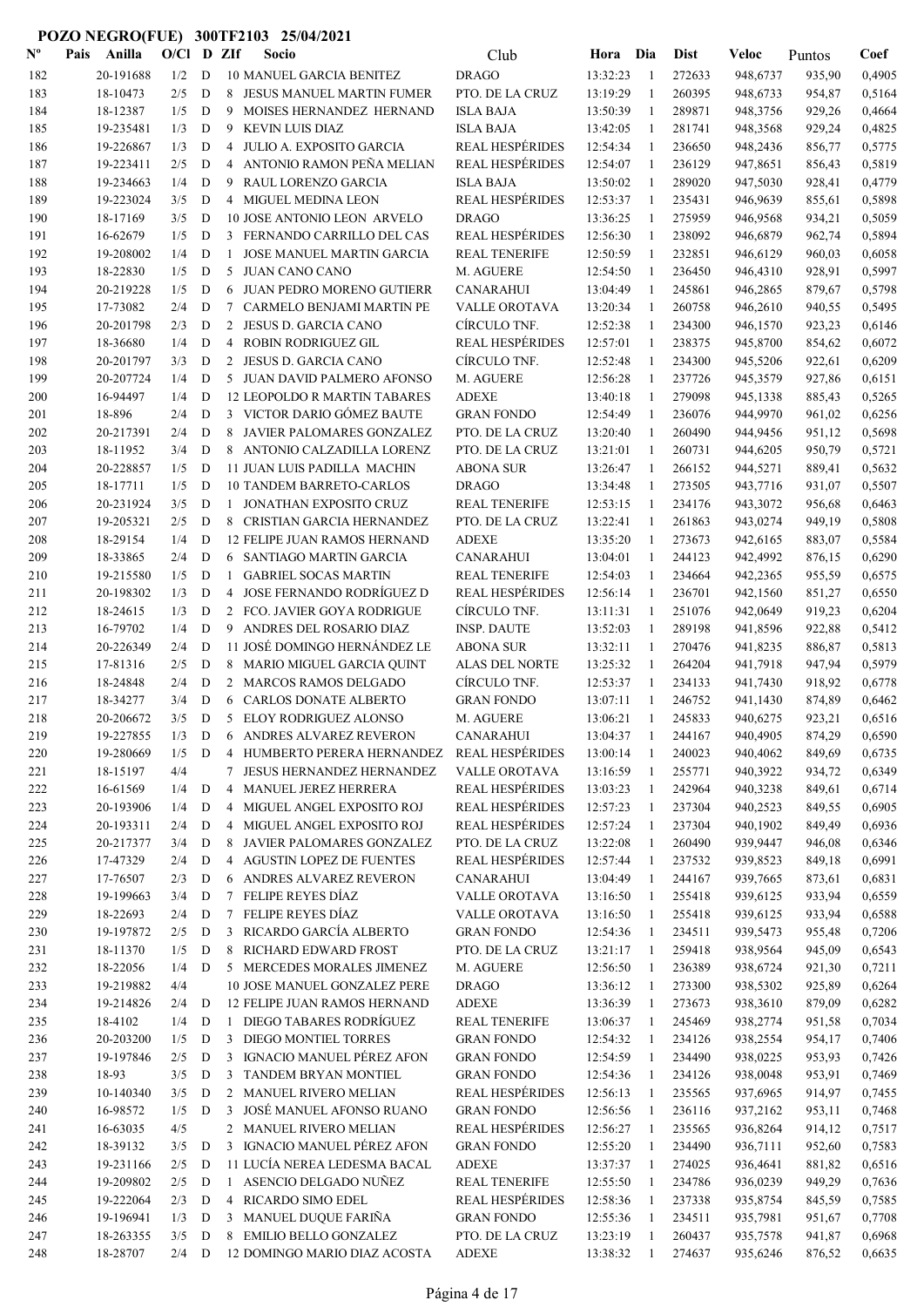# POZO NEGRO(FUE) 300TF2103 25/04/2021

| Nº | Pais | Anilla | O/Cl | D | ZIf | Socio | Club | Hora | Dia | Dist | Veloc | Puntos | Coef |
|---|---|---|---|---|---|---|---|---|---|---|---|---|---|
| 182 | | 20-191688 | 1/2 | D | 10 | MANUEL GARCIA BENITEZ | DRAGO | 13:32:23 | 1 | 272633 | 948,6737 | 935,90 | 0,4905 |
| 183 | | 18-10473 | 2/5 | D | 8 | JESUS MANUEL MARTIN FUMER | PTO. DE LA CRUZ | 13:19:29 | 1 | 260395 | 948,6733 | 954,87 | 0,5164 |
| 184 | | 18-12387 | 1/5 | D | 9 | MOISES HERNANDEZ HERNAND | ISLA BAJA | 13:50:39 | 1 | 289871 | 948,3756 | 929,26 | 0,4664 |
| 185 | | 19-235481 | 1/3 | D | 9 | KEVIN LUIS DIAZ | ISLA BAJA | 13:42:05 | 1 | 281741 | 948,3568 | 929,24 | 0,4825 |
| 186 | | 19-226867 | 1/3 | D | 4 | JULIO A. EXPOSITO GARCIA | REAL HESPÉRIDES | 12:54:34 | 1 | 236650 | 948,2436 | 856,77 | 0,5775 |
| 187 | | 19-223411 | 2/5 | D | 4 | ANTONIO RAMON PEÑA MELIAN | REAL HESPÉRIDES | 12:54:07 | 1 | 236129 | 947,8651 | 856,43 | 0,5819 |
| 188 | | 19-234663 | 1/4 | D | 9 | RAUL LORENZO GARCIA | ISLA BAJA | 13:50:02 | 1 | 289020 | 947,5030 | 928,41 | 0,4779 |
| 189 | | 19-223024 | 3/5 | D | 4 | MIGUEL MEDINA LEON | REAL HESPÉRIDES | 12:53:37 | 1 | 235431 | 946,9639 | 855,61 | 0,5898 |
| 190 | | 18-17169 | 3/5 | D | 10 | JOSE ANTONIO LEON ARVELO | DRAGO | 13:36:25 | 1 | 275959 | 946,9568 | 934,21 | 0,5059 |
| 191 | | 16-62679 | 1/5 | D | 3 | FERNANDO CARRILLO DEL CAS | REAL HESPÉRIDES | 12:56:30 | 1 | 238092 | 946,6879 | 962,74 | 0,5894 |
| 192 | | 19-208002 | 1/4 | D | 1 | JOSE MANUEL MARTIN GARCIA | REAL TENERIFE | 12:50:59 | 1 | 232851 | 946,6129 | 960,03 | 0,6058 |
| 193 | | 18-22830 | 1/5 | D | 5 | JUAN CANO CANO | M. AGUERE | 12:54:50 | 1 | 236450 | 946,4310 | 928,91 | 0,5997 |
| 194 | | 20-219228 | 1/5 | D | 6 | JUAN PEDRO MORENO GUTIERR | CANARAHUI | 13:04:49 | 1 | 245861 | 946,2865 | 879,67 | 0,5798 |
| 195 | | 17-73082 | 2/4 | D | 7 | CARMELO BENJAMI MARTIN PE | VALLE OROTAVA | 13:20:34 | 1 | 260758 | 946,2610 | 940,55 | 0,5495 |
| 196 | | 20-201798 | 2/3 | D | 2 | JESUS D. GARCIA CANO | CÍRCULO TNF. | 12:52:38 | 1 | 234300 | 946,1570 | 923,23 | 0,6146 |
| 197 | | 18-36680 | 1/4 | D | 4 | ROBIN RODRIGUEZ GIL | REAL HESPÉRIDES | 12:57:01 | 1 | 238375 | 945,8700 | 854,62 | 0,6072 |
| 198 | | 20-201797 | 3/3 | D | 2 | JESUS D. GARCIA CANO | CÍRCULO TNF. | 12:52:48 | 1 | 234300 | 945,5206 | 922,61 | 0,6209 |
| 199 | | 20-207724 | 1/4 | D | 5 | JUAN DAVID PALMERO AFONSO | M. AGUERE | 12:56:28 | 1 | 237726 | 945,3579 | 927,86 | 0,6151 |
| 200 | | 16-94497 | 1/4 | D | 12 | LEOPOLDO R MARTIN TABARES | ADEXE | 13:40:18 | 1 | 279098 | 945,1338 | 885,43 | 0,5265 |
| 201 | | 18-896 | 2/4 | D | 3 | VICTOR DARIO GÓMEZ BAUTE | GRAN FONDO | 12:54:49 | 1 | 236076 | 944,9970 | 961,02 | 0,6256 |
| 202 | | 20-217391 | 2/4 | D | 8 | JAVIER PALOMARES GONZALEZ | PTO. DE LA CRUZ | 13:20:40 | 1 | 260490 | 944,9456 | 951,12 | 0,5698 |
| 203 | | 18-11952 | 3/4 | D | 8 | ANTONIO CALZADILLA LORENZ | PTO. DE LA CRUZ | 13:21:01 | 1 | 260731 | 944,6205 | 950,79 | 0,5721 |
| 204 | | 20-228857 | 1/5 | D | 11 | JUAN LUIS PADILLA MACHIN | ABONA SUR | 13:26:47 | 1 | 266152 | 944,5271 | 889,41 | 0,5632 |
| 205 | | 18-17711 | 1/5 | D | 10 | TANDEM BARRETO-CARLOS | DRAGO | 13:34:48 | 1 | 273505 | 943,7716 | 931,07 | 0,5507 |
| 206 | | 20-231924 | 3/5 | D | 1 | JONATHAN EXPOSITO CRUZ | REAL TENERIFE | 12:53:15 | 1 | 234176 | 943,3072 | 956,68 | 0,6463 |
| 207 | | 19-205321 | 2/5 | D | 8 | CRISTIAN GARCIA HERNANDEZ | PTO. DE LA CRUZ | 13:22:41 | 1 | 261863 | 943,0274 | 949,19 | 0,5808 |
| 208 | | 18-29154 | 1/4 | D | 12 | FELIPE JUAN RAMOS HERNAND | ADEXE | 13:35:20 | 1 | 273673 | 942,6165 | 883,07 | 0,5584 |
| 209 | | 18-33865 | 2/4 | D | 6 | SANTIAGO MARTIN GARCIA | CANARAHUI | 13:04:01 | 1 | 244123 | 942,4992 | 876,15 | 0,6290 |
| 210 | | 19-215580 | 1/5 | D | 1 | GABRIEL SOCAS MARTIN | REAL TENERIFE | 12:54:03 | 1 | 234664 | 942,2365 | 955,59 | 0,6575 |
| 211 | | 20-198302 | 1/3 | D | 4 | JOSE FERNANDO RODRÍGUEZ D | REAL HESPÉRIDES | 12:56:14 | 1 | 236701 | 942,1560 | 851,27 | 0,6550 |
| 212 | | 18-24615 | 1/3 | D | 2 | FCO. JAVIER GOYA RODRIGUE | CÍRCULO TNF. | 13:11:31 | 1 | 251076 | 942,0649 | 919,23 | 0,6204 |
| 213 | | 16-79702 | 1/4 | D | 9 | ANDRES DEL ROSARIO DIAZ | INSP. DAUTE | 13:52:03 | 1 | 289198 | 941,8596 | 922,88 | 0,5412 |
| 214 | | 20-226349 | 2/4 | D | 11 | JOSÉ DOMINGO HERNÁNDEZ LE | ABONA SUR | 13:32:11 | 1 | 270476 | 941,8235 | 886,87 | 0,5813 |
| 215 | | 17-81316 | 2/5 | D | 8 | MARIO MIGUEL GARCIA QUINT | ALAS DEL NORTE | 13:25:32 | 1 | 264204 | 941,7918 | 947,94 | 0,5979 |
| 216 | | 18-24848 | 2/4 | D | 2 | MARCOS RAMOS DELGADO | CÍRCULO TNF. | 12:53:37 | 1 | 234133 | 941,7430 | 918,92 | 0,6778 |
| 217 | | 18-34277 | 3/4 | D | 6 | CARLOS DONATE ALBERTO | GRAN FONDO | 13:07:11 | 1 | 246752 | 941,1430 | 874,89 | 0,6462 |
| 218 | | 20-206672 | 3/5 | D | 5 | ELOY RODRIGUEZ ALONSO | M. AGUERE | 13:06:21 | 1 | 245833 | 940,6275 | 923,21 | 0,6516 |
| 219 | | 19-227855 | 1/3 | D | 6 | ANDRES ALVAREZ REVERON | CANARAHUI | 13:04:37 | 1 | 244167 | 940,4905 | 874,29 | 0,6590 |
| 220 | | 19-280669 | 1/5 | D | 4 | HUMBERTO PERERA HERNANDEZ | REAL HESPÉRIDES | 13:00:14 | 1 | 240023 | 940,4062 | 849,69 | 0,6735 |
| 221 | | 18-15197 | 4/4 | | 7 | JESUS HERNANDEZ HERNANDEZ | VALLE OROTAVA | 13:16:59 | 1 | 255771 | 940,3922 | 934,72 | 0,6349 |
| 222 | | 16-61569 | 1/4 | D | 4 | MANUEL JEREZ HERRERA | REAL HESPÉRIDES | 13:03:23 | 1 | 242964 | 940,3238 | 849,61 | 0,6714 |
| 223 | | 20-193906 | 1/4 | D | 4 | MIGUEL ANGEL EXPOSITO ROJ | REAL HESPÉRIDES | 12:57:23 | 1 | 237304 | 940,2523 | 849,55 | 0,6905 |
| 224 | | 20-193311 | 2/4 | D | 4 | MIGUEL ANGEL EXPOSITO ROJ | REAL HESPÉRIDES | 12:57:24 | 1 | 237304 | 940,1902 | 849,49 | 0,6936 |
| 225 | | 20-217377 | 3/4 | D | 8 | JAVIER PALOMARES GONZALEZ | PTO. DE LA CRUZ | 13:22:08 | 1 | 260490 | 939,9447 | 946,08 | 0,6346 |
| 226 | | 17-47329 | 2/4 | D | 4 | AGUSTIN LOPEZ DE FUENTES | REAL HESPÉRIDES | 12:57:44 | 1 | 237532 | 939,8523 | 849,18 | 0,6991 |
| 227 | | 17-76507 | 2/3 | D | 6 | ANDRES ALVAREZ REVERON | CANARAHUI | 13:04:49 | 1 | 244167 | 939,7665 | 873,61 | 0,6831 |
| 228 | | 19-199663 | 3/4 | D | 7 | FELIPE REYES DÍAZ | VALLE OROTAVA | 13:16:50 | 1 | 255418 | 939,6125 | 933,94 | 0,6559 |
| 229 | | 18-22693 | 2/4 | D | 7 | FELIPE REYES DÍAZ | VALLE OROTAVA | 13:16:50 | 1 | 255418 | 939,6125 | 933,94 | 0,6588 |
| 230 | | 19-197872 | 2/5 | D | 3 | RICARDO GARCÍA ALBERTO | GRAN FONDO | 12:54:36 | 1 | 234511 | 939,5473 | 955,48 | 0,7206 |
| 231 | | 18-11370 | 1/5 | D | 8 | RICHARD EDWARD FROST | PTO. DE LA CRUZ | 13:21:17 | 1 | 259418 | 938,9564 | 945,09 | 0,6543 |
| 232 | | 18-22056 | 1/4 | D | 5 | MERCEDES MORALES JIMENEZ | M. AGUERE | 12:56:50 | 1 | 236389 | 938,6724 | 921,30 | 0,7211 |
| 233 | | 19-219882 | 4/4 | | 10 | JOSE MANUEL GONZALEZ PERE | DRAGO | 13:36:12 | 1 | 273300 | 938,5302 | 925,89 | 0,6264 |
| 234 | | 19-214826 | 2/4 | D | 12 | FELIPE JUAN RAMOS HERNAND | ADEXE | 13:36:39 | 1 | 273673 | 938,3610 | 879,09 | 0,6282 |
| 235 | | 18-4102 | 1/4 | D | 1 | DIEGO TABARES RODRÍGUEZ | REAL TENERIFE | 13:06:37 | 1 | 245469 | 938,2774 | 951,58 | 0,7034 |
| 236 | | 20-203200 | 1/5 | D | 3 | DIEGO MONTIEL TORRES | GRAN FONDO | 12:54:32 | 1 | 234126 | 938,2554 | 954,17 | 0,7406 |
| 237 | | 19-197846 | 2/5 | D | 3 | IGNACIO MANUEL PÉREZ AFON | GRAN FONDO | 12:54:59 | 1 | 234490 | 938,0225 | 953,93 | 0,7426 |
| 238 | | 18-93 | 3/5 | D | 3 | TANDEM BRYAN MONTIEL | GRAN FONDO | 12:54:36 | 1 | 234126 | 938,0048 | 953,91 | 0,7469 |
| 239 | | 10-140340 | 3/5 | D | 2 | MANUEL RIVERO MELIAN | REAL HESPÉRIDES | 12:56:13 | 1 | 235565 | 937,6965 | 914,97 | 0,7455 |
| 240 | | 16-98572 | 1/5 | D | 3 | JOSÉ MANUEL AFONSO RUANO | GRAN FONDO | 12:56:56 | 1 | 236116 | 937,2162 | 953,11 | 0,7468 |
| 241 | | 16-63035 | 4/5 | | 2 | MANUEL RIVERO MELIAN | REAL HESPÉRIDES | 12:56:27 | 1 | 235565 | 936,8264 | 914,12 | 0,7517 |
| 242 | | 18-39132 | 3/5 | D | 3 | IGNACIO MANUEL PÉREZ AFON | GRAN FONDO | 12:55:20 | 1 | 234490 | 936,7111 | 952,60 | 0,7583 |
| 243 | | 19-231166 | 2/5 | D | 11 | LUCÍA NEREA LEDESMA BACAL | ADEXE | 13:37:37 | 1 | 274025 | 936,4641 | 881,82 | 0,6516 |
| 244 | | 19-209802 | 2/5 | D | 1 | ASENCIO DELGADO NUÑEZ | REAL TENERIFE | 12:55:50 | 1 | 234786 | 936,0239 | 949,29 | 0,7636 |
| 245 | | 19-222064 | 2/3 | D | 4 | RICARDO SIMO EDEL | REAL HESPÉRIDES | 12:58:36 | 1 | 237338 | 935,8754 | 845,59 | 0,7585 |
| 246 | | 19-196941 | 1/3 | D | 3 | MANUEL DUQUE FARIÑA | GRAN FONDO | 12:55:36 | 1 | 234511 | 935,7981 | 951,67 | 0,7708 |
| 247 | | 18-263355 | 3/5 | D | 8 | EMILIO BELLO GONZALEZ | PTO. DE LA CRUZ | 13:23:19 | 1 | 260437 | 935,7578 | 941,87 | 0,6968 |
| 248 | | 18-28707 | 2/4 | D | 12 | DOMINGO MARIO DIAZ ACOSTA | ADEXE | 13:38:32 | 1 | 274637 | 935,6246 | 876,52 | 0,6635 |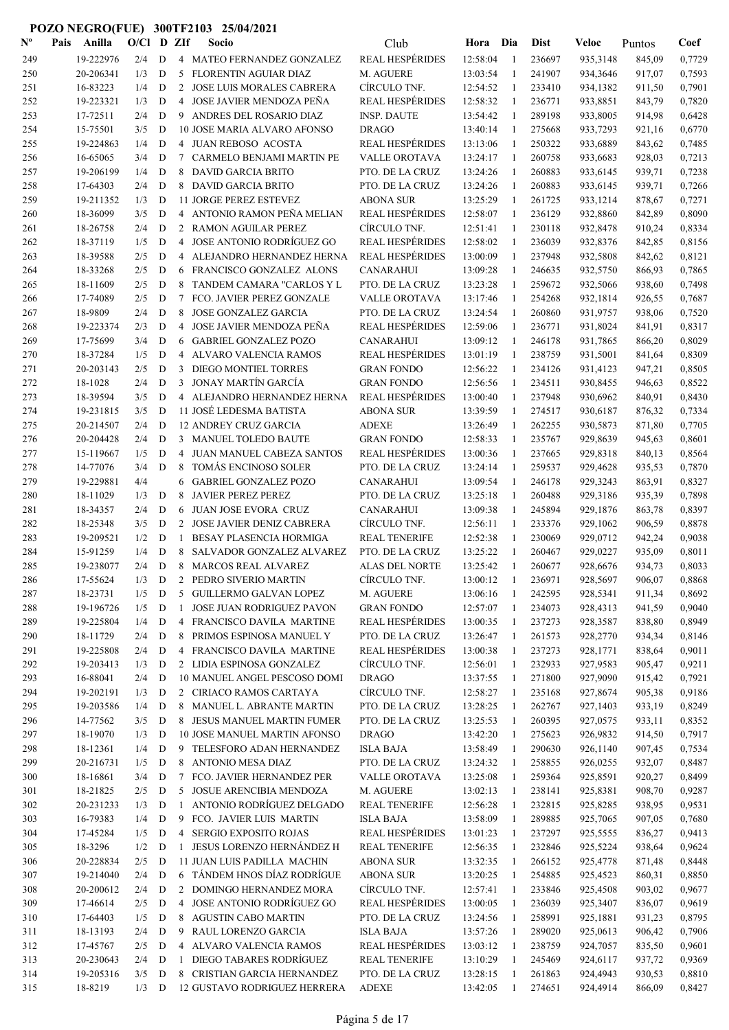# POZO NEGRO(FUE) 300TF2103 25/04/2021

| Nº | Pais | Anilla | O/Cl | D | ZIf | Socio | Club | Hora | Dia | Dist | Veloc | Puntos | Coef |
|---|---|---|---|---|---|---|---|---|---|---|---|---|---|
| 249 | | 19-222976 | 2/4 | D | 4 | MATEO FERNANDEZ GONZALEZ | REAL HESPÉRIDES | 12:58:04 | 1 | 236697 | 935,3148 | 845,09 | 0,7729 |
| 250 | | 20-206341 | 1/3 | D | 5 | FLORENTIN AGUIAR DIAZ | M. AGUERE | 13:03:54 | 1 | 241907 | 934,3646 | 917,07 | 0,7593 |
| 251 | | 16-83223 | 1/4 | D | 2 | JOSE LUIS MORALES CABRERA | CÍRCULO TNF. | 12:54:52 | 1 | 233410 | 934,1382 | 911,50 | 0,7901 |
| 252 | | 19-223321 | 1/3 | D | 4 | JOSE JAVIER MENDOZA PEÑA | REAL HESPÉRIDES | 12:58:32 | 1 | 236771 | 933,8851 | 843,79 | 0,7820 |
| 253 | | 17-72511 | 2/4 | D | 9 | ANDRES DEL ROSARIO DIAZ | INSP. DAUTE | 13:54:42 | 1 | 289198 | 933,8005 | 914,98 | 0,6428 |
| 254 | | 15-75501 | 3/5 | D | 10 | JOSE MARIA ALVARO AFONSO | DRAGO | 13:40:14 | 1 | 275668 | 933,7293 | 921,16 | 0,6770 |
| 255 | | 19-224863 | 1/4 | D | 4 | JUAN REBOSO ACOSTA | REAL HESPÉRIDES | 13:13:06 | 1 | 250322 | 933,6889 | 843,62 | 0,7485 |
| 256 | | 16-65065 | 3/4 | D | 7 | CARMELO BENJAMI MARTIN PE | VALLE OROTAVA | 13:24:17 | 1 | 260758 | 933,6683 | 928,03 | 0,7213 |
| 257 | | 19-206199 | 1/4 | D | 8 | DAVID GARCIA BRITO | PTO. DE LA CRUZ | 13:24:26 | 1 | 260883 | 933,6145 | 939,71 | 0,7238 |
| 258 | | 17-64303 | 2/4 | D | 8 | DAVID GARCIA BRITO | PTO. DE LA CRUZ | 13:24:26 | 1 | 260883 | 933,6145 | 939,71 | 0,7266 |
| 259 | | 19-211352 | 1/3 | D | 11 | JORGE PEREZ ESTEVEZ | ABONA SUR | 13:25:29 | 1 | 261725 | 933,1214 | 878,67 | 0,7271 |
| 260 | | 18-36099 | 3/5 | D | 4 | ANTONIO RAMON PEÑA MELIAN | REAL HESPÉRIDES | 12:58:07 | 1 | 236129 | 932,8860 | 842,89 | 0,8090 |
| 261 | | 18-26758 | 2/4 | D | 2 | RAMON AGUILAR PEREZ | CÍRCULO TNF. | 12:51:41 | 1 | 230118 | 932,8478 | 910,24 | 0,8334 |
| 262 | | 18-37119 | 1/5 | D | 4 | JOSE ANTONIO RODRÍGUEZ GO | REAL HESPÉRIDES | 12:58:02 | 1 | 236039 | 932,8376 | 842,85 | 0,8156 |
| 263 | | 18-39588 | 2/5 | D | 4 | ALEJANDRO HERNANDEZ HERNA | REAL HESPÉRIDES | 13:00:09 | 1 | 237948 | 932,5808 | 842,62 | 0,8121 |
| 264 | | 18-33268 | 2/5 | D | 6 | FRANCISCO GONZALEZ ALONS | CANARAHUI | 13:09:28 | 1 | 246635 | 932,5750 | 866,93 | 0,7865 |
| 265 | | 18-11609 | 2/5 | D | 8 | TANDEM CAMARA "CARLOS Y L | PTO. DE LA CRUZ | 13:23:28 | 1 | 259672 | 932,5066 | 938,60 | 0,7498 |
| 266 | | 17-74089 | 2/5 | D | 7 | FCO. JAVIER PEREZ GONZALE | VALLE OROTAVA | 13:17:46 | 1 | 254268 | 932,1814 | 926,55 | 0,7687 |
| 267 | | 18-9809 | 2/4 | D | 8 | JOSE GONZALEZ GARCIA | PTO. DE LA CRUZ | 13:24:54 | 1 | 260860 | 931,9757 | 938,06 | 0,7520 |
| 268 | | 19-223374 | 2/3 | D | 4 | JOSE JAVIER MENDOZA PEÑA | REAL HESPÉRIDES | 12:59:06 | 1 | 236771 | 931,8024 | 841,91 | 0,8317 |
| 269 | | 17-75699 | 3/4 | D | 6 | GABRIEL GONZALEZ POZO | CANARAHUI | 13:09:12 | 1 | 246178 | 931,7865 | 866,20 | 0,8029 |
| 270 | | 18-37284 | 1/5 | D | 4 | ALVARO VALENCIA RAMOS | REAL HESPÉRIDES | 13:01:19 | 1 | 238759 | 931,5001 | 841,64 | 0,8309 |
| 271 | | 20-203143 | 2/5 | D | 3 | DIEGO MONTIEL TORRES | GRAN FONDO | 12:56:22 | 1 | 234126 | 931,4123 | 947,21 | 0,8505 |
| 272 | | 18-1028 | 2/4 | D | 3 | JONAY MARTÍN GARCÍA | GRAN FONDO | 12:56:56 | 1 | 234511 | 930,8455 | 946,63 | 0,8522 |
| 273 | | 18-39594 | 3/5 | D | 4 | ALEJANDRO HERNANDEZ HERNA | REAL HESPÉRIDES | 13:00:40 | 1 | 237948 | 930,6962 | 840,91 | 0,8430 |
| 274 | | 19-231815 | 3/5 | D | 11 | JOSÉ LEDESMA BATISTA | ABONA SUR | 13:39:59 | 1 | 274517 | 930,6187 | 876,32 | 0,7334 |
| 275 | | 20-214507 | 2/4 | D | 12 | ANDREY CRUZ GARCIA | ADEXE | 13:26:49 | 1 | 262255 | 930,5873 | 871,80 | 0,7705 |
| 276 | | 20-204428 | 2/4 | D | 3 | MANUEL TOLEDO BAUTE | GRAN FONDO | 12:58:33 | 1 | 235767 | 929,8639 | 945,63 | 0,8601 |
| 277 | | 15-119667 | 1/5 | D | 4 | JUAN MANUEL CABEZA SANTOS | REAL HESPÉRIDES | 13:00:36 | 1 | 237665 | 929,8318 | 840,13 | 0,8564 |
| 278 | | 14-77076 | 3/4 | D | 8 | TOMÁS ENCINOSO SOLER | PTO. DE LA CRUZ | 13:24:14 | 1 | 259537 | 929,4628 | 935,53 | 0,7870 |
| 279 | | 19-229881 | 4/4 | | 6 | GABRIEL GONZALEZ POZO | CANARAHUI | 13:09:54 | 1 | 246178 | 929,3243 | 863,91 | 0,8327 |
| 280 | | 18-11029 | 1/3 | D | 8 | JAVIER PEREZ PEREZ | PTO. DE LA CRUZ | 13:25:18 | 1 | 260488 | 929,3186 | 935,39 | 0,7898 |
| 281 | | 18-34357 | 2/4 | D | 6 | JUAN JOSE EVORA CRUZ | CANARAHUI | 13:09:38 | 1 | 245894 | 929,1876 | 863,78 | 0,8397 |
| 282 | | 18-25348 | 3/5 | D | 2 | JOSE JAVIER DENIZ CABRERA | CÍRCULO TNF. | 12:56:11 | 1 | 233376 | 929,1062 | 906,59 | 0,8878 |
| 283 | | 19-209521 | 1/2 | D | 1 | BESAY PLASENCIA HORMIGA | REAL TENERIFE | 12:52:38 | 1 | 230069 | 929,0712 | 942,24 | 0,9038 |
| 284 | | 15-91259 | 1/4 | D | 8 | SALVADOR GONZALEZ ALVAREZ | PTO. DE LA CRUZ | 13:25:22 | 1 | 260467 | 929,0227 | 935,09 | 0,8011 |
| 285 | | 19-238077 | 2/4 | D | 8 | MARCOS REAL ALVAREZ | ALAS DEL NORTE | 13:25:42 | 1 | 260677 | 928,6676 | 934,73 | 0,8033 |
| 286 | | 17-55624 | 1/3 | D | 2 | PEDRO SIVERIO MARTIN | CÍRCULO TNF. | 13:00:12 | 1 | 236971 | 928,5697 | 906,07 | 0,8868 |
| 287 | | 18-23731 | 1/5 | D | 5 | GUILLERMO GALVAN LOPEZ | M. AGUERE | 13:06:16 | 1 | 242595 | 928,5341 | 911,34 | 0,8692 |
| 288 | | 19-196726 | 1/5 | D | 1 | JOSE JUAN RODRIGUEZ PAVON | GRAN FONDO | 12:57:07 | 1 | 234073 | 928,4313 | 941,59 | 0,9040 |
| 289 | | 19-225804 | 1/4 | D | 4 | FRANCISCO DAVILA MARTINE | REAL HESPÉRIDES | 13:00:35 | 1 | 237273 | 928,3587 | 838,80 | 0,8949 |
| 290 | | 18-11729 | 2/4 | D | 8 | PRIMOS ESPINOSA MANUEL Y | PTO. DE LA CRUZ | 13:26:47 | 1 | 261573 | 928,2770 | 934,34 | 0,8146 |
| 291 | | 19-225808 | 2/4 | D | 4 | FRANCISCO DAVILA MARTINE | REAL HESPÉRIDES | 13:00:38 | 1 | 237273 | 928,1771 | 838,64 | 0,9011 |
| 292 | | 19-203413 | 1/3 | D | 2 | LIDIA ESPINOSA GONZALEZ | CÍRCULO TNF. | 12:56:01 | 1 | 232933 | 927,9583 | 905,47 | 0,9211 |
| 293 | | 16-88041 | 2/4 | D | 10 | MANUEL ANGEL PESCOSO DOMI | DRAGO | 13:37:55 | 1 | 271800 | 927,9090 | 915,42 | 0,7921 |
| 294 | | 19-202191 | 1/3 | D | 2 | CIRIACO RAMOS CARTAYA | CÍRCULO TNF. | 12:58:27 | 1 | 235168 | 927,8674 | 905,38 | 0,9186 |
| 295 | | 19-203586 | 1/4 | D | 8 | MANUEL L. ABRANTE MARTIN | PTO. DE LA CRUZ | 13:28:25 | 1 | 262767 | 927,1403 | 933,19 | 0,8249 |
| 296 | | 14-77562 | 3/5 | D | 8 | JESUS MANUEL MARTIN FUMER | PTO. DE LA CRUZ | 13:25:53 | 1 | 260395 | 927,0575 | 933,11 | 0,8352 |
| 297 | | 18-19070 | 1/3 | D | 10 | JOSE MANUEL MARTIN AFONSO | DRAGO | 13:42:20 | 1 | 275623 | 926,9832 | 914,50 | 0,7917 |
| 298 | | 18-12361 | 1/4 | D | 9 | TELESFORO ADAN HERNANDEZ | ISLA BAJA | 13:58:49 | 1 | 290630 | 926,1140 | 907,45 | 0,7534 |
| 299 | | 20-216731 | 1/5 | D | 8 | ANTONIO MESA DIAZ | PTO. DE LA CRUZ | 13:24:32 | 1 | 258855 | 926,0255 | 932,07 | 0,8487 |
| 300 | | 18-16861 | 3/4 | D | 7 | FCO. JAVIER HERNANDEZ PER | VALLE OROTAVA | 13:25:08 | 1 | 259364 | 925,8591 | 920,27 | 0,8499 |
| 301 | | 18-21825 | 2/5 | D | 5 | JOSUE ARENCIBIA MENDOZA | M. AGUERE | 13:02:13 | 1 | 238141 | 925,8381 | 908,70 | 0,9287 |
| 302 | | 20-231233 | 1/3 | D | 1 | ANTONIO RODRÍGUEZ DELGADO | REAL TENERIFE | 12:56:28 | 1 | 232815 | 925,8285 | 938,95 | 0,9531 |
| 303 | | 16-79383 | 1/4 | D | 9 | FCO. JAVIER LUIS MARTIN | ISLA BAJA | 13:58:09 | 1 | 289885 | 925,7065 | 907,05 | 0,7680 |
| 304 | | 17-45284 | 1/5 | D | 4 | SERGIO EXPOSITO ROJAS | REAL HESPÉRIDES | 13:01:23 | 1 | 237297 | 925,5555 | 836,27 | 0,9413 |
| 305 | | 18-3296 | 1/2 | D | 1 | JESUS LORENZO HERNÁNDEZ H | REAL TENERIFE | 12:56:35 | 1 | 232846 | 925,5224 | 938,64 | 0,9624 |
| 306 | | 20-228834 | 2/5 | D | 11 | JUAN LUIS PADILLA MACHIN | ABONA SUR | 13:32:35 | 1 | 266152 | 925,4778 | 871,48 | 0,8448 |
| 307 | | 19-214040 | 2/4 | D | 6 | TÁNDEM HNOS DÍAZ RODRÍGUE | ABONA SUR | 13:20:25 | 1 | 254885 | 925,4523 | 860,31 | 0,8850 |
| 308 | | 20-200612 | 2/4 | D | 2 | DOMINGO HERNANDEZ MORA | CÍRCULO TNF. | 12:57:41 | 1 | 233846 | 925,4508 | 903,02 | 0,9677 |
| 309 | | 17-46614 | 2/5 | D | 4 | JOSE ANTONIO RODRÍGUEZ GO | REAL HESPÉRIDES | 13:00:05 | 1 | 236039 | 925,3407 | 836,07 | 0,9619 |
| 310 | | 17-64403 | 1/5 | D | 8 | AGUSTIN CABO MARTIN | PTO. DE LA CRUZ | 13:24:56 | 1 | 258991 | 925,1881 | 931,23 | 0,8795 |
| 311 | | 18-13193 | 2/4 | D | 9 | RAUL LORENZO GARCIA | ISLA BAJA | 13:57:26 | 1 | 289020 | 925,0613 | 906,42 | 0,7906 |
| 312 | | 17-45767 | 2/5 | D | 4 | ALVARO VALENCIA RAMOS | REAL HESPÉRIDES | 13:03:12 | 1 | 238759 | 924,7057 | 835,50 | 0,9601 |
| 313 | | 20-230643 | 2/4 | D | 1 | DIEGO TABARES RODRÍGUEZ | REAL TENERIFE | 13:10:29 | 1 | 245469 | 924,6117 | 937,72 | 0,9369 |
| 314 | | 19-205316 | 3/5 | D | 8 | CRISTIAN GARCIA HERNANDEZ | PTO. DE LA CRUZ | 13:28:15 | 1 | 261863 | 924,4943 | 930,53 | 0,8810 |
| 315 | | 18-8219 | 1/3 | D | 12 | GUSTAVO RODRIGUEZ HERRERA | ADEXE | 13:42:05 | 1 | 274651 | 924,4914 | 866,09 | 0,8427 |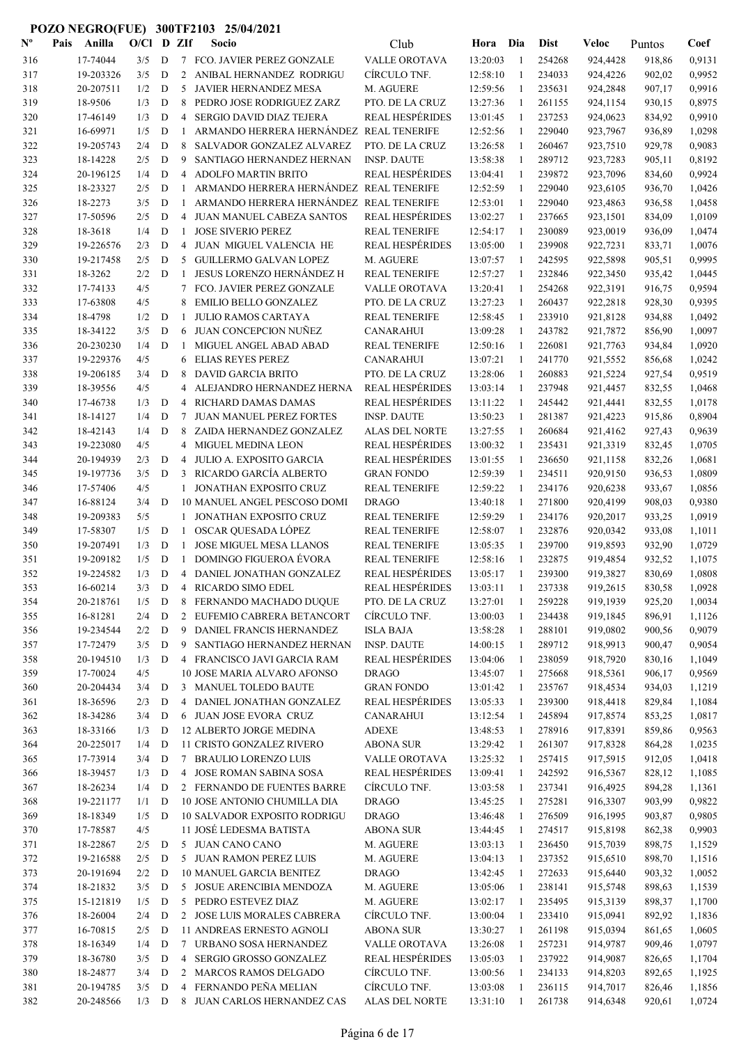**POZO NEGRO(FUE) 300TF2103 25/04/2021**

| Nº | Pais | Anilla | O/Cl | D | ZIf | Socio | Club | Hora | Dia | Dist | Veloc | Puntos | Coef |
|---|---|---|---|---|---|---|---|---|---|---|---|---|---|
| 316 | | 17-74044 | 3/5 | D | 7 | FCO. JAVIER PEREZ GONZALE | VALLE OROTAVA | 13:20:03 | 1 | 254268 | 924,4428 | 918,86 | 0,9131 |
| 317 | | 19-203326 | 3/5 | D | 2 | ANIBAL HERNANDEZ RODRIGU | CÍRCULO TNF. | 12:58:10 | 1 | 234033 | 924,4226 | 902,02 | 0,9952 |
| 318 | | 20-207511 | 1/2 | D | 5 | JAVIER HERNANDEZ MESA | M. AGUERE | 12:59:56 | 1 | 235631 | 924,2848 | 907,17 | 0,9916 |
| 319 | | 18-9506 | 1/3 | D | 8 | PEDRO JOSE RODRIGUEZ ZARZ | PTO. DE LA CRUZ | 13:27:36 | 1 | 261155 | 924,1154 | 930,15 | 0,8975 |
| 320 | | 17-46149 | 1/3 | D | 4 | SERGIO DAVID DIAZ TEJERA | REAL HESPÉRIDES | 13:01:45 | 1 | 237253 | 924,0623 | 834,92 | 0,9910 |
| 321 | | 16-69971 | 1/5 | D | 1 | ARMANDO HERRERA HERNÁNDEZ | REAL TENERIFE | 12:52:56 | 1 | 229040 | 923,7967 | 936,89 | 1,0298 |
| 322 | | 19-205743 | 2/4 | D | 8 | SALVADOR GONZALEZ ALVAREZ | PTO. DE LA CRUZ | 13:26:58 | 1 | 260467 | 923,7510 | 929,78 | 0,9083 |
| 323 | | 18-14228 | 2/5 | D | 9 | SANTIAGO HERNANDEZ HERNAN | INSP. DAUTE | 13:58:38 | 1 | 289712 | 923,7283 | 905,11 | 0,8192 |
| 324 | | 20-196125 | 1/4 | D | 4 | ADOLFO MARTIN BRITO | REAL HESPÉRIDES | 13:04:41 | 1 | 239872 | 923,7096 | 834,60 | 0,9924 |
| 325 | | 18-23327 | 2/5 | D | 1 | ARMANDO HERRERA HERNÁNDEZ | REAL TENERIFE | 12:52:59 | 1 | 229040 | 923,6105 | 936,70 | 1,0426 |
| 326 | | 18-2273 | 3/5 | D | 1 | ARMANDO HERRERA HERNÁNDEZ | REAL TENERIFE | 12:53:01 | 1 | 229040 | 923,4863 | 936,58 | 1,0458 |
| 327 | | 17-50596 | 2/5 | D | 4 | JUAN MANUEL CABEZA SANTOS | REAL HESPÉRIDES | 13:02:27 | 1 | 237665 | 923,1501 | 834,09 | 1,0109 |
| 328 | | 18-3618 | 1/4 | D | 1 | JOSE SIVERIO PEREZ | REAL TENERIFE | 12:54:17 | 1 | 230089 | 923,0019 | 936,09 | 1,0474 |
| 329 | | 19-226576 | 2/3 | D | 4 | JUAN MIGUEL VALENCIA HE | REAL HESPÉRIDES | 13:05:00 | 1 | 239908 | 922,7231 | 833,71 | 1,0076 |
| 330 | | 19-217458 | 2/5 | D | 5 | GUILLERMO GALVAN LOPEZ | M. AGUERE | 13:07:57 | 1 | 242595 | 922,5898 | 905,51 | 0,9995 |
| 331 | | 18-3262 | 2/2 | D | 1 | JESUS LORENZO HERNÁNDEZ H | REAL TENERIFE | 12:57:27 | 1 | 232846 | 922,3450 | 935,42 | 1,0445 |
| 332 | | 17-74133 | 4/5 | | 7 | FCO. JAVIER PEREZ GONZALE | VALLE OROTAVA | 13:20:41 | 1 | 254268 | 922,3191 | 916,75 | 0,9594 |
| 333 | | 17-63808 | 4/5 | | 8 | EMILIO BELLO GONZALEZ | PTO. DE LA CRUZ | 13:27:23 | 1 | 260437 | 922,2818 | 928,30 | 0,9395 |
| 334 | | 18-4798 | 1/2 | D | 1 | JULIO RAMOS CARTAYA | REAL TENERIFE | 12:58:45 | 1 | 233910 | 921,8128 | 934,88 | 1,0492 |
| 335 | | 18-34122 | 3/5 | D | 6 | JUAN CONCEPCION NUÑEZ | CANARAHUI | 13:09:28 | 1 | 243782 | 921,7872 | 856,90 | 1,0097 |
| 336 | | 20-230230 | 1/4 | D | 1 | MIGUEL ANGEL ABAD ABAD | REAL TENERIFE | 12:50:16 | 1 | 226081 | 921,7763 | 934,84 | 1,0920 |
| 337 | | 19-229376 | 4/5 | | 6 | ELIAS REYES PEREZ | CANARAHUI | 13:07:21 | 1 | 241770 | 921,5552 | 856,68 | 1,0242 |
| 338 | | 19-206185 | 3/4 | D | 8 | DAVID GARCIA BRITO | PTO. DE LA CRUZ | 13:28:06 | 1 | 260883 | 921,5224 | 927,54 | 0,9519 |
| 339 | | 18-39556 | 4/5 | | 4 | ALEJANDRO HERNANDEZ HERNA | REAL HESPÉRIDES | 13:03:14 | 1 | 237948 | 921,4457 | 832,55 | 1,0468 |
| 340 | | 17-46738 | 1/3 | D | 4 | RICHARD DAMAS DAMAS | REAL HESPÉRIDES | 13:11:22 | 1 | 245442 | 921,4441 | 832,55 | 1,0178 |
| 341 | | 18-14127 | 1/4 | D | 7 | JUAN MANUEL PEREZ FORTES | INSP. DAUTE | 13:50:23 | 1 | 281387 | 921,4223 | 915,86 | 0,8904 |
| 342 | | 18-42143 | 1/4 | D | 8 | ZAIDA HERNANDEZ GONZALEZ | ALAS DEL NORTE | 13:27:55 | 1 | 260684 | 921,4162 | 927,43 | 0,9639 |
| 343 | | 19-223080 | 4/5 | | 4 | MIGUEL MEDINA LEON | REAL HESPÉRIDES | 13:00:32 | 1 | 235431 | 921,3319 | 832,45 | 1,0705 |
| 344 | | 20-194939 | 2/3 | D | 4 | JULIO A. EXPOSITO GARCIA | REAL HESPÉRIDES | 13:01:55 | 1 | 236650 | 921,1158 | 832,26 | 1,0681 |
| 345 | | 19-197736 | 3/5 | D | 3 | RICARDO GARCÍA ALBERTO | GRAN FONDO | 12:59:39 | 1 | 234511 | 920,9150 | 936,53 | 1,0809 |
| 346 | | 17-57406 | 4/5 | | 1 | JONATHAN EXPOSITO CRUZ | REAL TENERIFE | 12:59:22 | 1 | 234176 | 920,6238 | 933,67 | 1,0856 |
| 347 | | 16-88124 | 3/4 | D | 10 | MANUEL ANGEL PESCOSO DOMI | DRAGO | 13:40:18 | 1 | 271800 | 920,4199 | 908,03 | 0,9380 |
| 348 | | 19-209383 | 5/5 | | 1 | JONATHAN EXPOSITO CRUZ | REAL TENERIFE | 12:59:29 | 1 | 234176 | 920,2017 | 933,25 | 1,0919 |
| 349 | | 17-58307 | 1/5 | D | 1 | OSCAR QUESADA LÓPEZ | REAL TENERIFE | 12:58:07 | 1 | 232876 | 920,0342 | 933,08 | 1,1011 |
| 350 | | 19-207491 | 1/3 | D | 1 | JOSE MIGUEL MESA LLANOS | REAL TENERIFE | 13:05:35 | 1 | 239700 | 919,8593 | 932,90 | 1,0729 |
| 351 | | 19-209182 | 1/5 | D | 1 | DOMINGO FIGUEROA ÉVORA | REAL TENERIFE | 12:58:16 | 1 | 232875 | 919,4854 | 932,52 | 1,1075 |
| 352 | | 19-224582 | 1/3 | D | 4 | DANIEL JONATHAN GONZALEZ | REAL HESPÉRIDES | 13:05:17 | 1 | 239300 | 919,3827 | 830,69 | 1,0808 |
| 353 | | 16-60214 | 3/3 | D | 4 | RICARDO SIMO EDEL | REAL HESPÉRIDES | 13:03:11 | 1 | 237338 | 919,2615 | 830,58 | 1,0928 |
| 354 | | 20-218761 | 1/5 | D | 8 | FERNANDO MACHADO DUQUE | PTO. DE LA CRUZ | 13:27:01 | 1 | 259228 | 919,1939 | 925,20 | 1,0034 |
| 355 | | 16-81281 | 2/4 | D | 2 | EUFEMIO CABRERA BETANCORT | CÍRCULO TNF. | 13:00:03 | 1 | 234438 | 919,1845 | 896,91 | 1,1126 |
| 356 | | 19-234544 | 2/2 | D | 9 | DANIEL FRANCIS HERNANDEZ | ISLA BAJA | 13:58:28 | 1 | 288101 | 919,0802 | 900,56 | 0,9079 |
| 357 | | 17-72479 | 3/5 | D | 9 | SANTIAGO HERNANDEZ HERNAN | INSP. DAUTE | 14:00:15 | 1 | 289712 | 918,9913 | 900,47 | 0,9054 |
| 358 | | 20-194510 | 1/3 | D | 4 | FRANCISCO JAVI GARCIA RAM | REAL HESPÉRIDES | 13:04:06 | 1 | 238059 | 918,7920 | 830,16 | 1,1049 |
| 359 | | 17-70024 | 4/5 | | 10 | JOSE MARIA ALVARO AFONSO | DRAGO | 13:45:07 | 1 | 275668 | 918,5361 | 906,17 | 0,9569 |
| 360 | | 20-204434 | 3/4 | D | 3 | MANUEL TOLEDO BAUTE | GRAN FONDO | 13:01:42 | 1 | 235767 | 918,4534 | 934,03 | 1,1219 |
| 361 | | 18-36596 | 2/3 | D | 4 | DANIEL JONATHAN GONZALEZ | REAL HESPÉRIDES | 13:05:33 | 1 | 239300 | 918,4418 | 829,84 | 1,1084 |
| 362 | | 18-34286 | 3/4 | D | 6 | JUAN JOSE EVORA CRUZ | CANARAHUI | 13:12:54 | 1 | 245894 | 917,8574 | 853,25 | 1,0817 |
| 363 | | 18-33166 | 1/3 | D | 12 | ALBERTO JORGE MEDINA | ADEXE | 13:48:53 | 1 | 278916 | 917,8391 | 859,86 | 0,9563 |
| 364 | | 20-225017 | 1/4 | D | 11 | CRISTO GONZALEZ RIVERO | ABONA SUR | 13:29:42 | 1 | 261307 | 917,8328 | 864,28 | 1,0235 |
| 365 | | 17-73914 | 3/4 | D | 7 | BRAULIO LORENZO LUIS | VALLE OROTAVA | 13:25:32 | 1 | 257415 | 917,5915 | 912,05 | 1,0418 |
| 366 | | 18-39457 | 1/3 | D | 4 | JOSE ROMAN SABINA SOSA | REAL HESPÉRIDES | 13:09:41 | 1 | 242592 | 916,5367 | 828,12 | 1,1085 |
| 367 | | 18-26234 | 1/4 | D | 2 | FERNANDO DE FUENTES BARRE | CÍRCULO TNF. | 13:03:58 | 1 | 237341 | 916,4925 | 894,28 | 1,1361 |
| 368 | | 19-221177 | 1/1 | D | 10 | JOSE ANTONIO CHUMILLA DIA | DRAGO | 13:45:25 | 1 | 275281 | 916,3307 | 903,99 | 0,9822 |
| 369 | | 18-18349 | 1/5 | D | 10 | SALVADOR EXPOSITO RODRIGU | DRAGO | 13:46:48 | 1 | 276509 | 916,1995 | 903,87 | 0,9805 |
| 370 | | 17-78587 | 4/5 | | 11 | JOSÉ LEDESMA BATISTA | ABONA SUR | 13:44:45 | 1 | 274517 | 915,8198 | 862,38 | 0,9903 |
| 371 | | 18-22867 | 2/5 | D | 5 | JUAN CANO CANO | M. AGUERE | 13:03:13 | 1 | 236450 | 915,7039 | 898,75 | 1,1529 |
| 372 | | 19-216588 | 2/5 | D | 5 | JUAN RAMON PEREZ LUIS | M. AGUERE | 13:04:13 | 1 | 237352 | 915,6510 | 898,70 | 1,1516 |
| 373 | | 20-191694 | 2/2 | D | 10 | MANUEL GARCIA BENITEZ | DRAGO | 13:42:45 | 1 | 272633 | 915,6440 | 903,32 | 1,0052 |
| 374 | | 18-21832 | 3/5 | D | 5 | JOSUE ARENCIBIA MENDOZA | M. AGUERE | 13:05:06 | 1 | 238141 | 915,5748 | 898,63 | 1,1539 |
| 375 | | 15-121819 | 1/5 | D | 5 | PEDRO ESTEVEZ DIAZ | M. AGUERE | 13:02:17 | 1 | 235495 | 915,3139 | 898,37 | 1,1700 |
| 376 | | 18-26005 | 2/4 | D | 2 | JOSE LUIS MORALES CABRERA | CÍRCULO TNF. | 13:00:04 | 1 | 233410 | 915,0941 | 892,92 | 1,1836 |
| 377 | | 16-70815 | 2/5 | D | 11 | ANDREAS ERNESTO AGNOLI | ABONA SUR | 13:30:27 | 1 | 261198 | 915,0394 | 861,65 | 1,0605 |
| 378 | | 18-16349 | 1/4 | D | 7 | URBANO SOSA HERNANDEZ | VALLE OROTAVA | 13:26:08 | 1 | 257231 | 914,9787 | 909,46 | 1,0797 |
| 379 | | 18-36780 | 3/5 | D | 4 | SERGIO GROSSO GONZALEZ | REAL HESPÉRIDES | 13:05:03 | 1 | 237922 | 914,9087 | 826,65 | 1,1704 |
| 380 | | 18-24877 | 3/4 | D | 2 | MARCOS RAMOS DELGADO | CÍRCULO TNF. | 13:00:56 | 1 | 234133 | 914,8203 | 892,65 | 1,1925 |
| 381 | | 20-194785 | 3/5 | D | 4 | FERNANDO PEÑA MELIAN | CÍRCULO TNF. | 13:03:08 | 1 | 236115 | 914,7017 | 826,46 | 1,1856 |
| 382 | | 20-248566 | 1/3 | D | 8 | JUAN CARLOS HERNANDEZ CAS | ALAS DEL NORTE | 13:31:10 | 1 | 261738 | 914,6348 | 920,61 | 1,0724 |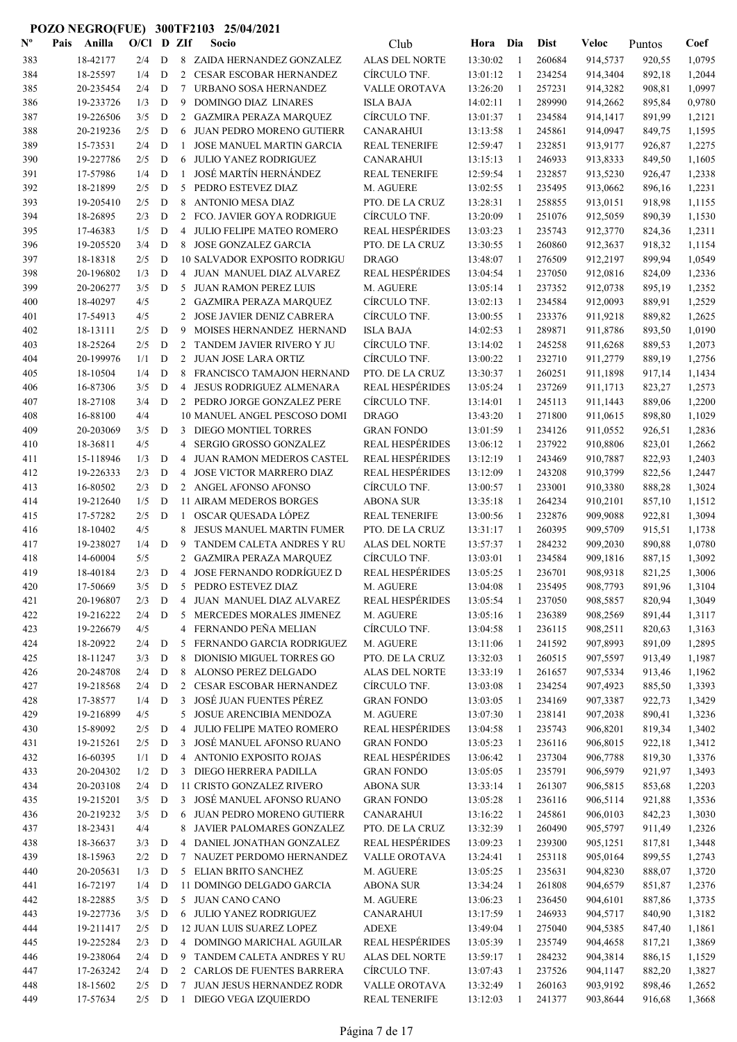**POZO NEGRO(FUE) 300TF2103 25/04/2021**

| Nº | Pais | Anilla | O/Cl | D | ZIf | Socio | Club | Hora | Dia | Dist | Veloc | Puntos | Coef |
|---|---|---|---|---|---|---|---|---|---|---|---|---|---|
| 383 | | 18-42177 | 2/4 | D | 8 | ZAIDA HERNANDEZ GONZALEZ | ALAS DEL NORTE | 13:30:02 | 1 | 260684 | 914,5737 | 920,55 | 1,0795 |
| 384 | | 18-25597 | 1/4 | D | 2 | CESAR ESCOBAR HERNANDEZ | CÍRCULO TNF. | 13:01:12 | 1 | 234254 | 914,3404 | 892,18 | 1,2044 |
| 385 | | 20-235454 | 2/4 | D | 7 | URBANO SOSA HERNANDEZ | VALLE OROTAVA | 13:26:20 | 1 | 257231 | 914,3282 | 908,81 | 1,0997 |
| 386 | | 19-233726 | 1/3 | D | 9 | DOMINGO DIAZ LINARES | ISLA BAJA | 14:02:11 | 1 | 289990 | 914,2662 | 895,84 | 0,9780 |
| 387 | | 19-226506 | 3/5 | D | 2 | GAZMIRA PERAZA MARQUEZ | CÍRCULO TNF. | 13:01:37 | 1 | 234584 | 914,1417 | 891,99 | 1,2121 |
| 388 | | 20-219236 | 2/5 | D | 6 | JUAN PEDRO MORENO GUTIERR | CANARAHUI | 13:13:58 | 1 | 245861 | 914,0947 | 849,75 | 1,1595 |
| 389 | | 15-73531 | 2/4 | D | 1 | JOSE MANUEL MARTIN GARCIA | REAL TENERIFE | 12:59:47 | 1 | 232851 | 913,9177 | 926,87 | 1,2275 |
| 390 | | 19-227786 | 2/5 | D | 6 | JULIO YANEZ RODRIGUEZ | CANARAHUI | 13:15:13 | 1 | 246933 | 913,8333 | 849,50 | 1,1605 |
| 391 | | 17-57986 | 1/4 | D | 1 | JOSÉ MARTÍN HERNÁNDEZ | REAL TENERIFE | 12:59:54 | 1 | 232857 | 913,5230 | 926,47 | 1,2338 |
| 392 | | 18-21899 | 2/5 | D | 5 | PEDRO ESTEVEZ DIAZ | M. AGUERE | 13:02:55 | 1 | 235495 | 913,0662 | 896,16 | 1,2231 |
| 393 | | 19-205410 | 2/5 | D | 8 | ANTONIO MESA DIAZ | PTO. DE LA CRUZ | 13:28:31 | 1 | 258855 | 913,0151 | 918,98 | 1,1155 |
| 394 | | 18-26895 | 2/3 | D | 2 | FCO. JAVIER GOYA RODRIGUE | CÍRCULO TNF. | 13:20:09 | 1 | 251076 | 912,5059 | 890,39 | 1,1530 |
| 395 | | 17-46383 | 1/5 | D | 4 | JULIO FELIPE MATEO ROMERO | REAL HESPÉRIDES | 13:03:23 | 1 | 235743 | 912,3770 | 824,36 | 1,2311 |
| 396 | | 19-205520 | 3/4 | D | 8 | JOSE GONZALEZ GARCIA | PTO. DE LA CRUZ | 13:30:55 | 1 | 260860 | 912,3637 | 918,32 | 1,1154 |
| 397 | | 18-18318 | 2/5 | D | 10 | SALVADOR EXPOSITO RODRIGU | DRAGO | 13:48:07 | 1 | 276509 | 912,2197 | 899,94 | 1,0549 |
| 398 | | 20-196802 | 1/3 | D | 4 | JUAN MANUEL DIAZ ALVAREZ | REAL HESPÉRIDES | 13:04:54 | 1 | 237050 | 912,0816 | 824,09 | 1,2336 |
| 399 | | 20-206277 | 3/5 | D | 5 | JUAN RAMON PEREZ LUIS | M. AGUERE | 13:05:14 | 1 | 237352 | 912,0738 | 895,19 | 1,2352 |
| 400 | | 18-40297 | 4/5 | | 2 | GAZMIRA PERAZA MARQUEZ | CÍRCULO TNF. | 13:02:13 | 1 | 234584 | 912,0093 | 889,91 | 1,2529 |
| 401 | | 17-54913 | 4/5 | | 2 | JOSE JAVIER DENIZ CABRERA | CÍRCULO TNF. | 13:00:55 | 1 | 233376 | 911,9218 | 889,82 | 1,2625 |
| 402 | | 18-13111 | 2/5 | D | 9 | MOISES HERNANDEZ HERNAND | ISLA BAJA | 14:02:53 | 1 | 289861 | 911,8786 | 893,50 | 1,0190 |
| 403 | | 18-25264 | 2/5 | D | 2 | TANDEM JAVIER RIVERO Y JU | CÍRCULO TNF. | 13:14:02 | 1 | 245258 | 911,6268 | 889,53 | 1,2073 |
| 404 | | 20-199976 | 1/1 | D | 2 | JUAN JOSE LARA ORTIZ | CÍRCULO TNF. | 13:00:22 | 1 | 232710 | 911,2779 | 889,19 | 1,2756 |
| 405 | | 18-10504 | 1/4 | D | 8 | FRANCISCO TAMAJON HERNAND | PTO. DE LA CRUZ | 13:30:37 | 1 | 260251 | 911,1898 | 917,14 | 1,1434 |
| 406 | | 16-87306 | 3/5 | D | 4 | JESUS RODRIGUEZ ALMENARA | REAL HESPÉRIDES | 13:05:24 | 1 | 237269 | 911,1713 | 823,27 | 1,2573 |
| 407 | | 18-27108 | 3/4 | D | 2 | PEDRO JORGE GONZALEZ PERE | CÍRCULO TNF. | 13:14:01 | 1 | 245113 | 911,1443 | 889,06 | 1,2200 |
| 408 | | 16-88100 | 4/4 | | 10 | MANUEL ANGEL PESCOSO DOMI | DRAGO | 13:43:20 | 1 | 271800 | 911,0615 | 898,80 | 1,1029 |
| 409 | | 20-203069 | 3/5 | D | 3 | DIEGO MONTIEL TORRES | GRAN FONDO | 13:01:59 | 1 | 234126 | 911,0552 | 926,51 | 1,2836 |
| 410 | | 18-36811 | 4/5 | | 4 | SERGIO GROSSO GONZALEZ | REAL HESPÉRIDES | 13:06:12 | 1 | 237922 | 910,8806 | 823,01 | 1,2662 |
| 411 | | 15-118946 | 1/3 | D | 4 | JUAN RAMON MEDEROS CASTEL | REAL HESPÉRIDES | 13:12:19 | 1 | 243469 | 910,7887 | 822,93 | 1,2403 |
| 412 | | 19-226333 | 2/3 | D | 4 | JOSE VICTOR MARRERO DIAZ | REAL HESPÉRIDES | 13:12:09 | 1 | 243208 | 910,3799 | 822,56 | 1,2447 |
| 413 | | 16-80502 | 2/3 | D | 2 | ANGEL AFONSO AFONSO | CÍRCULO TNF. | 13:00:57 | 1 | 233001 | 910,3380 | 888,28 | 1,3024 |
| 414 | | 19-212640 | 1/5 | D | 11 | AIRAM MEDEROS BORGES | ABONA SUR | 13:35:18 | 1 | 264234 | 910,2101 | 857,10 | 1,1512 |
| 415 | | 17-57282 | 2/5 | D | 1 | OSCAR QUESADA LÓPEZ | REAL TENERIFE | 13:00:56 | 1 | 232876 | 909,9088 | 922,81 | 1,3094 |
| 416 | | 18-10402 | 4/5 | | 8 | JESUS MANUEL MARTIN FUMER | PTO. DE LA CRUZ | 13:31:17 | 1 | 260395 | 909,5709 | 915,51 | 1,1738 |
| 417 | | 19-238027 | 1/4 | D | 9 | TANDEM CALETA ANDRES Y RU | ALAS DEL NORTE | 13:57:37 | 1 | 284232 | 909,2030 | 890,88 | 1,0780 |
| 418 | | 14-60004 | 5/5 | | 2 | GAZMIRA PERAZA MARQUEZ | CÍRCULO TNF. | 13:03:01 | 1 | 234584 | 909,1816 | 887,15 | 1,3092 |
| 419 | | 18-40184 | 2/3 | D | 4 | JOSE FERNANDO RODRÍGUEZ D | REAL HESPÉRIDES | 13:05:25 | 1 | 236701 | 908,9318 | 821,25 | 1,3006 |
| 420 | | 17-50669 | 3/5 | D | 5 | PEDRO ESTEVEZ DIAZ | M. AGUERE | 13:04:08 | 1 | 235495 | 908,7793 | 891,96 | 1,3104 |
| 421 | | 20-196807 | 2/3 | D | 4 | JUAN MANUEL DIAZ ALVAREZ | REAL HESPÉRIDES | 13:05:54 | 1 | 237050 | 908,5857 | 820,94 | 1,3049 |
| 422 | | 19-216222 | 2/4 | D | 5 | MERCEDES MORALES JIMENEZ | M. AGUERE | 13:05:16 | 1 | 236389 | 908,2569 | 891,44 | 1,3117 |
| 423 | | 19-226679 | 4/5 | | 4 | FERNANDO PEÑA MELIAN | CÍRCULO TNF. | 13:04:58 | 1 | 236115 | 908,2511 | 820,63 | 1,3163 |
| 424 | | 18-20922 | 2/4 | D | 5 | FERNANDO GARCIA RODRIGUEZ | M. AGUERE | 13:11:06 | 1 | 241592 | 907,8993 | 891,09 | 1,2895 |
| 425 | | 18-11247 | 3/3 | D | 8 | DIONISIO MIGUEL TORRES GO | PTO. DE LA CRUZ | 13:32:03 | 1 | 260515 | 907,5597 | 913,49 | 1,1987 |
| 426 | | 20-248708 | 2/4 | D | 8 | ALONSO PEREZ DELGADO | ALAS DEL NORTE | 13:33:19 | 1 | 261657 | 907,5334 | 913,46 | 1,1962 |
| 427 | | 19-218568 | 2/4 | D | 2 | CESAR ESCOBAR HERNANDEZ | CÍRCULO TNF. | 13:03:08 | 1 | 234254 | 907,4923 | 885,50 | 1,3393 |
| 428 | | 17-38577 | 1/4 | D | 3 | JOSÉ JUAN FUENTES PÉREZ | GRAN FONDO | 13:03:05 | 1 | 234169 | 907,3387 | 922,73 | 1,3429 |
| 429 | | 19-216899 | 4/5 | | 5 | JOSUE ARENCIBIA MENDOZA | M. AGUERE | 13:07:30 | 1 | 238141 | 907,2038 | 890,41 | 1,3236 |
| 430 | | 15-89092 | 2/5 | D | 4 | JULIO FELIPE MATEO ROMERO | REAL HESPÉRIDES | 13:04:58 | 1 | 235743 | 906,8201 | 819,34 | 1,3402 |
| 431 | | 19-215261 | 2/5 | D | 3 | JOSÉ MANUEL AFONSO RUANO | GRAN FONDO | 13:05:23 | 1 | 236116 | 906,8015 | 922,18 | 1,3412 |
| 432 | | 16-60395 | 1/1 | D | 4 | ANTONIO EXPOSITO ROJAS | REAL HESPÉRIDES | 13:06:42 | 1 | 237304 | 906,7788 | 819,30 | 1,3376 |
| 433 | | 20-204302 | 1/2 | D | 3 | DIEGO HERRERA PADILLA | GRAN FONDO | 13:05:05 | 1 | 235791 | 906,5979 | 921,97 | 1,3493 |
| 434 | | 20-203108 | 2/4 | D | 11 | CRISTO GONZALEZ RIVERO | ABONA SUR | 13:33:14 | 1 | 261307 | 906,5815 | 853,68 | 1,2203 |
| 435 | | 19-215201 | 3/5 | D | 3 | JOSÉ MANUEL AFONSO RUANO | GRAN FONDO | 13:05:28 | 1 | 236116 | 906,5114 | 921,88 | 1,3536 |
| 436 | | 20-219232 | 3/5 | D | 6 | JUAN PEDRO MORENO GUTIERR | CANARAHUI | 13:16:22 | 1 | 245861 | 906,0103 | 842,23 | 1,3030 |
| 437 | | 18-23431 | 4/4 | | 8 | JAVIER PALOMARES GONZALEZ | PTO. DE LA CRUZ | 13:32:39 | 1 | 260490 | 905,5797 | 911,49 | 1,2326 |
| 438 | | 18-36637 | 3/3 | D | 4 | DANIEL JONATHAN GONZALEZ | REAL HESPÉRIDES | 13:09:23 | 1 | 239300 | 905,1251 | 817,81 | 1,3448 |
| 439 | | 18-15963 | 2/2 | D | 7 | NAUZET PERDOMO HERNANDEZ | VALLE OROTAVA | 13:24:41 | 1 | 253118 | 905,0164 | 899,55 | 1,2743 |
| 440 | | 20-205631 | 1/3 | D | 5 | ELIAN BRITO SANCHEZ | M. AGUERE | 13:05:25 | 1 | 235631 | 904,8230 | 888,07 | 1,3720 |
| 441 | | 16-72197 | 1/4 | D | 11 | DOMINGO DELGADO GARCIA | ABONA SUR | 13:34:24 | 1 | 261808 | 904,6579 | 851,87 | 1,2376 |
| 442 | | 18-22885 | 3/5 | D | 5 | JUAN CANO CANO | M. AGUERE | 13:06:23 | 1 | 236450 | 904,6101 | 887,86 | 1,3735 |
| 443 | | 19-227736 | 3/5 | D | 6 | JULIO YANEZ RODRIGUEZ | CANARAHUI | 13:17:59 | 1 | 246933 | 904,5717 | 840,90 | 1,3182 |
| 444 | | 19-211417 | 2/5 | D | 12 | JUAN LUIS SUAREZ LOPEZ | ADEXE | 13:49:04 | 1 | 275040 | 904,5385 | 847,40 | 1,1861 |
| 445 | | 19-225284 | 2/3 | D | 4 | DOMINGO MARICHAL AGUILAR | REAL HESPÉRIDES | 13:05:39 | 1 | 235749 | 904,4658 | 817,21 | 1,3869 |
| 446 | | 19-238064 | 2/4 | D | 9 | TANDEM CALETA ANDRES Y RU | ALAS DEL NORTE | 13:59:17 | 1 | 284232 | 904,3814 | 886,15 | 1,1529 |
| 447 | | 17-263242 | 2/4 | D | 2 | CARLOS DE FUENTES BARRERA | CÍRCULO TNF. | 13:07:43 | 1 | 237526 | 904,1147 | 882,20 | 1,3827 |
| 448 | | 18-15602 | 2/5 | D | 7 | JUAN JESUS HERNANDEZ RODR | VALLE OROTAVA | 13:32:49 | 1 | 260163 | 903,9192 | 898,46 | 1,2652 |
| 449 | | 17-57634 | 2/5 | D | 1 | DIEGO VEGA IZQUIERDO | REAL TENERIFE | 13:12:03 | 1 | 241377 | 903,8644 | 916,68 | 1,3668 |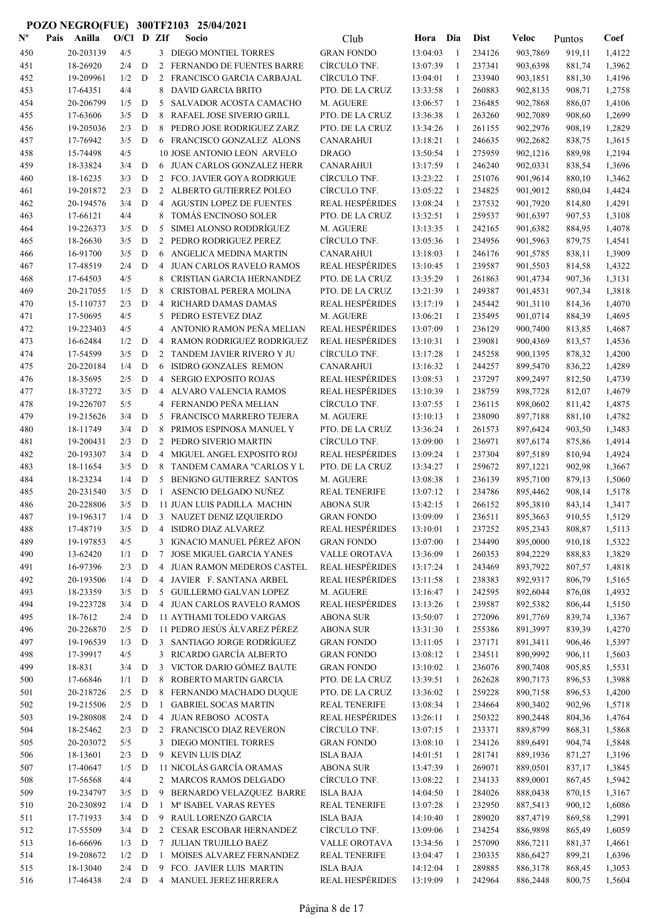**POZO NEGRO(FUE) 300TF2103 25/04/2021**

| Nº | Pais | Anilla | O/Cl | D | ZIf | Socio | Club | Hora | Dia | Dist | Veloc | Puntos | Coef |
|---|---|---|---|---|---|---|---|---|---|---|---|---|---|
| 450 | | 20-203139 | 4/5 | | 3 | DIEGO MONTIEL TORRES | GRAN FONDO | 13:04:03 | 1 | 234126 | 903,7869 | 919,11 | 1,4122 |
| 451 | | 18-26920 | 2/4 | D | 2 | FERNANDO DE FUENTES BARRE | CÍRCULO TNF. | 13:07:39 | 1 | 237341 | 903,6398 | 881,74 | 1,3962 |
| 452 | | 19-209961 | 1/2 | D | 2 | FRANCISCO GARCIA CARBAJAL | CÍRCULO TNF. | 13:04:01 | 1 | 233940 | 903,1851 | 881,30 | 1,4196 |
| 453 | | 17-64351 | 4/4 | | 8 | DAVID GARCIA BRITO | PTO. DE LA CRUZ | 13:33:58 | 1 | 260883 | 902,8135 | 908,71 | 1,2758 |
| 454 | | 20-206799 | 1/5 | D | 5 | SALVADOR ACOSTA CAMACHO | M. AGUERE | 13:06:57 | 1 | 236485 | 902,7868 | 886,07 | 1,4106 |
| 455 | | 17-63606 | 3/5 | D | 8 | RAFAEL JOSE SIVERIO GRILL | PTO. DE LA CRUZ | 13:36:38 | 1 | 263260 | 902,7089 | 908,60 | 1,2699 |
| 456 | | 19-205036 | 2/3 | D | 8 | PEDRO JOSE RODRIGUEZ ZARZ | PTO. DE LA CRUZ | 13:34:26 | 1 | 261155 | 902,2976 | 908,19 | 1,2829 |
| 457 | | 17-76942 | 3/5 | D | 6 | FRANCISCO GONZALEZ ALONS | CANARAHUI | 13:18:21 | 1 | 246635 | 902,2682 | 838,75 | 1,3615 |
| 458 | | 15-74498 | 4/5 | | 10 | JOSE ANTONIO LEON ARVELO | DRAGO | 13:50:54 | 1 | 275959 | 902,1216 | 889,98 | 1,2194 |
| 459 | | 18-33824 | 3/4 | D | 6 | JUAN CARLOS GONZALEZ HERR | CANARAHUI | 13:17:59 | 1 | 246240 | 902,0331 | 838,54 | 1,3696 |
| 460 | | 18-16235 | 3/3 | D | 2 | FCO. JAVIER GOYA RODRIGUE | CÍRCULO TNF. | 13:23:22 | 1 | 251076 | 901,9614 | 880,10 | 1,3462 |
| 461 | | 19-201872 | 2/3 | D | 2 | ALBERTO GUTIERREZ POLEO | CÍRCULO TNF. | 13:05:22 | 1 | 234825 | 901,9012 | 880,04 | 1,4424 |
| 462 | | 20-194576 | 3/4 | D | 4 | AGUSTIN LOPEZ DE FUENTES | REAL HESPÉRIDES | 13:08:24 | 1 | 237532 | 901,7920 | 814,80 | 1,4291 |
| 463 | | 17-66121 | 4/4 | | 8 | TOMÁS ENCINOSO SOLER | PTO. DE LA CRUZ | 13:32:51 | 1 | 259537 | 901,6397 | 907,53 | 1,3108 |
| 464 | | 19-226373 | 3/5 | D | 5 | SIMEI ALONSO RODDRÍGUEZ | M. AGUERE | 13:13:35 | 1 | 242165 | 901,6382 | 884,95 | 1,4078 |
| 465 | | 18-26630 | 3/5 | D | 2 | PEDRO RODRIGUEZ PEREZ | CÍRCULO TNF. | 13:05:36 | 1 | 234956 | 901,5963 | 879,75 | 1,4541 |
| 466 | | 16-91700 | 3/5 | D | 6 | ANGELICA MEDINA MARTIN | CANARAHUI | 13:18:03 | 1 | 246176 | 901,5785 | 838,11 | 1,3909 |
| 467 | | 17-48519 | 2/4 | D | 4 | JUAN CARLOS RAVELO RAMOS | REAL HESPÉRIDES | 13:10:45 | 1 | 239587 | 901,5503 | 814,58 | 1,4322 |
| 468 | | 17-64503 | 4/5 | | 8 | CRISTIAN GARCIA HERNANDEZ | PTO. DE LA CRUZ | 13:35:29 | 1 | 261863 | 901,4734 | 907,36 | 1,3131 |
| 469 | | 20-217055 | 1/5 | D | 8 | CRISTOBAL PERERA MOLINA | PTO. DE LA CRUZ | 13:21:39 | 1 | 249387 | 901,4531 | 907,34 | 1,3818 |
| 470 | | 15-110737 | 2/3 | D | 4 | RICHARD DAMAS DAMAS | REAL HESPÉRIDES | 13:17:19 | 1 | 245442 | 901,3110 | 814,36 | 1,4070 |
| 471 | | 17-50695 | 4/5 | | 5 | PEDRO ESTEVEZ DIAZ | M. AGUERE | 13:06:21 | 1 | 235495 | 901,0714 | 884,39 | 1,4695 |
| 472 | | 19-223403 | 4/5 | | 4 | ANTONIO RAMON PEÑA MELIAN | REAL HESPÉRIDES | 13:07:09 | 1 | 236129 | 900,7400 | 813,85 | 1,4687 |
| 473 | | 16-62484 | 1/2 | D | 4 | RAMON RODRIGUEZ RODRIGUEZ | REAL HESPÉRIDES | 13:10:31 | 1 | 239081 | 900,4369 | 813,57 | 1,4536 |
| 474 | | 17-54599 | 3/5 | D | 2 | TANDEM JAVIER RIVERO Y JU | CÍRCULO TNF. | 13:17:28 | 1 | 245258 | 900,1395 | 878,32 | 1,4200 |
| 475 | | 20-220184 | 1/4 | D | 6 | ISIDRO GONZALES REMON | CANARAHUI | 13:16:32 | 1 | 244257 | 899,5470 | 836,22 | 1,4289 |
| 476 | | 18-35695 | 2/5 | D | 4 | SERGIO EXPOSITO ROJAS | REAL HESPÉRIDES | 13:08:53 | 1 | 237297 | 899,2497 | 812,50 | 1,4739 |
| 477 | | 18-37272 | 3/5 | D | 4 | ALVARO VALENCIA RAMOS | REAL HESPÉRIDES | 13:10:39 | 1 | 238759 | 898,7728 | 812,07 | 1,4679 |
| 478 | | 19-226707 | 5/5 | | 4 | FERNANDO PEÑA MELIAN | CÍRCULO TNF. | 13:07:55 | 1 | 236115 | 898,0602 | 811,42 | 1,4875 |
| 479 | | 19-215626 | 3/4 | D | 5 | FRANCISCO MARRERO TEJERA | M. AGUERE | 13:10:13 | 1 | 238090 | 897,7188 | 881,10 | 1,4782 |
| 480 | | 18-11749 | 3/4 | D | 8 | PRIMOS ESPINOSA MANUEL Y | PTO. DE LA CRUZ | 13:36:24 | 1 | 261573 | 897,6424 | 903,50 | 1,3483 |
| 481 | | 19-200431 | 2/3 | D | 2 | PEDRO SIVERIO MARTIN | CÍRCULO TNF. | 13:09:00 | 1 | 236971 | 897,6174 | 875,86 | 1,4914 |
| 482 | | 20-193307 | 3/4 | D | 4 | MIGUEL ANGEL EXPOSITO ROJ | REAL HESPÉRIDES | 13:09:24 | 1 | 237304 | 897,5189 | 810,94 | 1,4924 |
| 483 | | 18-11654 | 3/5 | D | 8 | TANDEM CAMARA "CARLOS Y L | PTO. DE LA CRUZ | 13:34:27 | 1 | 259672 | 897,1221 | 902,98 | 1,3667 |
| 484 | | 18-23234 | 1/4 | D | 5 | BENIGNO GUTIERREZ SANTOS | M. AGUERE | 13:08:38 | 1 | 236139 | 895,7100 | 879,13 | 1,5060 |
| 485 | | 20-231540 | 3/5 | D | 1 | ASENCIO DELGADO NUÑEZ | REAL TENERIFE | 13:07:12 | 1 | 234786 | 895,4462 | 908,14 | 1,5178 |
| 486 | | 20-228806 | 3/5 | D | 11 | JUAN LUIS PADILLA MACHIN | ABONA SUR | 13:42:15 | 1 | 266152 | 895,3810 | 843,14 | 1,3417 |
| 487 | | 19-196317 | 1/4 | D | 3 | NAUZET DENIZ IZQUIERDO | GRAN FONDO | 13:09:09 | 1 | 236511 | 895,3663 | 910,55 | 1,5129 |
| 488 | | 17-48719 | 3/5 | D | 4 | ISIDRO DIAZ ALVAREZ | REAL HESPÉRIDES | 13:10:01 | 1 | 237252 | 895,2343 | 808,87 | 1,5113 |
| 489 | | 19-197853 | 4/5 | | 3 | IGNACIO MANUEL PÉREZ AFON | GRAN FONDO | 13:07:00 | 1 | 234490 | 895,0000 | 910,18 | 1,5322 |
| 490 | | 13-62420 | 1/1 | D | 7 | JOSE MIGUEL GARCIA YANES | VALLE OROTAVA | 13:36:09 | 1 | 260353 | 894,2229 | 888,83 | 1,3829 |
| 491 | | 16-97396 | 2/3 | D | 4 | JUAN RAMON MEDEROS CASTEL | REAL HESPÉRIDES | 13:17:24 | 1 | 243469 | 893,7922 | 807,57 | 1,4818 |
| 492 | | 20-193506 | 1/4 | D | 4 | JAVIER F. SANTANA ARBEL | REAL HESPÉRIDES | 13:11:58 | 1 | 238383 | 892,9317 | 806,79 | 1,5165 |
| 493 | | 18-23359 | 3/5 | D | 5 | GUILLERMO GALVAN LOPEZ | M. AGUERE | 13:16:47 | 1 | 242595 | 892,6044 | 876,08 | 1,4932 |
| 494 | | 19-223728 | 3/4 | D | 4 | JUAN CARLOS RAVELO RAMOS | REAL HESPÉRIDES | 13:13:26 | 1 | 239587 | 892,5382 | 806,44 | 1,5150 |
| 495 | | 18-7612 | 2/4 | D | 11 | AYTHAMI TOLEDO VARGAS | ABONA SUR | 13:50:07 | 1 | 272096 | 891,7769 | 839,74 | 1,3367 |
| 496 | | 20-226870 | 2/5 | D | 11 | PEDRO JESÚS ÁLVAREZ PÉREZ | ABONA SUR | 13:31:30 | 1 | 255386 | 891,3997 | 839,39 | 1,4270 |
| 497 | | 19-196539 | 1/3 | D | 3 | SANTIAGO JORGE RODRÍGUEZ | GRAN FONDO | 13:11:05 | 1 | 237171 | 891,3411 | 906,46 | 1,5397 |
| 498 | | 17-39917 | 4/5 | | 3 | RICARDO GARCÍA ALBERTO | GRAN FONDO | 13:08:12 | 1 | 234511 | 890,9992 | 906,11 | 1,5603 |
| 499 | | 18-831 | 3/4 | D | 3 | VICTOR DARIO GÓMEZ BAUTE | GRAN FONDO | 13:10:02 | 1 | 236076 | 890,7408 | 905,85 | 1,5531 |
| 500 | | 17-66846 | 1/1 | D | 8 | ROBERTO MARTIN GARCIA | PTO. DE LA CRUZ | 13:39:51 | 1 | 262628 | 890,7173 | 896,53 | 1,3988 |
| 501 | | 20-218726 | 2/5 | D | 8 | FERNANDO MACHADO DUQUE | PTO. DE LA CRUZ | 13:36:02 | 1 | 259228 | 890,7158 | 896,53 | 1,4200 |
| 502 | | 19-215506 | 2/5 | D | 1 | GABRIEL SOCAS MARTIN | REAL TENERIFE | 13:08:34 | 1 | 234664 | 890,3402 | 902,96 | 1,5718 |
| 503 | | 19-280808 | 2/4 | D | 4 | JUAN REBOSO ACOSTA | REAL HESPÉRIDES | 13:26:11 | 1 | 250322 | 890,2448 | 804,36 | 1,4764 |
| 504 | | 18-25462 | 2/3 | D | 2 | FRANCISCO DIAZ REVERON | CÍRCULO TNF. | 13:07:15 | 1 | 233371 | 889,8799 | 868,31 | 1,5868 |
| 505 | | 20-203072 | 5/5 | | 3 | DIEGO MONTIEL TORRES | GRAN FONDO | 13:08:10 | 1 | 234126 | 889,6491 | 904,74 | 1,5848 |
| 506 | | 18-13601 | 2/3 | D | 9 | KEVIN LUIS DIAZ | ISLA BAJA | 14:01:51 | 1 | 281741 | 889,1936 | 871,27 | 1,3196 |
| 507 | | 17-40647 | 1/5 | D | 11 | NICOLÁS GARCÍA ORAMAS | ABONA SUR | 13:47:39 | 1 | 269071 | 889,0501 | 837,17 | 1,3845 |
| 508 | | 17-56568 | 4/4 | | 2 | MARCOS RAMOS DELGADO | CÍRCULO TNF. | 13:08:22 | 1 | 234133 | 889,0001 | 867,45 | 1,5942 |
| 509 | | 19-234797 | 3/5 | D | 9 | BERNARDO VELAZQUEZ BARRE | ISLA BAJA | 14:04:50 | 1 | 284026 | 888,0438 | 870,15 | 1,3167 |
| 510 | | 20-230892 | 1/4 | D | 1 | Mª ISABEL VARAS REYES | REAL TENERIFE | 13:07:28 | 1 | 232950 | 887,5413 | 900,12 | 1,6086 |
| 511 | | 17-71933 | 3/4 | D | 9 | RAUL LORENZO GARCIA | ISLA BAJA | 14:10:40 | 1 | 289020 | 887,4719 | 869,58 | 1,2991 |
| 512 | | 17-55509 | 3/4 | D | 2 | CESAR ESCOBAR HERNANDEZ | CÍRCULO TNF. | 13:09:06 | 1 | 234254 | 886,9898 | 865,49 | 1,6059 |
| 513 | | 16-66696 | 1/3 | D | 7 | JULIAN TRUJILLO BAEZ | VALLE OROTAVA | 13:34:56 | 1 | 257090 | 886,7211 | 881,37 | 1,4661 |
| 514 | | 19-208672 | 1/2 | D | 1 | MOISES ALVAREZ FERNANDEZ | REAL TENERIFE | 13:04:47 | 1 | 230335 | 886,6427 | 899,21 | 1,6396 |
| 515 | | 18-13040 | 2/4 | D | 9 | FCO. JAVIER LUIS MARTIN | ISLA BAJA | 14:12:04 | 1 | 289885 | 886,3178 | 868,45 | 1,3053 |
| 516 | | 17-46438 | 2/4 | D | 4 | MANUEL JEREZ HERRERA | REAL HESPÉRIDES | 13:19:09 | 1 | 242964 | 886,2448 | 800,75 | 1,5604 |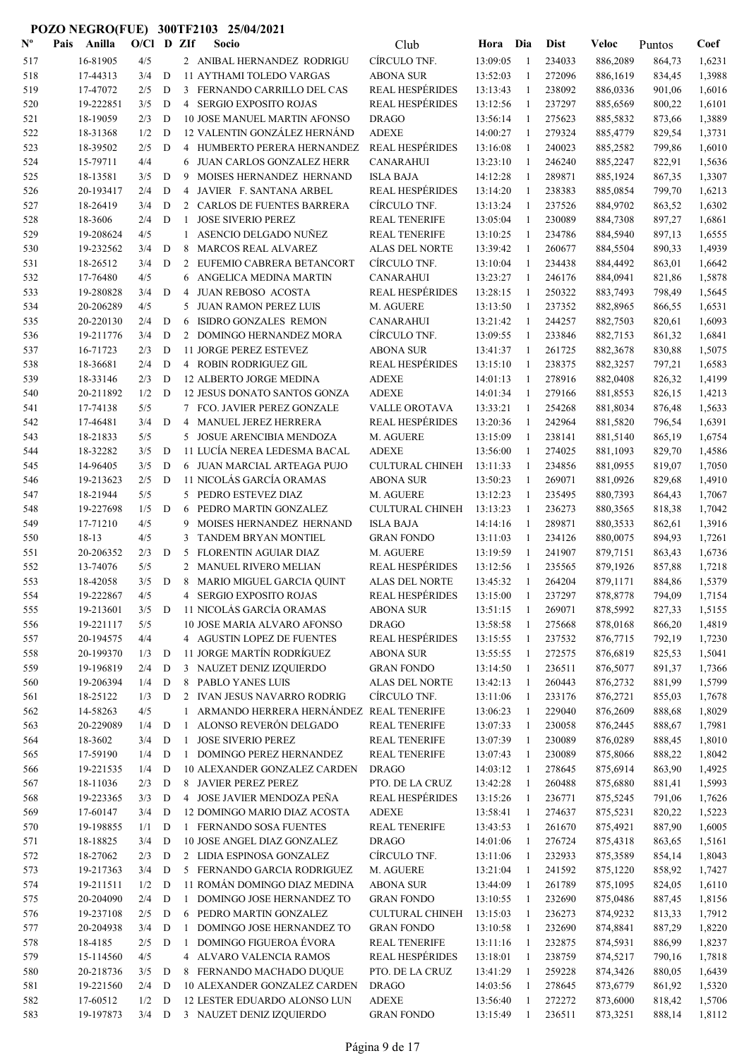**POZO NEGRO(FUE) 300TF2103 25/04/2021**

| Nº | Pais | Anilla | O/Cl | D | ZIf | Socio | Club | Hora | Dia | Dist | Veloc | Puntos | Coef |
|---|---|---|---|---|---|---|---|---|---|---|---|---|---|
| 517 | | 16-81905 | 4/5 | | 2 | ANIBAL HERNANDEZ RODRIGU | CÍRCULO TNF. | 13:09:05 | 1 | 234033 | 886,2089 | 864,73 | 1,6231 |
| 518 | | 17-44313 | 3/4 | D | 11 | AYTHAMI TOLEDO VARGAS | ABONA SUR | 13:52:03 | 1 | 272096 | 886,1619 | 834,45 | 1,3988 |
| 519 | | 17-47072 | 2/5 | D | 3 | FERNANDO CARRILLO DEL CAS | REAL HESPÉRIDES | 13:13:43 | 1 | 238092 | 886,0336 | 901,06 | 1,6016 |
| 520 | | 19-222851 | 3/5 | D | 4 | SERGIO EXPOSITO ROJAS | REAL HESPÉRIDES | 13:12:56 | 1 | 237297 | 885,6569 | 800,22 | 1,6101 |
| 521 | | 18-19059 | 2/3 | D | 10 | JOSE MANUEL MARTIN AFONSO | DRAGO | 13:56:14 | 1 | 275623 | 885,5832 | 873,66 | 1,3889 |
| 522 | | 18-31368 | 1/2 | D | 12 | VALENTIN GONZÁLEZ HERNÁND | ADEXE | 14:00:27 | 1 | 279324 | 885,4779 | 829,54 | 1,3731 |
| 523 | | 18-39502 | 2/5 | D | 4 | HUMBERTO PERERA HERNANDEZ | REAL HESPÉRIDES | 13:16:08 | 1 | 240023 | 885,2582 | 799,86 | 1,6010 |
| 524 | | 15-79711 | 4/4 | | 6 | JUAN CARLOS GONZALEZ HERR | CANARAHUI | 13:23:10 | 1 | 246240 | 885,2247 | 822,91 | 1,5636 |
| 525 | | 18-13581 | 3/5 | D | 9 | MOISES HERNANDEZ HERNAND | ISLA BAJA | 14:12:28 | 1 | 289871 | 885,1924 | 867,35 | 1,3307 |
| 526 | | 20-193417 | 2/4 | D | 4 | JAVIER F. SANTANA ARBEL | REAL HESPÉRIDES | 13:14:20 | 1 | 238383 | 885,0854 | 799,70 | 1,6213 |
| 527 | | 18-26419 | 3/4 | D | 2 | CARLOS DE FUENTES BARRERA | CÍRCULO TNF. | 13:13:24 | 1 | 237526 | 884,9702 | 863,52 | 1,6302 |
| 528 | | 18-3606 | 2/4 | D | 1 | JOSE SIVERIO PEREZ | REAL TENERIFE | 13:05:04 | 1 | 230089 | 884,7308 | 897,27 | 1,6861 |
| 529 | | 19-208624 | 4/5 | | 1 | ASENCIO DELGADO NUÑEZ | REAL TENERIFE | 13:10:25 | 1 | 234786 | 884,5940 | 897,13 | 1,6555 |
| 530 | | 19-232562 | 3/4 | D | 8 | MARCOS REAL ALVAREZ | ALAS DEL NORTE | 13:39:42 | 1 | 260677 | 884,5504 | 890,33 | 1,4939 |
| 531 | | 18-26512 | 3/4 | D | 2 | EUFEMIO CABRERA BETANCORT | CÍRCULO TNF. | 13:10:04 | 1 | 234438 | 884,4492 | 863,01 | 1,6642 |
| 532 | | 17-76480 | 4/5 | | 6 | ANGELICA MEDINA MARTIN | CANARAHUI | 13:23:27 | 1 | 246176 | 884,0941 | 821,86 | 1,5878 |
| 533 | | 19-280828 | 3/4 | D | 4 | JUAN REBOSO ACOSTA | REAL HESPÉRIDES | 13:28:15 | 1 | 250322 | 883,7493 | 798,49 | 1,5645 |
| 534 | | 20-206289 | 4/5 | | 5 | JUAN RAMON PEREZ LUIS | M. AGUERE | 13:13:50 | 1 | 237352 | 882,8965 | 866,55 | 1,6531 |
| 535 | | 20-220130 | 2/4 | D | 6 | ISIDRO GONZALES REMON | CANARAHUI | 13:21:42 | 1 | 244257 | 882,7503 | 820,61 | 1,6093 |
| 536 | | 19-211776 | 3/4 | D | 2 | DOMINGO HERNANDEZ MORA | CÍRCULO TNF. | 13:09:55 | 1 | 233846 | 882,7153 | 861,32 | 1,6841 |
| 537 | | 16-71723 | 2/3 | D | 11 | JORGE PEREZ ESTEVEZ | ABONA SUR | 13:41:37 | 1 | 261725 | 882,3678 | 830,88 | 1,5075 |
| 538 | | 18-36681 | 2/4 | D | 4 | ROBIN RODRIGUEZ GIL | REAL HESPÉRIDES | 13:15:10 | 1 | 238375 | 882,3257 | 797,21 | 1,6583 |
| 539 | | 18-33146 | 2/3 | D | 12 | ALBERTO JORGE MEDINA | ADEXE | 14:01:13 | 1 | 278916 | 882,0408 | 826,32 | 1,4199 |
| 540 | | 20-211892 | 1/2 | D | 12 | JESUS DONATO SANTOS GONZA | ADEXE | 14:01:34 | 1 | 279166 | 881,8553 | 826,15 | 1,4213 |
| 541 | | 17-74138 | 5/5 | | 7 | FCO. JAVIER PEREZ GONZALE | VALLE OROTAVA | 13:33:21 | 1 | 254268 | 881,8034 | 876,48 | 1,5633 |
| 542 | | 17-46481 | 3/4 | D | 4 | MANUEL JEREZ HERRERA | REAL HESPÉRIDES | 13:20:36 | 1 | 242964 | 881,5820 | 796,54 | 1,6391 |
| 543 | | 18-21833 | 5/5 | | 5 | JOSUE ARENCIBIA MENDOZA | M. AGUERE | 13:15:09 | 1 | 238141 | 881,5140 | 865,19 | 1,6754 |
| 544 | | 18-32282 | 3/5 | D | 11 | LUCÍA NEREA LEDESMA BACAL | ADEXE | 13:56:00 | 1 | 274025 | 881,1093 | 829,70 | 1,4586 |
| 545 | | 14-96405 | 3/5 | D | 6 | JUAN MARCIAL ARTEAGA PUJO | CULTURAL CHINEH | 13:11:33 | 1 | 234856 | 881,0955 | 819,07 | 1,7050 |
| 546 | | 19-213623 | 2/5 | D | 11 | NICOLÁS GARCÍA ORAMAS | ABONA SUR | 13:50:23 | 1 | 269071 | 881,0926 | 829,68 | 1,4910 |
| 547 | | 18-21944 | 5/5 | | 5 | PEDRO ESTEVEZ DIAZ | M. AGUERE | 13:12:23 | 1 | 235495 | 880,7393 | 864,43 | 1,7067 |
| 548 | | 19-227698 | 1/5 | D | 6 | PEDRO MARTIN GONZALEZ | CULTURAL CHINEH | 13:13:23 | 1 | 236273 | 880,3565 | 818,38 | 1,7042 |
| 549 | | 17-71210 | 4/5 | | 9 | MOISES HERNANDEZ HERNAND | ISLA BAJA | 14:14:16 | 1 | 289871 | 880,3533 | 862,61 | 1,3916 |
| 550 | | 18-13 | 4/5 | | 3 | TANDEM BRYAN MONTIEL | GRAN FONDO | 13:11:03 | 1 | 234126 | 880,0075 | 894,93 | 1,7261 |
| 551 | | 20-206352 | 2/3 | D | 5 | FLORENTIN AGUIAR DIAZ | M. AGUERE | 13:19:59 | 1 | 241907 | 879,7151 | 863,43 | 1,6736 |
| 552 | | 13-74076 | 5/5 | | 2 | MANUEL RIVERO MELIAN | REAL HESPÉRIDES | 13:12:56 | 1 | 235565 | 879,1926 | 857,88 | 1,7218 |
| 553 | | 18-42058 | 3/5 | D | 8 | MARIO MIGUEL GARCIA QUINT | ALAS DEL NORTE | 13:45:32 | 1 | 264204 | 879,1171 | 884,86 | 1,5379 |
| 554 | | 19-222867 | 4/5 | | 4 | SERGIO EXPOSITO ROJAS | REAL HESPÉRIDES | 13:15:00 | 1 | 237297 | 878,8778 | 794,09 | 1,7154 |
| 555 | | 19-213601 | 3/5 | D | 11 | NICOLÁS GARCÍA ORAMAS | ABONA SUR | 13:51:15 | 1 | 269071 | 878,5992 | 827,33 | 1,5155 |
| 556 | | 19-221117 | 5/5 | | 10 | JOSE MARIA ALVARO AFONSO | DRAGO | 13:58:58 | 1 | 275668 | 878,0168 | 866,20 | 1,4819 |
| 557 | | 20-194575 | 4/4 | | 4 | AGUSTIN LOPEZ DE FUENTES | REAL HESPÉRIDES | 13:15:55 | 1 | 237532 | 876,7715 | 792,19 | 1,7230 |
| 558 | | 20-199370 | 1/3 | D | 11 | JORGE MARTÍN RODRÍGUEZ | ABONA SUR | 13:55:55 | 1 | 272575 | 876,6819 | 825,53 | 1,5041 |
| 559 | | 19-196819 | 2/4 | D | 3 | NAUZET DENIZ IZQUIERDO | GRAN FONDO | 13:14:50 | 1 | 236511 | 876,5077 | 891,37 | 1,7366 |
| 560 | | 19-206394 | 1/4 | D | 8 | PABLO YANES LUIS | ALAS DEL NORTE | 13:42:13 | 1 | 260443 | 876,2732 | 881,99 | 1,5799 |
| 561 | | 18-25122 | 1/3 | D | 2 | IVAN JESUS NAVARRO RODRIG | CÍRCULO TNF. | 13:11:06 | 1 | 233176 | 876,2721 | 855,03 | 1,7678 |
| 562 | | 14-58263 | 4/5 | | 1 | ARMANDO HERRERA HERNÁNDEZ | REAL TENERIFE | 13:06:23 | 1 | 229040 | 876,2609 | 888,68 | 1,8029 |
| 563 | | 20-229089 | 1/4 | D | 1 | ALONSO REVERÓN DELGADO | REAL TENERIFE | 13:07:33 | 1 | 230058 | 876,2445 | 888,67 | 1,7981 |
| 564 | | 18-3602 | 3/4 | D | 1 | JOSE SIVERIO PEREZ | REAL TENERIFE | 13:07:39 | 1 | 230089 | 876,0289 | 888,45 | 1,8010 |
| 565 | | 17-59190 | 1/4 | D | 1 | DOMINGO PEREZ HERNANDEZ | REAL TENERIFE | 13:07:43 | 1 | 230089 | 875,8066 | 888,22 | 1,8042 |
| 566 | | 19-221535 | 1/4 | D | 10 | ALEXANDER GONZALEZ CARDEN | DRAGO | 14:03:12 | 1 | 278645 | 875,6914 | 863,90 | 1,4925 |
| 567 | | 18-11036 | 2/3 | D | 8 | JAVIER PEREZ PEREZ | PTO. DE LA CRUZ | 13:42:28 | 1 | 260488 | 875,6880 | 881,41 | 1,5993 |
| 568 | | 19-223365 | 3/3 | D | 4 | JOSE JAVIER MENDOZA PEÑA | REAL HESPÉRIDES | 13:15:26 | 1 | 236771 | 875,5245 | 791,06 | 1,7626 |
| 569 | | 17-60147 | 3/4 | D | 12 | DOMINGO MARIO DIAZ ACOSTA | ADEXE | 13:58:41 | 1 | 274637 | 875,5231 | 820,22 | 1,5223 |
| 570 | | 19-198855 | 1/1 | D | 1 | FERNANDO SOSA FUENTES | REAL TENERIFE | 13:43:53 | 1 | 261670 | 875,4921 | 887,90 | 1,6005 |
| 571 | | 18-18825 | 3/4 | D | 10 | JOSE ANGEL DIAZ GONZALEZ | DRAGO | 14:01:06 | 1 | 276724 | 875,4318 | 863,65 | 1,5161 |
| 572 | | 18-27062 | 2/3 | D | 2 | LIDIA ESPINOSA GONZALEZ | CÍRCULO TNF. | 13:11:06 | 1 | 232933 | 875,3589 | 854,14 | 1,8043 |
| 573 | | 19-217363 | 3/4 | D | 5 | FERNANDO GARCIA RODRIGUEZ | M. AGUERE | 13:21:04 | 1 | 241592 | 875,1220 | 858,92 | 1,7427 |
| 574 | | 19-211511 | 1/2 | D | 11 | ROMÁN DOMINGO DIAZ MEDINA | ABONA SUR | 13:44:09 | 1 | 261789 | 875,1095 | 824,05 | 1,6110 |
| 575 | | 20-204090 | 2/4 | D | 1 | DOMINGO JOSE HERNANDEZ TO | GRAN FONDO | 13:10:55 | 1 | 232690 | 875,0486 | 887,45 | 1,8156 |
| 576 | | 19-237108 | 2/5 | D | 6 | PEDRO MARTIN GONZALEZ | CULTURAL CHINEH | 13:15:03 | 1 | 236273 | 874,9232 | 813,33 | 1,7912 |
| 577 | | 20-204938 | 3/4 | D | 1 | DOMINGO JOSE HERNANDEZ TO | GRAN FONDO | 13:10:58 | 1 | 232690 | 874,8841 | 887,29 | 1,8220 |
| 578 | | 18-4185 | 2/5 | D | 1 | DOMINGO FIGUEROA ÉVORA | REAL TENERIFE | 13:11:16 | 1 | 232875 | 874,5931 | 886,99 | 1,8237 |
| 579 | | 15-114560 | 4/5 | | 4 | ALVARO VALENCIA RAMOS | REAL HESPÉRIDES | 13:18:01 | 1 | 238759 | 874,5217 | 790,16 | 1,7818 |
| 580 | | 20-218736 | 3/5 | D | 8 | FERNANDO MACHADO DUQUE | PTO. DE LA CRUZ | 13:41:29 | 1 | 259228 | 874,3426 | 880,05 | 1,6439 |
| 581 | | 19-221560 | 2/4 | D | 10 | ALEXANDER GONZALEZ CARDEN | DRAGO | 14:03:56 | 1 | 278645 | 873,6779 | 861,92 | 1,5320 |
| 582 | | 17-60512 | 1/2 | D | 12 | LESTER EDUARDO ALONSO LUN | ADEXE | 13:56:40 | 1 | 272272 | 873,6000 | 818,42 | 1,5706 |
| 583 | | 19-197873 | 3/4 | D | 3 | NAUZET DENIZ IZQUIERDO | GRAN FONDO | 13:15:49 | 1 | 236511 | 873,3251 | 888,14 | 1,8112 |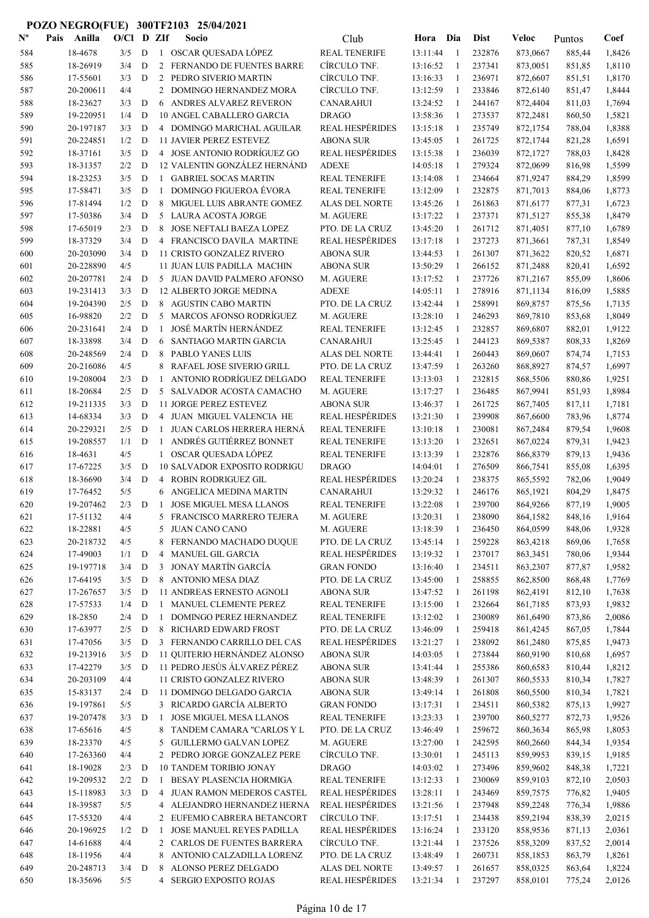**POZO NEGRO(FUE) 300TF2103 25/04/2021**

| Nº | Pais | Anilla | O/Cl | D | ZIf | Socio | Club | Hora | Dia | Dist | Veloc | Puntos | Coef |
|---|---|---|---|---|---|---|---|---|---|---|---|---|---|
| 584 | | 18-4678 | 3/5 | D | 1 | OSCAR QUESADA LÓPEZ | REAL TENERIFE | 13:11:44 | 1 | 232876 | 873,0667 | 885,44 | 1,8426 |
| 585 | | 18-26919 | 3/4 | D | 2 | FERNANDO DE FUENTES BARRE | CÍRCULO TNF. | 13:16:52 | 1 | 237341 | 873,0051 | 851,85 | 1,8110 |
| 586 | | 17-55601 | 3/3 | D | 2 | PEDRO SIVERIO MARTIN | CÍRCULO TNF. | 13:16:33 | 1 | 236971 | 872,6607 | 851,51 | 1,8170 |
| 587 | | 20-200611 | 4/4 | | 2 | DOMINGO HERNANDEZ MORA | CÍRCULO TNF. | 13:12:59 | 1 | 233846 | 872,6140 | 851,47 | 1,8444 |
| 588 | | 18-23627 | 3/3 | D | 6 | ANDRES ALVAREZ REVERON | CANARAHUI | 13:24:52 | 1 | 244167 | 872,4404 | 811,03 | 1,7694 |
| 589 | | 19-220951 | 1/4 | D | 10 | ANGEL CABALLERO GARCIA | DRAGO | 13:58:36 | 1 | 273537 | 872,2481 | 860,50 | 1,5821 |
| 590 | | 20-197187 | 3/3 | D | 4 | DOMINGO MARICHAL AGUILAR | REAL HESPÉRIDES | 13:15:18 | 1 | 235749 | 872,1754 | 788,04 | 1,8388 |
| 591 | | 20-224851 | 1/2 | D | 11 | JAVIER PEREZ ESTEVEZ | ABONA SUR | 13:45:05 | 1 | 261725 | 872,1744 | 821,28 | 1,6591 |
| 592 | | 18-37161 | 3/5 | D | 4 | JOSE ANTONIO RODRÍGUEZ GO | REAL HESPÉRIDES | 13:15:38 | 1 | 236039 | 872,1727 | 788,03 | 1,8428 |
| 593 | | 18-31357 | 2/2 | D | 12 | VALENTIN GONZÁLEZ HERNÁND | ADEXE | 14:05:18 | 1 | 279324 | 872,0699 | 816,98 | 1,5599 |
| 594 | | 18-23253 | 3/5 | D | 1 | GABRIEL SOCAS MARTIN | REAL TENERIFE | 13:14:08 | 1 | 234664 | 871,9247 | 884,29 | 1,8599 |
| 595 | | 17-58471 | 3/5 | D | 1 | DOMINGO FIGUEROA ÉVORA | REAL TENERIFE | 13:12:09 | 1 | 232875 | 871,7013 | 884,06 | 1,8773 |
| 596 | | 17-81494 | 1/2 | D | 8 | MIGUEL LUIS ABRANTE GOMEZ | ALAS DEL NORTE | 13:45:26 | 1 | 261863 | 871,6177 | 877,31 | 1,6723 |
| 597 | | 17-50386 | 3/4 | D | 5 | LAURA ACOSTA JORGE | M. AGUERE | 13:17:22 | 1 | 237371 | 871,5127 | 855,38 | 1,8479 |
| 598 | | 17-65019 | 2/3 | D | 8 | JOSE NEFTALI BAEZA LOPEZ | PTO. DE LA CRUZ | 13:45:20 | 1 | 261712 | 871,4051 | 877,10 | 1,6789 |
| 599 | | 18-37329 | 3/4 | D | 4 | FRANCISCO DAVILA MARTINE | REAL HESPÉRIDES | 13:17:18 | 1 | 237273 | 871,3661 | 787,31 | 1,8549 |
| 600 | | 20-203090 | 3/4 | D | 11 | CRISTO GONZALEZ RIVERO | ABONA SUR | 13:44:53 | 1 | 261307 | 871,3622 | 820,52 | 1,6871 |
| 601 | | 20-228890 | 4/5 | | 11 | JUAN LUIS PADILLA MACHIN | ABONA SUR | 13:50:29 | 1 | 266152 | 871,2488 | 820,41 | 1,6592 |
| 602 | | 20-207781 | 2/4 | D | 5 | JUAN DAVID PALMERO AFONSO | M. AGUERE | 13:17:52 | 1 | 237726 | 871,2167 | 855,09 | 1,8606 |
| 603 | | 19-231413 | 3/3 | D | 12 | ALBERTO JORGE MEDINA | ADEXE | 14:05:11 | 1 | 278916 | 871,1134 | 816,09 | 1,5885 |
| 604 | | 19-204390 | 2/5 | D | 8 | AGUSTIN CABO MARTIN | PTO. DE LA CRUZ | 13:42:44 | 1 | 258991 | 869,8757 | 875,56 | 1,7135 |
| 605 | | 16-98820 | 2/2 | D | 5 | MARCOS AFONSO RODRÍGUEZ | M. AGUERE | 13:28:10 | 1 | 246293 | 869,7810 | 853,68 | 1,8049 |
| 606 | | 20-231641 | 2/4 | D | 1 | JOSÉ MARTÍN HERNÁNDEZ | REAL TENERIFE | 13:12:45 | 1 | 232857 | 869,6807 | 882,01 | 1,9122 |
| 607 | | 18-33898 | 3/4 | D | 6 | SANTIAGO MARTIN GARCIA | CANARAHUI | 13:25:45 | 1 | 244123 | 869,5387 | 808,33 | 1,8269 |
| 608 | | 20-248569 | 2/4 | D | 8 | PABLO YANES LUIS | ALAS DEL NORTE | 13:44:41 | 1 | 260443 | 869,0607 | 874,74 | 1,7153 |
| 609 | | 20-216086 | 4/5 | | 8 | RAFAEL JOSE SIVERIO GRILL | PTO. DE LA CRUZ | 13:47:59 | 1 | 263260 | 868,8927 | 874,57 | 1,6997 |
| 610 | | 19-208004 | 2/3 | D | 1 | ANTONIO RODRÍGUEZ DELGADO | REAL TENERIFE | 13:13:03 | 1 | 232815 | 868,5506 | 880,86 | 1,9251 |
| 611 | | 18-20684 | 2/5 | D | 5 | SALVADOR ACOSTA CAMACHO | M. AGUERE | 13:17:27 | 1 | 236485 | 867,9941 | 851,93 | 1,8984 |
| 612 | | 19-211335 | 3/3 | D | 11 | JORGE PEREZ ESTEVEZ | ABONA SUR | 13:46:37 | 1 | 261725 | 867,7405 | 817,11 | 1,7181 |
| 613 | | 14-68334 | 3/3 | D | 4 | JUAN MIGUEL VALENCIA HE | REAL HESPÉRIDES | 13:21:30 | 1 | 239908 | 867,6600 | 783,96 | 1,8774 |
| 614 | | 20-229321 | 2/5 | D | 1 | JUAN CARLOS HERRERA HERNÁ | REAL TENERIFE | 13:10:18 | 1 | 230081 | 867,2484 | 879,54 | 1,9608 |
| 615 | | 19-208557 | 1/1 | D | 1 | ANDRÉS GUTIÉRREZ BONNET | REAL TENERIFE | 13:13:20 | 1 | 232651 | 867,0224 | 879,31 | 1,9423 |
| 616 | | 18-4631 | 4/5 | | 1 | OSCAR QUESADA LÓPEZ | REAL TENERIFE | 13:13:39 | 1 | 232876 | 866,8379 | 879,13 | 1,9436 |
| 617 | | 17-67225 | 3/5 | D | 10 | SALVADOR EXPOSITO RODRIGU | DRAGO | 14:04:01 | 1 | 276509 | 866,7541 | 855,08 | 1,6395 |
| 618 | | 18-36690 | 3/4 | D | 4 | ROBIN RODRIGUEZ GIL | REAL HESPÉRIDES | 13:20:24 | 1 | 238375 | 865,5592 | 782,06 | 1,9049 |
| 619 | | 17-76452 | 5/5 | | 6 | ANGELICA MEDINA MARTIN | CANARAHUI | 13:29:32 | 1 | 246176 | 865,1921 | 804,29 | 1,8475 |
| 620 | | 19-207462 | 2/3 | D | 1 | JOSE MIGUEL MESA LLANOS | REAL TENERIFE | 13:22:08 | 1 | 239700 | 864,9266 | 877,19 | 1,9005 |
| 621 | | 17-51132 | 4/4 | | 5 | FRANCISCO MARRERO TEJERA | M. AGUERE | 13:20:31 | 1 | 238090 | 864,1582 | 848,16 | 1,9164 |
| 622 | | 18-22881 | 4/5 | | 5 | JUAN CANO CANO | M. AGUERE | 13:18:39 | 1 | 236450 | 864,0599 | 848,06 | 1,9328 |
| 623 | | 20-218732 | 4/5 | | 8 | FERNANDO MACHADO DUQUE | PTO. DE LA CRUZ | 13:45:14 | 1 | 259228 | 863,4218 | 869,06 | 1,7658 |
| 624 | | 17-49003 | 1/1 | D | 4 | MANUEL GIL GARCIA | REAL HESPÉRIDES | 13:19:32 | 1 | 237017 | 863,3451 | 780,06 | 1,9344 |
| 625 | | 19-197718 | 3/4 | D | 3 | JONAY MARTÍN GARCÍA | GRAN FONDO | 13:16:40 | 1 | 234511 | 863,2307 | 877,87 | 1,9582 |
| 626 | | 17-64195 | 3/5 | D | 8 | ANTONIO MESA DIAZ | PTO. DE LA CRUZ | 13:45:00 | 1 | 258855 | 862,8500 | 868,48 | 1,7769 |
| 627 | | 17-267657 | 3/5 | D | 11 | ANDREAS ERNESTO AGNOLI | ABONA SUR | 13:47:52 | 1 | 261198 | 862,4191 | 812,10 | 1,7638 |
| 628 | | 17-57533 | 1/4 | D | 1 | MANUEL CLEMENTE PEREZ | REAL TENERIFE | 13:15:00 | 1 | 232664 | 861,7185 | 873,93 | 1,9832 |
| 629 | | 18-2850 | 2/4 | D | 1 | DOMINGO PEREZ HERNANDEZ | REAL TENERIFE | 13:12:02 | 1 | 230089 | 861,6490 | 873,86 | 2,0086 |
| 630 | | 17-63977 | 2/5 | D | 8 | RICHARD EDWARD FROST | PTO. DE LA CRUZ | 13:46:09 | 1 | 259418 | 861,4245 | 867,05 | 1,7844 |
| 631 | | 17-47056 | 3/5 | D | 3 | FERNANDO CARRILLO DEL CAS | REAL HESPÉRIDES | 13:21:27 | 1 | 238092 | 861,2480 | 875,85 | 1,9473 |
| 632 | | 19-213916 | 3/5 | D | 11 | QUITERIO HERNÁNDEZ ALONSO | ABONA SUR | 14:03:05 | 1 | 273844 | 860,9190 | 810,68 | 1,6957 |
| 633 | | 17-42279 | 3/5 | D | 11 | PEDRO JESÚS ÁLVAREZ PÉREZ | ABONA SUR | 13:41:44 | 1 | 255386 | 860,6583 | 810,44 | 1,8212 |
| 634 | | 20-203109 | 4/4 | | 11 | CRISTO GONZALEZ RIVERO | ABONA SUR | 13:48:39 | 1 | 261307 | 860,5533 | 810,34 | 1,7827 |
| 635 | | 15-83137 | 2/4 | D | 11 | DOMINGO DELGADO GARCIA | ABONA SUR | 13:49:14 | 1 | 261808 | 860,5500 | 810,34 | 1,7821 |
| 636 | | 19-197861 | 5/5 | | 3 | RICARDO GARCÍA ALBERTO | GRAN FONDO | 13:17:31 | 1 | 234511 | 860,5382 | 875,13 | 1,9927 |
| 637 | | 19-207478 | 3/3 | D | 1 | JOSE MIGUEL MESA LLANOS | REAL TENERIFE | 13:23:33 | 1 | 239700 | 860,5277 | 872,73 | 1,9526 |
| 638 | | 17-65616 | 4/5 | | 8 | TANDEM CAMARA "CARLOS Y L | PTO. DE LA CRUZ | 13:46:49 | 1 | 259672 | 860,3634 | 865,98 | 1,8053 |
| 639 | | 18-23370 | 4/5 | | 5 | GUILLERMO GALVAN LOPEZ | M. AGUERE | 13:27:00 | 1 | 242595 | 860,2660 | 844,34 | 1,9354 |
| 640 | | 17-263360 | 4/4 | | 2 | PEDRO JORGE GONZALEZ PERE | CÍRCULO TNF. | 13:30:01 | 1 | 245113 | 859,9953 | 839,15 | 1,9185 |
| 641 | | 18-19028 | 2/3 | D | 10 | TANDEM TORIBIO JONAY | DRAGO | 14:03:02 | 1 | 273496 | 859,9602 | 848,38 | 1,7221 |
| 642 | | 19-209532 | 2/2 | D | 1 | BESAY PLASENCIA HORMIGA | REAL TENERIFE | 13:12:33 | 1 | 230069 | 859,9103 | 872,10 | 2,0503 |
| 643 | | 15-118983 | 3/3 | D | 4 | JUAN RAMON MEDEROS CASTEL | REAL HESPÉRIDES | 13:28:11 | 1 | 243469 | 859,7575 | 776,82 | 1,9405 |
| 644 | | 18-39587 | 5/5 | | 4 | ALEJANDRO HERNANDEZ HERNA | REAL HESPÉRIDES | 13:21:56 | 1 | 237948 | 859,2248 | 776,34 | 1,9886 |
| 645 | | 17-55320 | 4/4 | | 2 | EUFEMIO CABRERA BETANCORT | CÍRCULO TNF. | 13:17:51 | 1 | 234438 | 859,2194 | 838,39 | 2,0215 |
| 646 | | 20-196925 | 1/2 | D | 1 | JOSE MANUEL REYES PADILLA | REAL HESPÉRIDES | 13:16:24 | 1 | 233120 | 858,9536 | 871,13 | 2,0361 |
| 647 | | 14-61688 | 4/4 | | 2 | CARLOS DE FUENTES BARRERA | CÍRCULO TNF. | 13:21:44 | 1 | 237526 | 858,3209 | 837,52 | 2,0014 |
| 648 | | 18-11956 | 4/4 | | 8 | ANTONIO CALZADILLA LORENZ | PTO. DE LA CRUZ | 13:48:49 | 1 | 260731 | 858,1853 | 863,79 | 1,8261 |
| 649 | | 20-248713 | 3/4 | D | 8 | ALONSO PEREZ DELGADO | ALAS DEL NORTE | 13:49:57 | 1 | 261657 | 858,0325 | 863,64 | 1,8224 |
| 650 | | 18-35696 | 5/5 | | 4 | SERGIO EXPOSITO ROJAS | REAL HESPÉRIDES | 13:21:34 | 1 | 237297 | 858,0101 | 775,24 | 2,0126 |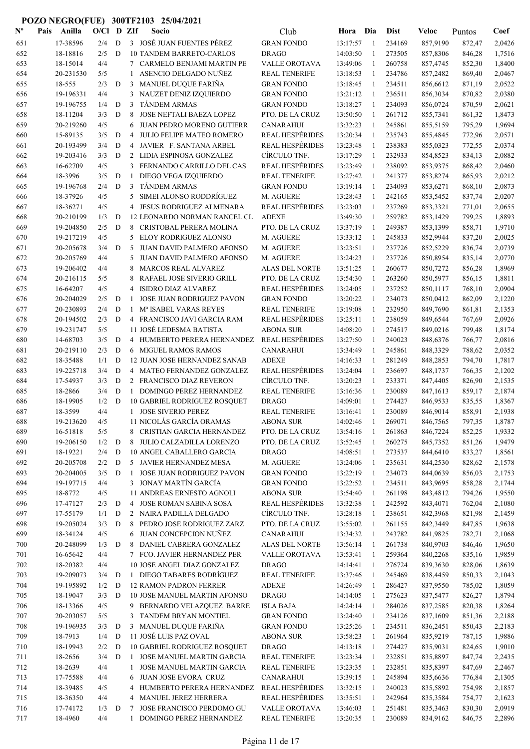**POZO NEGRO(FUE) 300TF2103 25/04/2021**

| Nº | Pais | Anilla | O/Cl | D | ZIf | Socio | Club | Hora | Dia | Dist | Veloc | Puntos | Coef |
|---|---|---|---|---|---|---|---|---|---|---|---|---|---|
| 651 | | 17-38596 | 2/4 | D | 3 | JOSÉ JUAN FUENTES PÉREZ | GRAN FONDO | 13:17:57 | 1 | 234169 | 857,9190 | 872,47 | 2,0426 |
| 652 | | 18-18816 | 2/5 | D | 10 | TANDEM BARRETO-CARLOS | DRAGO | 14:03:50 | 1 | 273505 | 857,8306 | 846,28 | 1,7516 |
| 653 | | 18-15014 | 4/4 | | 7 | CARMELO BENJAMI MARTIN PE | VALLE OROTAVA | 13:49:06 | 1 | 260758 | 857,4745 | 852,30 | 1,8400 |
| 654 | | 20-231530 | 5/5 | | 1 | ASENCIO DELGADO NUÑEZ | REAL TENERIFE | 13:18:53 | 1 | 234786 | 857,2482 | 869,40 | 2,0467 |
| 655 | | 18-555 | 2/3 | D | 3 | MANUEL DUQUE FARIÑA | GRAN FONDO | 13:18:45 | 1 | 234511 | 856,6612 | 871,19 | 2,0522 |
| 656 | | 19-196331 | 4/4 | | 3 | NAUZET DENIZ IZQUIERDO | GRAN FONDO | 13:21:12 | 1 | 236511 | 856,3034 | 870,82 | 2,0380 |
| 657 | | 19-196755 | 1/4 | D | 3 | TÁNDEM ARMAS | GRAN FONDO | 13:18:27 | 1 | 234093 | 856,0724 | 870,59 | 2,0621 |
| 658 | | 18-11204 | 3/3 | D | 8 | JOSE NEFTALI BAEZA LOPEZ | PTO. DE LA CRUZ | 13:50:50 | 1 | 261712 | 855,7341 | 861,32 | 1,8473 |
| 659 | | 20-219260 | 4/5 | | 6 | JUAN PEDRO MORENO GUTIERR | CANARAHUI | 13:32:23 | 1 | 245861 | 855,5159 | 795,29 | 1,9694 |
| 660 | | 15-89135 | 3/5 | D | 4 | JULIO FELIPE MATEO ROMERO | REAL HESPÉRIDES | 13:20:34 | 1 | 235743 | 855,4845 | 772,96 | 2,0571 |
| 661 | | 20-193499 | 3/4 | D | 4 | JAVIER F. SANTANA ARBEL | REAL HESPÉRIDES | 13:23:48 | 1 | 238383 | 855,0323 | 772,55 | 2,0374 |
| 662 | | 19-203416 | 3/3 | D | 2 | LIDIA ESPINOSA GONZALEZ | CÍRCULO TNF. | 13:17:29 | 1 | 232933 | 854,8523 | 834,13 | 2,0882 |
| 663 | | 16-62709 | 4/5 | | 3 | FERNANDO CARRILLO DEL CAS | REAL HESPÉRIDES | 13:23:49 | 1 | 238092 | 853,9375 | 868,42 | 2,0460 |
| 664 | | 18-3996 | 3/5 | D | 1 | DIEGO VEGA IZQUIERDO | REAL TENERIFE | 13:27:42 | 1 | 241377 | 853,8274 | 865,93 | 2,0212 |
| 665 | | 19-196768 | 2/4 | D | 3 | TÁNDEM ARMAS | GRAN FONDO | 13:19:14 | 1 | 234093 | 853,6271 | 868,10 | 2,0873 |
| 666 | | 18-37926 | 4/5 | | 5 | SIMEI ALONSO RODDRÍGUEZ | M. AGUERE | 13:28:43 | 1 | 242165 | 853,5452 | 837,74 | 2,0207 |
| 667 | | 18-36271 | 4/5 | | 4 | JESUS RODRIGUEZ ALMENARA | REAL HESPÉRIDES | 13:23:03 | 1 | 237269 | 853,3321 | 771,01 | 2,0655 |
| 668 | | 20-210199 | 1/3 | D | 12 | LEONARDO NORMAN RANCEL CL | ADEXE | 13:49:30 | 1 | 259782 | 853,1429 | 799,25 | 1,8893 |
| 669 | | 19-204850 | 2/5 | D | 8 | CRISTOBAL PERERA MOLINA | PTO. DE LA CRUZ | 13:37:19 | 1 | 249387 | 853,1399 | 858,71 | 1,9710 |
| 670 | | 19-217219 | 4/5 | | 5 | ELOY RODRIGUEZ ALONSO | M. AGUERE | 13:33:12 | 1 | 245833 | 852,9944 | 837,20 | 2,0025 |
| 671 | | 20-205678 | 3/4 | D | 5 | JUAN DAVID PALMERO AFONSO | M. AGUERE | 13:23:51 | 1 | 237726 | 852,5229 | 836,74 | 2,0739 |
| 672 | | 20-205769 | 4/4 | | 5 | JUAN DAVID PALMERO AFONSO | M. AGUERE | 13:24:23 | 1 | 237726 | 850,8954 | 835,14 | 2,0770 |
| 673 | | 19-206402 | 4/4 | | 8 | MARCOS REAL ALVAREZ | ALAS DEL NORTE | 13:51:25 | 1 | 260677 | 850,7272 | 856,28 | 1,8969 |
| 674 | | 20-216115 | 5/5 | | 8 | RAFAEL JOSE SIVERIO GRILL | PTO. DE LA CRUZ | 13:54:30 | 1 | 263260 | 850,5977 | 856,15 | 1,8811 |
| 675 | | 16-64207 | 4/5 | | 4 | ISIDRO DIAZ ALVAREZ | REAL HESPÉRIDES | 13:24:05 | 1 | 237252 | 850,1117 | 768,10 | 2,0904 |
| 676 | | 20-204029 | 2/5 | D | 1 | JOSE JUAN RODRIGUEZ PAVON | GRAN FONDO | 13:20:22 | 1 | 234073 | 850,0412 | 862,09 | 2,1220 |
| 677 | | 20-230893 | 2/4 | D | 1 | Mª ISABEL VARAS REYES | REAL TENERIFE | 13:19:08 | 1 | 232950 | 849,7690 | 861,81 | 2,1353 |
| 678 | | 20-194502 | 2/3 | D | 4 | FRANCISCO JAVI GARCIA RAM | REAL HESPÉRIDES | 13:25:11 | 1 | 238059 | 849,6544 | 767,69 | 2,0926 |
| 679 | | 19-231747 | 5/5 | | 11 | JOSÉ LEDESMA BATISTA | ABONA SUR | 14:08:20 | 1 | 274517 | 849,0216 | 799,48 | 1,8174 |
| 680 | | 14-68703 | 3/5 | D | 4 | HUMBERTO PERERA HERNANDEZ | REAL HESPÉRIDES | 13:27:50 | 1 | 240023 | 848,6376 | 766,77 | 2,0816 |
| 681 | | 20-219110 | 2/3 | D | 6 | MIGUEL RAMOS RAMOS | CANARAHUI | 13:34:49 | 1 | 245861 | 848,3329 | 788,62 | 2,0352 |
| 682 | | 18-35488 | 1/1 | D | 12 | JUAN JOSE HERNANDEZ SANAB | ADEXE | 14:16:33 | 1 | 281249 | 848,2853 | 794,70 | 1,7817 |
| 683 | | 19-225718 | 3/4 | D | 4 | MATEO FERNANDEZ GONZALEZ | REAL HESPÉRIDES | 13:24:04 | 1 | 236697 | 848,1737 | 766,35 | 2,1202 |
| 684 | | 17-54937 | 3/3 | D | 2 | FRANCISCO DIAZ REVERON | CÍRCULO TNF. | 13:20:23 | 1 | 233371 | 847,4405 | 826,90 | 2,1535 |
| 685 | | 18-2866 | 3/4 | D | 1 | DOMINGO PEREZ HERNANDEZ | REAL TENERIFE | 13:16:36 | 1 | 230089 | 847,1613 | 859,17 | 2,1874 |
| 686 | | 18-19905 | 1/2 | D | 10 | GABRIEL RODRIGUEZ ROSQUET | DRAGO | 14:09:01 | 1 | 274427 | 846,9533 | 835,55 | 1,8367 |
| 687 | | 18-3599 | 4/4 | | 1 | JOSE SIVERIO PEREZ | REAL TENERIFE | 13:16:41 | 1 | 230089 | 846,9014 | 858,91 | 2,1938 |
| 688 | | 19-213620 | 4/5 | | 11 | NICOLÁS GARCÍA ORAMAS | ABONA SUR | 14:02:46 | 1 | 269071 | 846,7565 | 797,35 | 1,8787 |
| 689 | | 16-51818 | 5/5 | | 8 | CRISTIAN GARCIA HERNANDEZ | PTO. DE LA CRUZ | 13:54:16 | 1 | 261863 | 846,7224 | 852,25 | 1,9332 |
| 690 | | 19-206150 | 1/2 | D | 8 | JULIO CALZADILLA LORENZO | PTO. DE LA CRUZ | 13:52:45 | 1 | 260275 | 845,7352 | 851,26 | 1,9479 |
| 691 | | 18-19221 | 2/4 | D | 10 | ANGEL CABALLERO GARCIA | DRAGO | 14:08:51 | 1 | 273537 | 844,6410 | 833,27 | 1,8561 |
| 692 | | 20-205708 | 2/2 | D | 5 | JAVIER HERNANDEZ MESA | M. AGUERE | 13:24:06 | 1 | 235631 | 844,2530 | 828,62 | 2,1578 |
| 693 | | 20-204005 | 3/5 | D | 1 | JOSE JUAN RODRIGUEZ PAVON | GRAN FONDO | 13:22:19 | 1 | 234073 | 844,0639 | 856,03 | 2,1753 |
| 694 | | 19-197715 | 4/4 | | 3 | JONAY MARTÍN GARCÍA | GRAN FONDO | 13:22:52 | 1 | 234511 | 843,9695 | 858,28 | 2,1744 |
| 695 | | 18-8772 | 4/5 | | 11 | ANDREAS ERNESTO AGNOLI | ABONA SUR | 13:54:40 | 1 | 261198 | 843,4812 | 794,26 | 1,9550 |
| 696 | | 17-47127 | 2/3 | D | 4 | JOSE ROMAN SABINA SOSA | REAL HESPÉRIDES | 13:32:38 | 1 | 242592 | 843,4071 | 762,04 | 2,1080 |
| 697 | | 17-55179 | 1/1 | D | 2 | NAIRA PADILLA DELGADO | CÍRCULO TNF. | 13:28:18 | 1 | 238651 | 842,3968 | 821,98 | 2,1459 |
| 698 | | 19-205024 | 3/3 | D | 8 | PEDRO JOSE RODRIGUEZ ZARZ | PTO. DE LA CRUZ | 13:55:02 | 1 | 261155 | 842,3449 | 847,85 | 1,9638 |
| 699 | | 18-34124 | 4/5 | | 6 | JUAN CONCEPCION NUÑEZ | CANARAHUI | 13:34:32 | 1 | 243782 | 841,9825 | 782,71 | 2,1068 |
| 700 | | 20-248099 | 1/3 | D | 8 | DANIEL CABRERA GONZALEZ | ALAS DEL NORTE | 13:56:14 | 1 | 261738 | 840,9703 | 846,46 | 1,9650 |
| 701 | | 16-65642 | 4/4 | | 7 | FCO. JAVIER HERNANDEZ PER | VALLE OROTAVA | 13:53:41 | 1 | 259364 | 840,2268 | 835,16 | 1,9859 |
| 702 | | 18-20382 | 4/4 | | 10 | JOSE ANGEL DIAZ GONZALEZ | DRAGO | 14:14:41 | 1 | 276724 | 839,3630 | 828,06 | 1,8639 |
| 703 | | 19-209073 | 3/4 | D | 1 | DIEGO TABARES RODRÍGUEZ | REAL TENERIFE | 13:37:46 | 1 | 245469 | 838,4459 | 850,33 | 2,1043 |
| 704 | | 19-195892 | 1/2 | D | 12 | RAMON PADRON FERRER | ADEXE | 14:26:49 | 1 | 286427 | 837,9550 | 785,02 | 1,8059 |
| 705 | | 18-19047 | 3/3 | D | 10 | JOSE MANUEL MARTIN AFONSO | DRAGO | 14:14:05 | 1 | 275623 | 837,5477 | 826,27 | 1,8794 |
| 706 | | 18-13366 | 4/5 | | 9 | BERNARDO VELAZQUEZ BARRE | ISLA BAJA | 14:24:14 | 1 | 284026 | 837,2585 | 820,38 | 1,8264 |
| 707 | | 20-203057 | 5/5 | | 3 | TANDEM BRYAN MONTIEL | GRAN FONDO | 13:24:40 | 1 | 234126 | 837,1609 | 851,36 | 2,2188 |
| 708 | | 19-196935 | 3/3 | D | 3 | MANUEL DUQUE FARIÑA | GRAN FONDO | 13:25:26 | 1 | 234511 | 836,2451 | 850,43 | 2,2183 |
| 709 | | 18-7913 | 1/4 | D | 11 | JOSÉ LUIS PAZ OVAL | ABONA SUR | 13:58:23 | 1 | 261964 | 835,9219 | 787,15 | 1,9886 |
| 710 | | 18-19943 | 2/2 | D | 10 | GABRIEL RODRIGUEZ ROSQUET | DRAGO | 14:13:18 | 1 | 274427 | 835,9031 | 824,65 | 1,9010 |
| 711 | | 18-2656 | 3/4 | D | 1 | JOSE MANUEL MARTIN GARCIA | REAL TENERIFE | 13:23:34 | 1 | 232851 | 835,8897 | 847,74 | 2,2435 |
| 712 | | 18-2639 | 4/4 | | 1 | JOSE MANUEL MARTIN GARCIA | REAL TENERIFE | 13:23:35 | 1 | 232851 | 835,8397 | 847,69 | 2,2467 |
| 713 | | 17-75588 | 4/4 | | 6 | JUAN JOSE EVORA CRUZ | CANARAHUI | 13:39:15 | 1 | 245894 | 835,6636 | 776,84 | 2,1305 |
| 714 | | 18-39485 | 4/5 | | 4 | HUMBERTO PERERA HERNANDEZ | REAL HESPÉRIDES | 13:32:15 | 1 | 240023 | 835,5892 | 754,98 | 2,1857 |
| 715 | | 18-36350 | 4/4 | | 4 | MANUEL JEREZ HERRERA | REAL HESPÉRIDES | 13:35:51 | 1 | 242964 | 835,3584 | 754,77 | 2,1623 |
| 716 | | 17-74172 | 1/3 | D | 7 | JOSE FRANCISCO PERDOMO GU | VALLE OROTAVA | 13:46:03 | 1 | 251481 | 835,3463 | 830,30 | 2,0919 |
| 717 | | 18-4960 | 4/4 | | 1 | DOMINGO PEREZ HERNANDEZ | REAL TENERIFE | 13:20:35 | 1 | 230089 | 834,9162 | 846,75 | 2,2896 |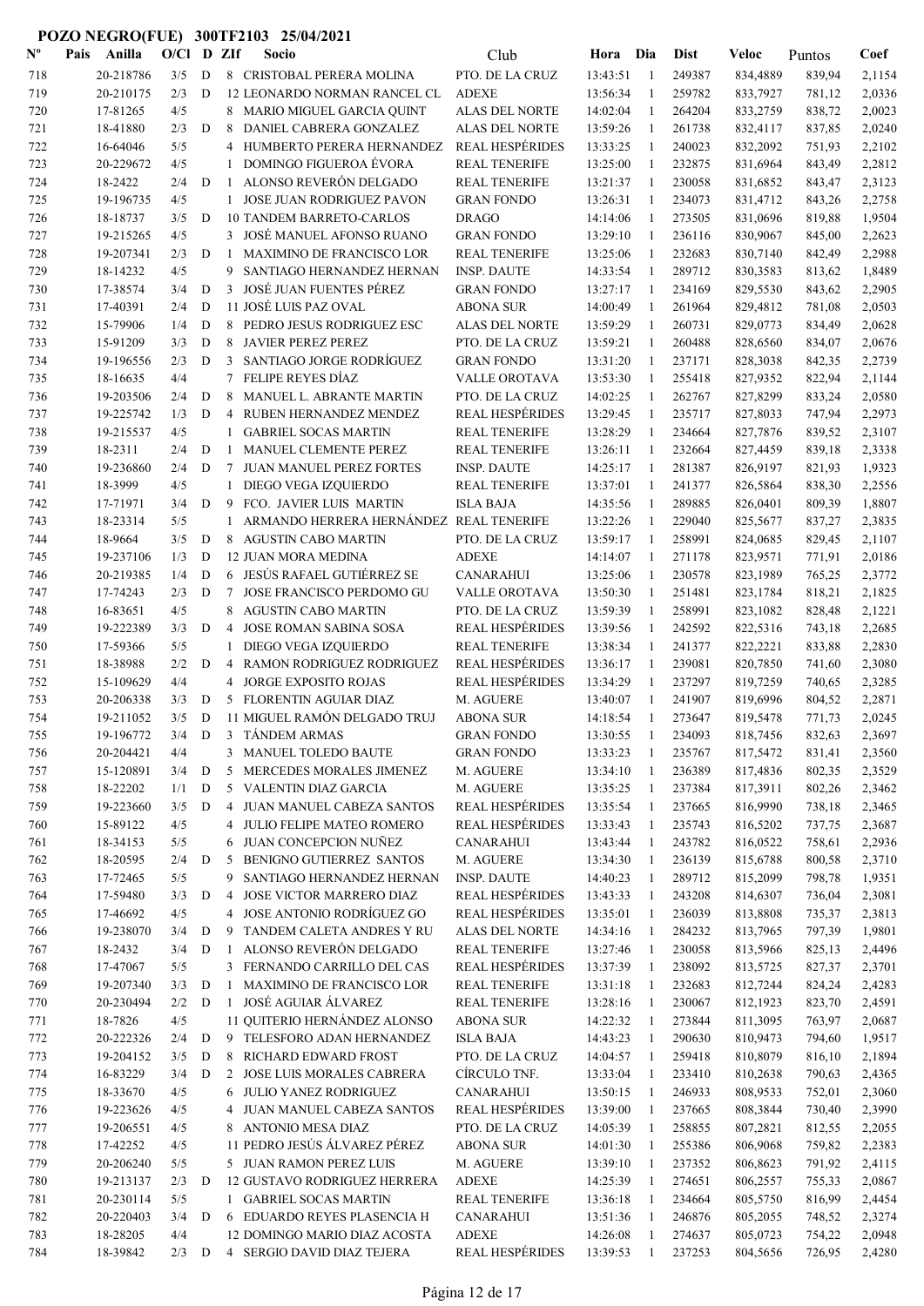**POZO NEGRO(FUE) 300TF2103 25/04/2021**

| Nº | Pais | Anilla | O/Cl | D | ZIf | Socio | Club | Hora | Dia | Dist | Veloc | Puntos | Coef |
|---|---|---|---|---|---|---|---|---|---|---|---|---|---|
| 718 | | 20-218786 | 3/5 | D | 8 | CRISTOBAL PERERA MOLINA | PTO. DE LA CRUZ | 13:43:51 | 1 | 249387 | 834,4889 | 839,94 | 2,1154 |
| 719 | | 20-210175 | 2/3 | D | 12 | LEONARDO NORMAN RANCEL CL | ADEXE | 13:56:34 | 1 | 259782 | 833,7927 | 781,12 | 2,0336 |
| 720 | | 17-81265 | 4/5 | | 8 | MARIO MIGUEL GARCIA QUINT | ALAS DEL NORTE | 14:02:04 | 1 | 264204 | 833,2759 | 838,72 | 2,0023 |
| 721 | | 18-41880 | 2/3 | D | 8 | DANIEL CABRERA GONZALEZ | ALAS DEL NORTE | 13:59:26 | 1 | 261738 | 832,4117 | 837,85 | 2,0240 |
| 722 | | 16-64046 | 5/5 | | 4 | HUMBERTO PERERA HERNANDEZ | REAL HESPÉRIDES | 13:33:25 | 1 | 240023 | 832,2092 | 751,93 | 2,2102 |
| 723 | | 20-229672 | 4/5 | | 1 | DOMINGO FIGUEROA ÉVORA | REAL TENERIFE | 13:25:00 | 1 | 232875 | 831,6964 | 843,49 | 2,2812 |
| 724 | | 18-2422 | 2/4 | D | 1 | ALONSO REVERÓN DELGADO | REAL TENERIFE | 13:21:37 | 1 | 230058 | 831,6852 | 843,47 | 2,3123 |
| 725 | | 19-196735 | 4/5 | | 1 | JOSE JUAN RODRIGUEZ PAVON | GRAN FONDO | 13:26:31 | 1 | 234073 | 831,4712 | 843,26 | 2,2758 |
| 726 | | 18-18737 | 3/5 | D | 10 | TANDEM BARRETO-CARLOS | DRAGO | 14:14:06 | 1 | 273505 | 831,0696 | 819,88 | 1,9504 |
| 727 | | 19-215265 | 4/5 | | 3 | JOSÉ MANUEL AFONSO RUANO | GRAN FONDO | 13:29:10 | 1 | 236116 | 830,9067 | 845,00 | 2,2623 |
| 728 | | 19-207341 | 2/3 | D | 1 | MAXIMINO DE FRANCISCO LOR | REAL TENERIFE | 13:25:06 | 1 | 232683 | 830,7140 | 842,49 | 2,2988 |
| 729 | | 18-14232 | 4/5 | | 9 | SANTIAGO HERNANDEZ HERNAN | INSP. DAUTE | 14:33:54 | 1 | 289712 | 830,3583 | 813,62 | 1,8489 |
| 730 | | 17-38574 | 3/4 | D | 3 | JOSÉ JUAN FUENTES PÉREZ | GRAN FONDO | 13:27:17 | 1 | 234169 | 829,5530 | 843,62 | 2,2905 |
| 731 | | 17-40391 | 2/4 | D | 11 | JOSÉ LUIS PAZ OVAL | ABONA SUR | 14:00:49 | 1 | 261964 | 829,4812 | 781,08 | 2,0503 |
| 732 | | 15-79906 | 1/4 | D | 8 | PEDRO JESUS RODRIGUEZ ESC | ALAS DEL NORTE | 13:59:29 | 1 | 260731 | 829,0773 | 834,49 | 2,0628 |
| 733 | | 15-91209 | 3/3 | D | 8 | JAVIER PEREZ PEREZ | PTO. DE LA CRUZ | 13:59:21 | 1 | 260488 | 828,6560 | 834,07 | 2,0676 |
| 734 | | 19-196556 | 2/3 | D | 3 | SANTIAGO JORGE RODRÍGUEZ | GRAN FONDO | 13:31:20 | 1 | 237171 | 828,3038 | 842,35 | 2,2739 |
| 735 | | 18-16635 | 4/4 | | 7 | FELIPE REYES DÍAZ | VALLE OROTAVA | 13:53:30 | 1 | 255418 | 827,9352 | 822,94 | 2,1144 |
| 736 | | 19-203506 | 2/4 | D | 8 | MANUEL L. ABRANTE MARTIN | PTO. DE LA CRUZ | 14:02:25 | 1 | 262767 | 827,8299 | 833,24 | 2,0580 |
| 737 | | 19-225742 | 1/3 | D | 4 | RUBEN HERNANDEZ MENDEZ | REAL HESPÉRIDES | 13:29:45 | 1 | 235717 | 827,8033 | 747,94 | 2,2973 |
| 738 | | 19-215537 | 4/5 | | 1 | GABRIEL SOCAS MARTIN | REAL TENERIFE | 13:28:29 | 1 | 234664 | 827,7876 | 839,52 | 2,3107 |
| 739 | | 18-2311 | 2/4 | D | 1 | MANUEL CLEMENTE PEREZ | REAL TENERIFE | 13:26:11 | 1 | 232664 | 827,4459 | 839,18 | 2,3338 |
| 740 | | 19-236860 | 2/4 | D | 7 | JUAN MANUEL PEREZ FORTES | INSP. DAUTE | 14:25:17 | 1 | 281387 | 826,9197 | 821,93 | 1,9323 |
| 741 | | 18-3999 | 4/5 | | 1 | DIEGO VEGA IZQUIERDO | REAL TENERIFE | 13:37:01 | 1 | 241377 | 826,5864 | 838,30 | 2,2556 |
| 742 | | 17-71971 | 3/4 | D | 9 | FCO. JAVIER LUIS MARTIN | ISLA BAJA | 14:35:56 | 1 | 289885 | 826,0401 | 809,39 | 1,8807 |
| 743 | | 18-23314 | 5/5 | | 1 | ARMANDO HERRERA HERNÁNDEZ | REAL TENERIFE | 13:22:26 | 1 | 229040 | 825,5677 | 837,27 | 2,3835 |
| 744 | | 18-9664 | 3/5 | D | 8 | AGUSTIN CABO MARTIN | PTO. DE LA CRUZ | 13:59:17 | 1 | 258991 | 824,0685 | 829,45 | 2,1107 |
| 745 | | 19-237106 | 1/3 | D | 12 | JUAN MORA MEDINA | ADEXE | 14:14:07 | 1 | 271178 | 823,9571 | 771,91 | 2,0186 |
| 746 | | 20-219385 | 1/4 | D | 6 | JESÚS RAFAEL GUTIÉRREZ SE | CANARAHUI | 13:25:06 | 1 | 230578 | 823,1989 | 765,25 | 2,3772 |
| 747 | | 17-74243 | 2/3 | D | 7 | JOSE FRANCISCO PERDOMO GU | VALLE OROTAVA | 13:50:30 | 1 | 251481 | 823,1784 | 818,21 | 2,1825 |
| 748 | | 16-83651 | 4/5 | | 8 | AGUSTIN CABO MARTIN | PTO. DE LA CRUZ | 13:59:39 | 1 | 258991 | 823,1082 | 828,48 | 2,1221 |
| 749 | | 19-222389 | 3/3 | D | 4 | JOSE ROMAN SABINA SOSA | REAL HESPÉRIDES | 13:39:56 | 1 | 242592 | 822,5316 | 743,18 | 2,2685 |
| 750 | | 17-59366 | 5/5 | | 1 | DIEGO VEGA IZQUIERDO | REAL TENERIFE | 13:38:34 | 1 | 241377 | 822,2221 | 833,88 | 2,2830 |
| 751 | | 18-38988 | 2/2 | D | 4 | RAMON RODRIGUEZ RODRIGUEZ | REAL HESPÉRIDES | 13:36:17 | 1 | 239081 | 820,7850 | 741,60 | 2,3080 |
| 752 | | 15-109629 | 4/4 | | 4 | JORGE EXPOSITO ROJAS | REAL HESPÉRIDES | 13:34:29 | 1 | 237297 | 819,7259 | 740,65 | 2,3285 |
| 753 | | 20-206338 | 3/3 | D | 5 | FLORENTIN AGUIAR DIAZ | M. AGUERE | 13:40:07 | 1 | 241907 | 819,6996 | 804,52 | 2,2871 |
| 754 | | 19-211052 | 3/5 | D | 11 | MIGUEL RAMÓN DELGADO TRUJ | ABONA SUR | 14:18:54 | 1 | 273647 | 819,5478 | 771,73 | 2,0245 |
| 755 | | 19-196772 | 3/4 | D | 3 | TÁNDEM ARMAS | GRAN FONDO | 13:30:55 | 1 | 234093 | 818,7456 | 832,63 | 2,3697 |
| 756 | | 20-204421 | 4/4 | | 3 | MANUEL TOLEDO BAUTE | GRAN FONDO | 13:33:23 | 1 | 235767 | 817,5472 | 831,41 | 2,3560 |
| 757 | | 15-120891 | 3/4 | D | 5 | MERCEDES MORALES JIMENEZ | M. AGUERE | 13:34:10 | 1 | 236389 | 817,4836 | 802,35 | 2,3529 |
| 758 | | 18-22202 | 1/1 | D | 5 | VALENTIN DIAZ GARCIA | M. AGUERE | 13:35:25 | 1 | 237384 | 817,3911 | 802,26 | 2,3462 |
| 759 | | 19-223660 | 3/5 | D | 4 | JUAN MANUEL CABEZA SANTOS | REAL HESPÉRIDES | 13:35:54 | 1 | 237665 | 816,9990 | 738,18 | 2,3465 |
| 760 | | 15-89122 | 4/5 | | 4 | JULIO FELIPE MATEO ROMERO | REAL HESPÉRIDES | 13:33:43 | 1 | 235743 | 816,5203 | 737,75 | 2,3687 |
| 761 | | 18-34153 | 5/5 | | 6 | JUAN CONCEPCION NUÑEZ | CANARAHUI | 13:43:44 | 1 | 243782 | 816,0522 | 758,61 | 2,2936 |
| 762 | | 18-20595 | 2/4 | D | 5 | BENIGNO GUTIERREZ SANTOS | M. AGUERE | 13:34:30 | 1 | 236139 | 815,6788 | 800,58 | 2,3710 |
| 763 | | 17-72465 | 5/5 | | 9 | SANTIAGO HERNANDEZ HERNAN | INSP. DAUTE | 14:40:23 | 1 | 289712 | 814,5099 | 798,78 | 1,9351 |
| 764 | | 17-59480 | 3/3 | D | 4 | JOSE VICTOR MARRERO DIAZ | REAL HESPÉRIDES | 13:43:33 | 1 | 243208 | 814,6307 | 736,04 | 2,3081 |
| 765 | | 17-46692 | 4/5 | | 4 | JOSE ANTONIO RODRÍGUEZ GO | REAL HESPÉRIDES | 13:35:01 | 1 | 236039 | 813,8808 | 735,37 | 2,3813 |
| 766 | | 19-238070 | 3/4 | D | 9 | TANDEM CALETA ANDRES Y RU | ALAS DEL NORTE | 14:34:16 | 1 | 284232 | 813,7965 | 797,39 | 1,9801 |
| 767 | | 18-2432 | 3/4 | D | 1 | ALONSO REVERÓN DELGADO | REAL TENERIFE | 13:27:46 | 1 | 230058 | 813,5966 | 825,13 | 2,4496 |
| 768 | | 17-47067 | 5/5 | | 3 | FERNANDO CARRILLO DEL CAS | REAL HESPÉRIDES | 13:37:39 | 1 | 238092 | 813,5725 | 827,37 | 2,3701 |
| 769 | | 19-207340 | 3/3 | D | 1 | MAXIMINO DE FRANCISCO LOR | REAL TENERIFE | 13:31:18 | 1 | 232683 | 812,7244 | 824,24 | 2,4283 |
| 770 | | 20-230494 | 2/2 | D | 1 | JOSÉ AGUIAR ÁLVAREZ | REAL TENERIFE | 13:28:16 | 1 | 230067 | 812,1923 | 823,70 | 2,4591 |
| 771 | | 18-7826 | 4/5 | | 11 | QUITERIO HERNÁNDEZ ALONSO | ABONA SUR | 14:22:32 | 1 | 273844 | 811,3095 | 763,97 | 2,0687 |
| 772 | | 20-222326 | 2/4 | D | 9 | TELESFORO ADAN HERNANDEZ | ISLA BAJA | 14:43:23 | 1 | 290630 | 810,9473 | 794,60 | 1,9517 |
| 773 | | 19-204152 | 3/5 | D | 8 | RICHARD EDWARD FROST | PTO. DE LA CRUZ | 14:04:57 | 1 | 259418 | 810,8079 | 816,10 | 2,1894 |
| 774 | | 16-83229 | 3/4 | D | 2 | JOSE LUIS MORALES CABRERA | CÍRCULO TNF. | 13:33:04 | 1 | 233410 | 810,2638 | 790,63 | 2,4365 |
| 775 | | 18-33670 | 4/5 | | 6 | JULIO YANEZ RODRIGUEZ | CANARAHUI | 13:50:15 | 1 | 246933 | 808,9533 | 752,01 | 2,3060 |
| 776 | | 19-223626 | 4/5 | | 4 | JUAN MANUEL CABEZA SANTOS | REAL HESPÉRIDES | 13:39:00 | 1 | 237665 | 808,3844 | 730,40 | 2,3990 |
| 777 | | 19-206551 | 4/5 | | 8 | ANTONIO MESA DIAZ | PTO. DE LA CRUZ | 14:05:39 | 1 | 258855 | 807,2821 | 812,55 | 2,2055 |
| 778 | | 17-42252 | 4/5 | | 11 | PEDRO JESÚS ÁLVAREZ PÉREZ | ABONA SUR | 14:01:30 | 1 | 255386 | 806,9068 | 759,82 | 2,2383 |
| 779 | | 20-206240 | 5/5 | | 5 | JUAN RAMON PEREZ LUIS | M. AGUERE | 13:39:10 | 1 | 237352 | 806,8623 | 791,92 | 2,4115 |
| 780 | | 19-213137 | 2/3 | D | 12 | GUSTAVO RODRIGUEZ HERRERA | ADEXE | 14:25:39 | 1 | 274651 | 806,2557 | 755,33 | 2,0867 |
| 781 | | 20-230114 | 5/5 | | 1 | GABRIEL SOCAS MARTIN | REAL TENERIFE | 13:36:18 | 1 | 234664 | 805,5750 | 816,99 | 2,4454 |
| 782 | | 20-220403 | 3/4 | D | 6 | EDUARDO REYES PLASENCIA H | CANARAHUI | 13:51:36 | 1 | 246876 | 805,2055 | 748,52 | 2,3274 |
| 783 | | 18-28205 | 4/4 | | 12 | DOMINGO MARIO DIAZ ACOSTA | ADEXE | 14:26:08 | 1 | 274637 | 805,0723 | 754,22 | 2,0948 |
| 784 | | 18-39842 | 2/3 | D | 4 | SERGIO DAVID DIAZ TEJERA | REAL HESPÉRIDES | 13:39:53 | 1 | 237253 | 804,5656 | 726,95 | 2,4280 |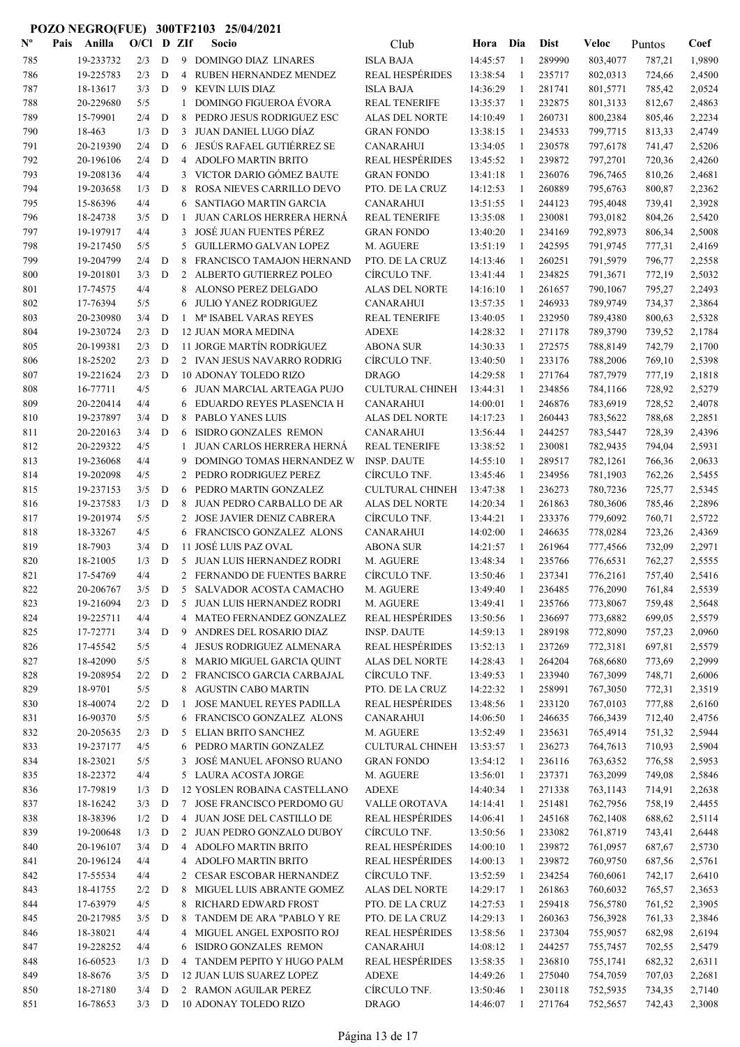**POZO NEGRO(FUE) 300TF2103 25/04/2021**

| Nº | Pais | Anilla | O/Cl | D | ZIf | Socio | Club | Hora | Dia | Dist | Veloc | Puntos | Coef |
|---|---|---|---|---|---|---|---|---|---|---|---|---|---|
| 785 | | 19-233732 | 2/3 | D | 9 | DOMINGO DIAZ LINARES | ISLA BAJA | 14:45:57 | 1 | 289990 | 803,4077 | 787,21 | 1,9890 |
| 786 | | 19-225783 | 2/3 | D | 4 | RUBEN HERNANDEZ MENDEZ | REAL HESPÉRIDES | 13:38:54 | 1 | 235717 | 802,0313 | 724,66 | 2,4500 |
| 787 | | 18-13617 | 3/3 | D | 9 | KEVIN LUIS DIAZ | ISLA BAJA | 14:36:29 | 1 | 281741 | 801,5771 | 785,42 | 2,0524 |
| 788 | | 20-229680 | 5/5 | | 1 | DOMINGO FIGUEROA ÉVORA | REAL TENERIFE | 13:35:37 | 1 | 232875 | 801,3133 | 812,67 | 2,4863 |
| 789 | | 15-79901 | 2/4 | D | 8 | PEDRO JESUS RODRIGUEZ ESC | ALAS DEL NORTE | 14:10:49 | 1 | 260731 | 800,2384 | 805,46 | 2,2234 |
| 790 | | 18-463 | 1/3 | D | 3 | JUAN DANIEL LUGO DÍAZ | GRAN FONDO | 13:38:15 | 1 | 234533 | 799,7715 | 813,33 | 2,4749 |
| 791 | | 20-219390 | 2/4 | D | 6 | JESÚS RAFAEL GUTIÉRREZ SE | CANARAHUI | 13:34:05 | 1 | 230578 | 797,6178 | 741,47 | 2,5206 |
| 792 | | 20-196106 | 2/4 | D | 4 | ADOLFO MARTIN BRITO | REAL HESPÉRIDES | 13:45:52 | 1 | 239872 | 797,2701 | 720,36 | 2,4260 |
| 793 | | 19-208136 | 4/4 | | 3 | VICTOR DARIO GÓMEZ BAUTE | GRAN FONDO | 13:41:18 | 1 | 236076 | 796,7465 | 810,26 | 2,4681 |
| 794 | | 19-203658 | 1/3 | D | 8 | ROSA NIEVES CARRILLO DEVO | PTO. DE LA CRUZ | 14:12:53 | 1 | 260889 | 795,6763 | 800,87 | 2,2362 |
| 795 | | 15-86396 | 4/4 | | 6 | SANTIAGO MARTIN GARCIA | CANARAHUI | 13:51:55 | 1 | 244123 | 795,4048 | 739,41 | 2,3928 |
| 796 | | 18-24738 | 3/5 | D | 1 | JUAN CARLOS HERRERA HERNÁ | REAL TENERIFE | 13:35:08 | 1 | 230081 | 793,0182 | 804,26 | 2,5420 |
| 797 | | 19-197917 | 4/4 | | 3 | JOSÉ JUAN FUENTES PÉREZ | GRAN FONDO | 13:40:20 | 1 | 234169 | 792,8973 | 806,34 | 2,5008 |
| 798 | | 19-217450 | 5/5 | | 5 | GUILLERMO GALVAN LOPEZ | M. AGUERE | 13:51:19 | 1 | 242595 | 791,9745 | 777,31 | 2,4169 |
| 799 | | 19-204799 | 2/4 | D | 8 | FRANCISCO TAMAJON HERNAND | PTO. DE LA CRUZ | 14:13:46 | 1 | 260251 | 791,5979 | 796,77 | 2,2558 |
| 800 | | 19-201801 | 3/3 | D | 2 | ALBERTO GUTIERREZ POLEO | CÍRCULO TNF. | 13:41:44 | 1 | 234825 | 791,3671 | 772,19 | 2,5032 |
| 801 | | 17-74575 | 4/4 | | 8 | ALONSO PEREZ DELGADO | ALAS DEL NORTE | 14:16:10 | 1 | 261657 | 790,1067 | 795,27 | 2,2493 |
| 802 | | 17-76394 | 5/5 | | 6 | JULIO YANEZ RODRIGUEZ | CANARAHUI | 13:57:35 | 1 | 246933 | 789,9749 | 734,37 | 2,3864 |
| 803 | | 20-230980 | 3/4 | D | 1 | Mª ISABEL VARAS REYES | REAL TENERIFE | 13:40:05 | 1 | 232950 | 789,4380 | 800,63 | 2,5328 |
| 804 | | 19-230724 | 2/3 | D | 12 | JUAN MORA MEDINA | ADEXE | 14:28:32 | 1 | 271178 | 789,3790 | 739,52 | 2,1784 |
| 805 | | 20-199381 | 2/3 | D | 11 | JORGE MARTÍN RODRÍGUEZ | ABONA SUR | 14:30:33 | 1 | 272575 | 788,8149 | 742,79 | 2,1700 |
| 806 | | 18-25202 | 2/3 | D | 2 | IVAN JESUS NAVARRO RODRIG | CÍRCULO TNF. | 13:40:50 | 1 | 233176 | 788,2006 | 769,10 | 2,5398 |
| 807 | | 19-221624 | 2/3 | D | 10 | ADONAY TOLEDO RIZO | DRAGO | 14:29:58 | 1 | 271694 | 787,7979 | 777,19 | 2,1818 |
| 808 | | 16-77711 | 4/5 | | 6 | JUAN MARCIAL ARTEAGA PUJO | CULTURAL CHINEH | 13:44:31 | 1 | 234856 | 784,1166 | 728,92 | 2,5279 |
| 809 | | 20-220414 | 4/4 | | 6 | EDUARDO REYES PLASENCIA H | CANARAHUI | 14:00:01 | 1 | 246876 | 783,6919 | 728,52 | 2,4078 |
| 810 | | 19-237897 | 3/4 | D | 8 | PABLO YANES LUIS | ALAS DEL NORTE | 14:17:23 | 1 | 260443 | 783,5622 | 788,68 | 2,2851 |
| 811 | | 20-220163 | 3/4 | D | 6 | ISIDRO GONZALES REMON | CANARAHUI | 13:56:44 | 1 | 244257 | 783,5447 | 728,39 | 2,4396 |
| 812 | | 20-229322 | 4/5 | | 1 | JUAN CARLOS HERRERA HERNÁ | REAL TENERIFE | 13:38:52 | 1 | 230081 | 782,9435 | 794,04 | 2,5931 |
| 813 | | 19-236068 | 4/4 | | 9 | DOMINGO TOMAS HERNANDEZ W | INSP. DAUTE | 14:55:10 | 1 | 289517 | 782,1261 | 766,36 | 2,0633 |
| 814 | | 19-202098 | 4/5 | | 2 | PEDRO RODRIGUEZ PEREZ | CÍRCULO TNF. | 13:45:46 | 1 | 234956 | 781,1903 | 762,26 | 2,5455 |
| 815 | | 19-237153 | 3/5 | D | 6 | PEDRO MARTIN GONZALEZ | CULTURAL CHINEH | 13:47:38 | 1 | 236273 | 780,7236 | 725,77 | 2,5345 |
| 816 | | 19-237583 | 1/3 | D | 8 | JUAN PEDRO CARBALLO DE AR | ALAS DEL NORTE | 14:20:34 | 1 | 261863 | 780,3606 | 785,46 | 2,2896 |
| 817 | | 19-201974 | 5/5 | | 2 | JOSE JAVIER DENIZ CABRERA | CÍRCULO TNF. | 13:44:21 | 1 | 233376 | 779,6092 | 760,71 | 2,5722 |
| 818 | | 18-33267 | 4/5 | | 6 | FRANCISCO GONZALEZ ALONS | CANARAHUI | 14:02:00 | 1 | 246635 | 778,0284 | 723,26 | 2,4369 |
| 819 | | 18-7903 | 3/4 | D | 11 | JOSÉ LUIS PAZ OVAL | ABONA SUR | 14:21:57 | 1 | 261964 | 777,4566 | 732,09 | 2,2971 |
| 820 | | 18-21005 | 1/3 | D | 5 | JUAN LUIS HERNANDEZ RODRI | M. AGUERE | 13:48:34 | 1 | 235766 | 776,6531 | 762,27 | 2,5555 |
| 821 | | 17-54769 | 4/4 | | 2 | FERNANDO DE FUENTES BARRE | CÍRCULO TNF. | 13:50:46 | 1 | 237341 | 776,2161 | 757,40 | 2,5416 |
| 822 | | 20-206767 | 3/5 | D | 5 | SALVADOR ACOSTA CAMACHO | M. AGUERE | 13:49:40 | 1 | 236485 | 776,2090 | 761,84 | 2,5539 |
| 823 | | 19-216094 | 2/3 | D | 5 | JUAN LUIS HERNANDEZ RODRI | M. AGUERE | 13:49:41 | 1 | 235766 | 773,8067 | 759,48 | 2,5648 |
| 824 | | 19-225711 | 4/4 | | 4 | MATEO FERNANDEZ GONZALEZ | REAL HESPÉRIDES | 13:50:56 | 1 | 236697 | 773,6882 | 699,05 | 2,5579 |
| 825 | | 17-72771 | 3/4 | D | 9 | ANDRES DEL ROSARIO DIAZ | INSP. DAUTE | 14:59:13 | 1 | 289198 | 772,8090 | 757,23 | 2,0960 |
| 826 | | 17-45542 | 5/5 | | 4 | JESUS RODRIGUEZ ALMENARA | REAL HESPÉRIDES | 13:52:13 | 1 | 237269 | 772,3181 | 697,81 | 2,5579 |
| 827 | | 18-42090 | 5/5 | | 8 | MARIO MIGUEL GARCIA QUINT | ALAS DEL NORTE | 14:28:43 | 1 | 264204 | 768,6680 | 773,69 | 2,2999 |
| 828 | | 19-208954 | 2/2 | D | 2 | FRANCISCO GARCIA CARBAJAL | CÍRCULO TNF. | 13:49:53 | 1 | 233940 | 767,3099 | 748,71 | 2,6006 |
| 829 | | 18-9701 | 5/5 | | 8 | AGUSTIN CABO MARTIN | PTO. DE LA CRUZ | 14:22:32 | 1 | 258991 | 767,3050 | 772,31 | 2,3519 |
| 830 | | 18-40074 | 2/2 | D | 1 | JOSE MANUEL REYES PADILLA | REAL HESPÉRIDES | 13:48:56 | 1 | 233120 | 767,0103 | 777,88 | 2,6160 |
| 831 | | 16-90370 | 5/5 | | 6 | FRANCISCO GONZALEZ ALONS | CANARAHUI | 14:06:50 | 1 | 246635 | 766,3439 | 712,40 | 2,4756 |
| 832 | | 20-205635 | 2/3 | D | 5 | ELIAN BRITO SANCHEZ | M. AGUERE | 13:52:49 | 1 | 235631 | 765,4914 | 751,32 | 2,5944 |
| 833 | | 19-237177 | 4/5 | | 6 | PEDRO MARTIN GONZALEZ | CULTURAL CHINEH | 13:53:57 | 1 | 236273 | 764,7613 | 710,93 | 2,5904 |
| 834 | | 18-23021 | 5/5 | | 3 | JOSÉ MANUEL AFONSO RUANO | GRAN FONDO | 13:54:12 | 1 | 236116 | 763,6352 | 776,58 | 2,5953 |
| 835 | | 18-22372 | 4/4 | | 5 | LAURA ACOSTA JORGE | M. AGUERE | 13:56:01 | 1 | 237371 | 763,2099 | 749,08 | 2,5846 |
| 836 | | 17-79819 | 1/3 | D | 12 | YOSLEN ROBAINA CASTELLANO | ADEXE | 14:40:34 | 1 | 271338 | 763,1143 | 714,91 | 2,2638 |
| 837 | | 18-16242 | 3/3 | D | 7 | JOSE FRANCISCO PERDOMO GU | VALLE OROTAVA | 14:14:41 | 1 | 251481 | 762,7956 | 758,19 | 2,4455 |
| 838 | | 18-38396 | 1/2 | D | 4 | JUAN JOSE DEL CASTILLO DE | REAL HESPÉRIDES | 14:06:41 | 1 | 245168 | 762,1408 | 688,62 | 2,5114 |
| 839 | | 19-200648 | 1/3 | D | 2 | JUAN PEDRO GONZALO DUBOY | CÍRCULO TNF. | 13:50:56 | 1 | 233082 | 761,8719 | 743,41 | 2,6448 |
| 840 | | 20-196107 | 3/4 | D | 4 | ADOLFO MARTIN BRITO | REAL HESPÉRIDES | 14:00:10 | 1 | 239872 | 761,0957 | 687,67 | 2,5730 |
| 841 | | 20-196124 | 4/4 | | 4 | ADOLFO MARTIN BRITO | REAL HESPÉRIDES | 14:00:13 | 1 | 239872 | 760,9750 | 687,56 | 2,5761 |
| 842 | | 17-55534 | 4/4 | | 2 | CESAR ESCOBAR HERNANDEZ | CÍRCULO TNF. | 13:52:59 | 1 | 234254 | 760,6061 | 742,17 | 2,6410 |
| 843 | | 18-41755 | 2/2 | D | 8 | MIGUEL LUIS ABRANTE GOMEZ | ALAS DEL NORTE | 14:29:17 | 1 | 261863 | 760,6032 | 765,57 | 2,3653 |
| 844 | | 17-63979 | 4/5 | | 8 | RICHARD EDWARD FROST | PTO. DE LA CRUZ | 14:27:53 | 1 | 259418 | 756,5780 | 761,52 | 2,3905 |
| 845 | | 20-217985 | 3/5 | D | 8 | TANDEM DE ARA "PABLO Y RE | PTO. DE LA CRUZ | 14:29:13 | 1 | 260363 | 756,3928 | 761,33 | 2,3846 |
| 846 | | 18-38021 | 4/4 | | 4 | MIGUEL ANGEL EXPOSITO ROJ | REAL HESPÉRIDES | 13:58:56 | 1 | 237304 | 755,9057 | 682,98 | 2,6194 |
| 847 | | 19-228252 | 4/4 | | 6 | ISIDRO GONZALES REMON | CANARAHUI | 14:08:12 | 1 | 244257 | 755,7457 | 702,55 | 2,5479 |
| 848 | | 16-60523 | 1/3 | D | 4 | TANDEM PEPITO Y HUGO PALM | REAL HESPÉRIDES | 13:58:35 | 1 | 236810 | 755,1741 | 682,32 | 2,6311 |
| 849 | | 18-8676 | 3/5 | D | 12 | JUAN LUIS SUAREZ LOPEZ | ADEXE | 14:49:26 | 1 | 275040 | 754,7059 | 707,03 | 2,2681 |
| 850 | | 18-27180 | 3/4 | D | 2 | RAMON AGUILAR PEREZ | CÍRCULO TNF. | 13:50:46 | 1 | 230118 | 752,5935 | 734,35 | 2,7140 |
| 851 | | 16-78653 | 3/3 | D | 10 | ADONAY TOLEDO RIZO | DRAGO | 14:46:07 | 1 | 271764 | 752,5657 | 742,43 | 2,3008 |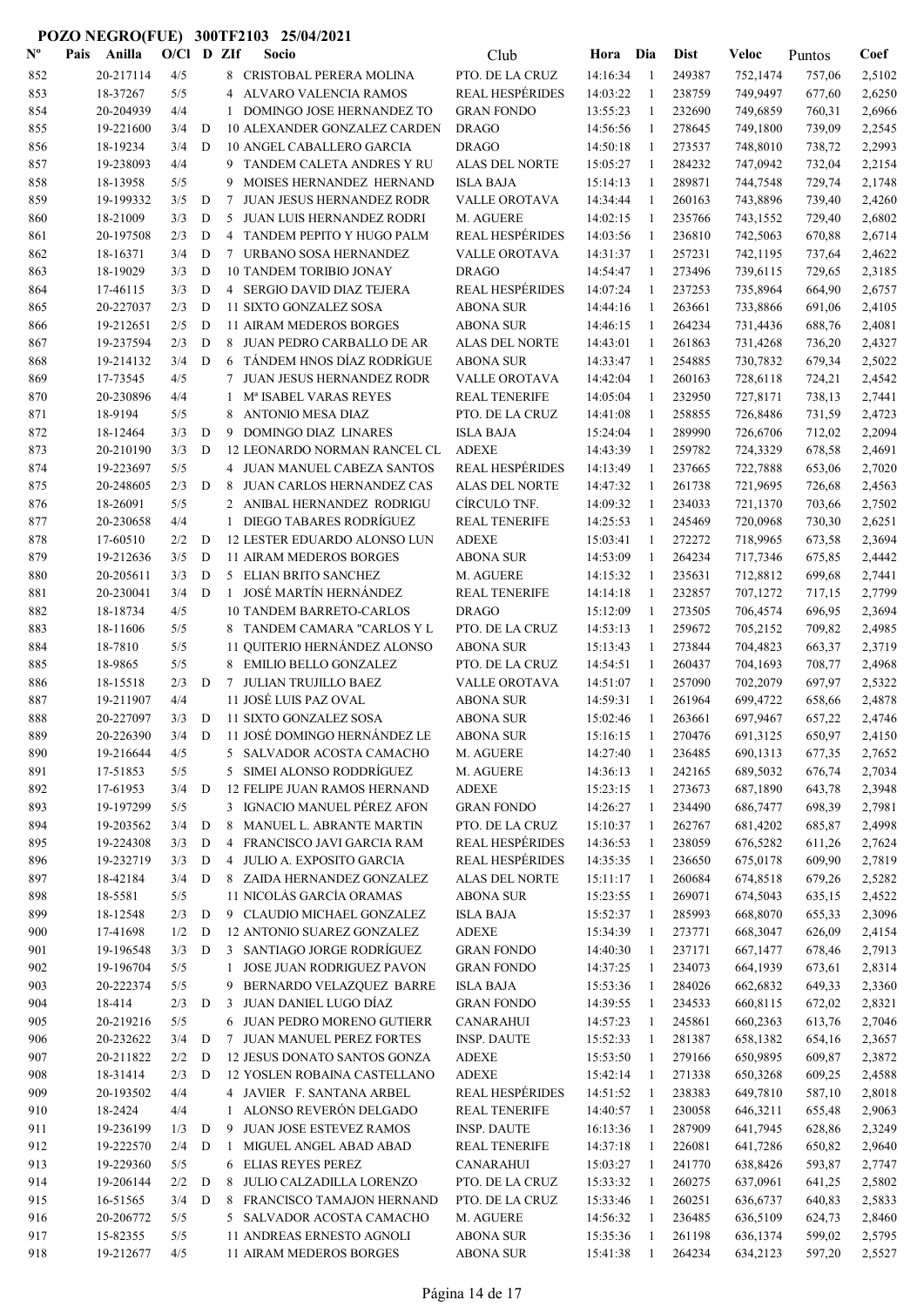**POZO NEGRO(FUE) 300TF2103 25/04/2021**

| Nº | Pais | Anilla | O/Cl | D | ZIf | Socio | Club | Hora | Dia | Dist | Veloc | Puntos | Coef |
|---|---|---|---|---|---|---|---|---|---|---|---|---|---|
| 852 | | 20-217114 | 4/5 | | 8 | CRISTOBAL PERERA MOLINA | PTO. DE LA CRUZ | 14:16:34 | 1 | 249387 | 752,1474 | 757,06 | 2,5102 |
| 853 | | 18-37267 | 5/5 | | 4 | ALVARO VALENCIA RAMOS | REAL HESPÉRIDES | 14:03:22 | 1 | 238759 | 749,9497 | 677,60 | 2,6250 |
| 854 | | 20-204939 | 4/4 | | 1 | DOMINGO JOSE HERNANDEZ TO | GRAN FONDO | 13:55:23 | 1 | 232690 | 749,6859 | 760,31 | 2,6966 |
| 855 | | 19-221600 | 3/4 | D | 10 | ALEXANDER GONZALEZ CARDEN | DRAGO | 14:56:56 | 1 | 278645 | 749,1800 | 739,09 | 2,2545 |
| 856 | | 18-19234 | 3/4 | D | 10 | ANGEL CABALLERO GARCIA | DRAGO | 14:50:18 | 1 | 273537 | 748,8010 | 738,72 | 2,2993 |
| 857 | | 19-238093 | 4/4 | | 9 | TANDEM CALETA ANDRES Y RU | ALAS DEL NORTE | 15:05:27 | 1 | 284232 | 747,0942 | 732,04 | 2,2154 |
| 858 | | 18-13958 | 5/5 | | 9 | MOISES HERNANDEZ HERNAND | ISLA BAJA | 15:14:13 | 1 | 289871 | 744,7548 | 729,74 | 2,1748 |
| 859 | | 19-199332 | 3/5 | D | 7 | JUAN JESUS HERNANDEZ RODR | VALLE OROTAVA | 14:34:44 | 1 | 260163 | 743,8896 | 739,40 | 2,4260 |
| 860 | | 18-21009 | 3/3 | D | 5 | JUAN LUIS HERNANDEZ RODRI | M. AGUERE | 14:02:15 | 1 | 235766 | 743,1552 | 729,40 | 2,6802 |
| 861 | | 20-197508 | 2/3 | D | 4 | TANDEM PEPITO Y HUGO PALM | REAL HESPÉRIDES | 14:03:56 | 1 | 236810 | 742,5063 | 670,88 | 2,6714 |
| 862 | | 18-16371 | 3/4 | D | 7 | URBANO SOSA HERNANDEZ | VALLE OROTAVA | 14:31:37 | 1 | 257231 | 742,1195 | 737,64 | 2,4622 |
| 863 | | 18-19029 | 3/3 | D | 10 | TANDEM TORIBIO JONAY | DRAGO | 14:54:47 | 1 | 273496 | 739,6115 | 729,65 | 2,3185 |
| 864 | | 17-46115 | 3/3 | D | 4 | SERGIO DAVID DIAZ TEJERA | REAL HESPÉRIDES | 14:07:24 | 1 | 237253 | 735,8964 | 664,90 | 2,6757 |
| 865 | | 20-227037 | 2/3 | D | 11 | SIXTO GONZALEZ SOSA | ABONA SUR | 14:44:16 | 1 | 263661 | 733,8866 | 691,06 | 2,4105 |
| 866 | | 19-212651 | 2/5 | D | 11 | AIRAM MEDEROS BORGES | ABONA SUR | 14:46:15 | 1 | 264234 | 731,4436 | 688,76 | 2,4081 |
| 867 | | 19-237594 | 2/3 | D | 8 | JUAN PEDRO CARBALLO DE AR | ALAS DEL NORTE | 14:43:01 | 1 | 261863 | 731,4268 | 736,20 | 2,4327 |
| 868 | | 19-214132 | 3/4 | D | 6 | TÁNDEM HNOS DÍAZ RODRÍGUE | ABONA SUR | 14:33:47 | 1 | 254885 | 730,7832 | 679,34 | 2,5022 |
| 869 | | 17-73545 | 4/5 | | 7 | JUAN JESUS HERNANDEZ RODR | VALLE OROTAVA | 14:42:04 | 1 | 260163 | 728,6118 | 724,21 | 2,4542 |
| 870 | | 20-230896 | 4/4 | | 1 | Mª ISABEL VARAS REYES | REAL TENERIFE | 14:05:04 | 1 | 232950 | 727,8171 | 738,13 | 2,7441 |
| 871 | | 18-9194 | 5/5 | | 8 | ANTONIO MESA DIAZ | PTO. DE LA CRUZ | 14:41:08 | 1 | 258855 | 726,8486 | 731,59 | 2,4723 |
| 872 | | 18-12464 | 3/3 | D | 9 | DOMINGO DIAZ LINARES | ISLA BAJA | 15:24:04 | 1 | 289990 | 726,6706 | 712,02 | 2,2094 |
| 873 | | 20-210190 | 3/3 | D | 12 | LEONARDO NORMAN RANCEL CL | ADEXE | 14:43:39 | 1 | 259782 | 724,3329 | 678,58 | 2,4691 |
| 874 | | 19-223697 | 5/5 | | 4 | JUAN MANUEL CABEZA SANTOS | REAL HESPÉRIDES | 14:13:49 | 1 | 237665 | 722,7888 | 653,06 | 2,7020 |
| 875 | | 20-248605 | 2/3 | D | 8 | JUAN CARLOS HERNANDEZ CAS | ALAS DEL NORTE | 14:47:32 | 1 | 261738 | 721,9695 | 726,68 | 2,4563 |
| 876 | | 18-26091 | 5/5 | | 2 | ANIBAL HERNANDEZ RODRIGU | CÍRCULO TNF. | 14:09:32 | 1 | 234033 | 721,1370 | 703,66 | 2,7502 |
| 877 | | 20-230658 | 4/4 | | 1 | DIEGO TABARES RODRÍGUEZ | REAL TENERIFE | 14:25:53 | 1 | 245469 | 720,0968 | 730,30 | 2,6251 |
| 878 | | 17-60510 | 2/2 | D | 12 | LESTER EDUARDO ALONSO LUN | ADEXE | 15:03:41 | 1 | 272272 | 718,9965 | 673,58 | 2,3694 |
| 879 | | 19-212636 | 3/5 | D | 11 | AIRAM MEDEROS BORGES | ABONA SUR | 14:53:09 | 1 | 264234 | 717,7346 | 675,85 | 2,4442 |
| 880 | | 20-205611 | 3/3 | D | 5 | ELIAN BRITO SANCHEZ | M. AGUERE | 14:15:32 | 1 | 235631 | 712,8812 | 699,68 | 2,7441 |
| 881 | | 20-230041 | 3/4 | D | 1 | JOSÉ MARTÍN HERNÁNDEZ | REAL TENERIFE | 14:14:18 | 1 | 232857 | 707,1272 | 717,15 | 2,7799 |
| 882 | | 18-18734 | 4/5 | | 10 | TANDEM BARRETO-CARLOS | DRAGO | 15:12:09 | 1 | 273505 | 706,4574 | 696,95 | 2,3694 |
| 883 | | 18-11606 | 5/5 | | 8 | TANDEM CAMARA "CARLOS Y L | PTO. DE LA CRUZ | 14:53:13 | 1 | 259672 | 705,2152 | 709,82 | 2,4985 |
| 884 | | 18-7810 | 5/5 | | 11 | QUITERIO HERNÁNDEZ ALONSO | ABONA SUR | 15:13:43 | 1 | 273844 | 704,4823 | 663,37 | 2,3719 |
| 885 | | 18-9865 | 5/5 | | 8 | EMILIO BELLO GONZALEZ | PTO. DE LA CRUZ | 14:54:51 | 1 | 260437 | 704,1693 | 708,77 | 2,4968 |
| 886 | | 18-15518 | 2/3 | D | 7 | JULIAN TRUJILLO BAEZ | VALLE OROTAVA | 14:51:07 | 1 | 257090 | 702,2079 | 697,97 | 2,5322 |
| 887 | | 19-211907 | 4/4 | | 11 | JOSÉ LUIS PAZ OVAL | ABONA SUR | 14:59:31 | 1 | 261964 | 699,4722 | 658,66 | 2,4878 |
| 888 | | 20-227097 | 3/3 | D | 11 | SIXTO GONZALEZ SOSA | ABONA SUR | 15:02:46 | 1 | 263661 | 697,9467 | 657,22 | 2,4746 |
| 889 | | 20-226390 | 3/4 | D | 11 | JOSÉ DOMINGO HERNÁNDEZ LE | ABONA SUR | 15:16:15 | 1 | 270476 | 691,3125 | 650,97 | 2,4150 |
| 890 | | 19-216644 | 4/5 | | 5 | SALVADOR ACOSTA CAMACHO | M. AGUERE | 14:27:40 | 1 | 236485 | 690,1313 | 677,35 | 2,7652 |
| 891 | | 17-51853 | 5/5 | | 5 | SIMEI ALONSO RODDRÍGUEZ | M. AGUERE | 14:36:13 | 1 | 242165 | 689,5032 | 676,74 | 2,7034 |
| 892 | | 17-61953 | 3/4 | D | 12 | FELIPE JUAN RAMOS HERNAND | ADEXE | 15:23:15 | 1 | 273673 | 687,1890 | 643,78 | 2,3948 |
| 893 | | 19-197299 | 5/5 | | 3 | IGNACIO MANUEL PÉREZ AFON | GRAN FONDO | 14:26:27 | 1 | 234490 | 686,7477 | 698,39 | 2,7981 |
| 894 | | 19-203562 | 3/4 | D | 8 | MANUEL L. ABRANTE MARTIN | PTO. DE LA CRUZ | 15:10:37 | 1 | 262767 | 681,4202 | 685,87 | 2,4998 |
| 895 | | 19-224308 | 3/3 | D | 4 | FRANCISCO JAVI GARCIA RAM | REAL HESPÉRIDES | 14:36:53 | 1 | 238059 | 676,5282 | 611,26 | 2,7624 |
| 896 | | 19-232719 | 3/3 | D | 4 | JULIO A. EXPOSITO GARCIA | REAL HESPÉRIDES | 14:35:35 | 1 | 236650 | 675,0178 | 609,90 | 2,7819 |
| 897 | | 18-42184 | 3/4 | D | 8 | ZAIDA HERNANDEZ GONZALEZ | ALAS DEL NORTE | 15:11:17 | 1 | 260684 | 674,8518 | 679,26 | 2,5282 |
| 898 | | 18-5581 | 5/5 | | 11 | NICOLÁS GARCÍA ORAMAS | ABONA SUR | 15:23:55 | 1 | 269071 | 674,5043 | 635,15 | 2,4522 |
| 899 | | 18-12548 | 2/3 | D | 9 | CLAUDIO MICHAEL GONZALEZ | ISLA BAJA | 15:52:37 | 1 | 285993 | 668,8070 | 655,33 | 2,3096 |
| 900 | | 17-41698 | 1/2 | D | 12 | ANTONIO SUAREZ GONZALEZ | ADEXE | 15:34:39 | 1 | 273771 | 668,3047 | 626,09 | 2,4154 |
| 901 | | 19-196548 | 3/3 | D | 3 | SANTIAGO JORGE RODRÍGUEZ | GRAN FONDO | 14:40:30 | 1 | 237171 | 667,1477 | 678,46 | 2,7913 |
| 902 | | 19-196704 | 5/5 | | 1 | JOSE JUAN RODRIGUEZ PAVON | GRAN FONDO | 14:37:25 | 1 | 234073 | 664,1939 | 673,61 | 2,8314 |
| 903 | | 20-222374 | 5/5 | | 9 | BERNARDO VELAZQUEZ BARRE | ISLA BAJA | 15:53:36 | 1 | 284026 | 662,6832 | 649,33 | 2,3360 |
| 904 | | 18-414 | 2/3 | D | 3 | JUAN DANIEL LUGO DÍAZ | GRAN FONDO | 14:39:55 | 1 | 234533 | 660,8115 | 672,02 | 2,8321 |
| 905 | | 20-219216 | 5/5 | | 6 | JUAN PEDRO MORENO GUTIERR | CANARAHUI | 14:57:23 | 1 | 245861 | 660,2363 | 613,76 | 2,7046 |
| 906 | | 20-232622 | 3/4 | D | 7 | JUAN MANUEL PEREZ FORTES | INSP. DAUTE | 15:52:33 | 1 | 281387 | 658,1382 | 654,16 | 2,3657 |
| 907 | | 20-211822 | 2/2 | D | 12 | JESUS DONATO SANTOS GONZA | ADEXE | 15:53:50 | 1 | 279166 | 650,9895 | 609,87 | 2,3872 |
| 908 | | 18-31414 | 2/3 | D | 12 | YOSLEN ROBAINA CASTELLANO | ADEXE | 15:42:14 | 1 | 271338 | 650,3268 | 609,25 | 2,4588 |
| 909 | | 20-193502 | 4/4 | | 4 | JAVIER F. SANTANA ARBEL | REAL HESPÉRIDES | 14:51:52 | 1 | 238383 | 649,7810 | 587,10 | 2,8018 |
| 910 | | 18-2424 | 4/4 | | 1 | ALONSO REVERÓN DELGADO | REAL TENERIFE | 14:40:57 | 1 | 230058 | 646,3211 | 655,48 | 2,9063 |
| 911 | | 19-236199 | 1/3 | D | 9 | JUAN JOSE ESTEVEZ RAMOS | INSP. DAUTE | 16:13:36 | 1 | 287909 | 641,7945 | 628,86 | 2,3249 |
| 912 | | 19-222570 | 2/4 | D | 1 | MIGUEL ANGEL ABAD ABAD | REAL TENERIFE | 14:37:18 | 1 | 226081 | 641,7286 | 650,82 | 2,9640 |
| 913 | | 19-229360 | 5/5 | | 6 | ELIAS REYES PEREZ | CANARAHUI | 15:03:27 | 1 | 241770 | 638,8426 | 593,87 | 2,7747 |
| 914 | | 19-206144 | 2/2 | D | 8 | JULIO CALZADILLA LORENZO | PTO. DE LA CRUZ | 15:33:32 | 1 | 260275 | 637,0961 | 641,25 | 2,5802 |
| 915 | | 16-51565 | 3/4 | D | 8 | FRANCISCO TAMAJON HERNAND | PTO. DE LA CRUZ | 15:33:46 | 1 | 260251 | 636,6737 | 640,83 | 2,5833 |
| 916 | | 20-206772 | 5/5 | | 5 | SALVADOR ACOSTA CAMACHO | M. AGUERE | 14:56:32 | 1 | 236485 | 636,5109 | 624,73 | 2,8460 |
| 917 | | 15-82355 | 5/5 | | 11 | ANDREAS ERNESTO AGNOLI | ABONA SUR | 15:35:36 | 1 | 261198 | 636,1374 | 599,02 | 2,5795 |
| 918 | | 19-212677 | 4/5 | | 11 | AIRAM MEDEROS BORGES | ABONA SUR | 15:41:38 | 1 | 264234 | 634,2123 | 597,20 | 2,5527 |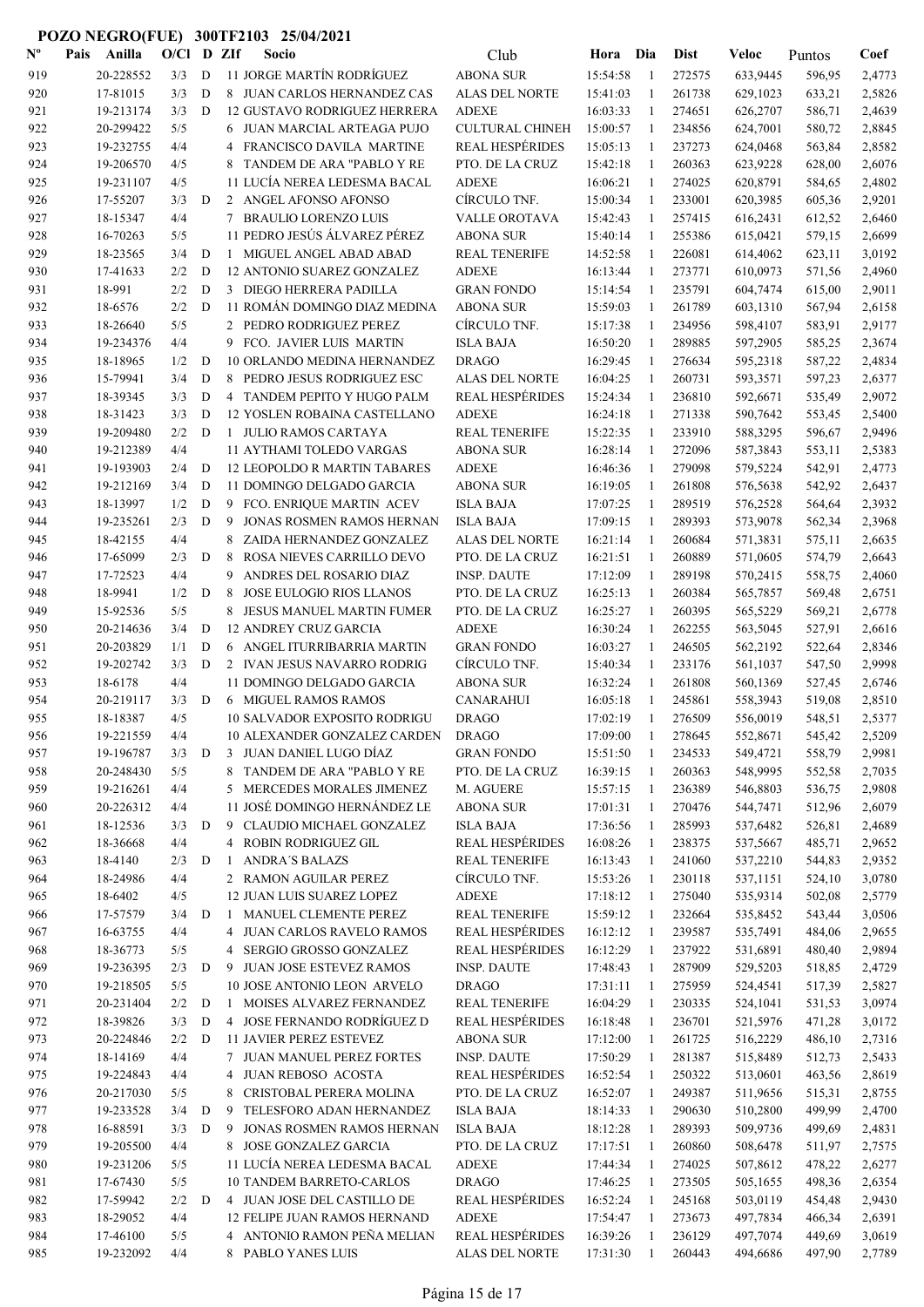**POZO NEGRO(FUE) 300TF2103 25/04/2021**

| Nº | Pais | Anilla | O/Cl | D | ZIf | Socio | Club | Hora | Dia | Dist | Veloc | Puntos | Coef |
|---|---|---|---|---|---|---|---|---|---|---|---|---|---|
| 919 | | 20-228552 | 3/3 | D | 11 | JORGE MARTÍN RODRÍGUEZ | ABONA SUR | 15:54:58 | 1 | 272575 | 633,9445 | 596,95 | 2,4773 |
| 920 | | 17-81015 | 3/3 | D | 8 | JUAN CARLOS HERNANDEZ CAS | ALAS DEL NORTE | 15:41:03 | 1 | 261738 | 629,1023 | 633,21 | 2,5826 |
| 921 | | 19-213174 | 3/3 | D | 12 | GUSTAVO RODRIGUEZ HERRERA | ADEXE | 16:03:33 | 1 | 274651 | 626,2707 | 586,71 | 2,4639 |
| 922 | | 20-299422 | 5/5 | | 6 | JUAN MARCIAL ARTEAGA PUJO | CULTURAL CHINEH | 15:00:57 | 1 | 234856 | 624,7001 | 580,72 | 2,8845 |
| 923 | | 19-232755 | 4/4 | | 4 | FRANCISCO DAVILA MARTINE | REAL HESPÉRIDES | 15:05:13 | 1 | 237273 | 624,0468 | 563,84 | 2,8582 |
| 924 | | 19-206570 | 4/5 | | 8 | TANDEM DE ARA "PABLO Y RE | PTO. DE LA CRUZ | 15:42:18 | 1 | 260363 | 623,9228 | 628,00 | 2,6076 |
| 925 | | 19-231107 | 4/5 | | 11 | LUCÍA NEREA LEDESMA BACAL | ADEXE | 16:06:21 | 1 | 274025 | 620,8791 | 584,65 | 2,4802 |
| 926 | | 17-55207 | 3/3 | D | 2 | ANGEL AFONSO AFONSO | CÍRCULO TNF. | 15:00:34 | 1 | 233001 | 620,3985 | 605,36 | 2,9201 |
| 927 | | 18-15347 | 4/4 | | 7 | BRAULIO LORENZO LUIS | VALLE OROTAVA | 15:42:43 | 1 | 257415 | 616,2431 | 612,52 | 2,6460 |
| 928 | | 16-70263 | 5/5 | | 11 | PEDRO JESÚS ÁLVAREZ PÉREZ | ABONA SUR | 15:40:14 | 1 | 255386 | 615,0421 | 579,15 | 2,6699 |
| 929 | | 18-23565 | 3/4 | D | 1 | MIGUEL ANGEL ABAD ABAD | REAL TENERIFE | 14:52:58 | 1 | 226081 | 614,4062 | 623,11 | 3,0192 |
| 930 | | 17-41633 | 2/2 | D | 12 | ANTONIO SUAREZ GONZALEZ | ADEXE | 16:13:44 | 1 | 273771 | 610,0973 | 571,56 | 2,4960 |
| 931 | | 18-991 | 2/2 | D | 3 | DIEGO HERRERA PADILLA | GRAN FONDO | 15:14:54 | 1 | 235791 | 604,7474 | 615,00 | 2,9011 |
| 932 | | 18-6576 | 2/2 | D | 11 | ROMÁN DOMINGO DIAZ MEDINA | ABONA SUR | 15:59:03 | 1 | 261789 | 603,1310 | 567,94 | 2,6158 |
| 933 | | 18-26640 | 5/5 | | 2 | PEDRO RODRIGUEZ PEREZ | CÍRCULO TNF. | 15:17:38 | 1 | 234956 | 598,4107 | 583,91 | 2,9177 |
| 934 | | 19-234376 | 4/4 | | 9 | FCO. JAVIER LUIS MARTIN | ISLA BAJA | 16:50:20 | 1 | 289885 | 597,2905 | 585,25 | 2,3674 |
| 935 | | 18-18965 | 1/2 | D | 10 | ORLANDO MEDINA HERNANDEZ | DRAGO | 16:29:45 | 1 | 276634 | 595,2318 | 587,22 | 2,4834 |
| 936 | | 15-79941 | 3/4 | D | 8 | PEDRO JESUS RODRIGUEZ ESC | ALAS DEL NORTE | 16:04:25 | 1 | 260731 | 593,3571 | 597,23 | 2,6377 |
| 937 | | 18-39345 | 3/3 | D | 4 | TANDEM PEPITO Y HUGO PALM | REAL HESPÉRIDES | 15:24:34 | 1 | 236810 | 592,6671 | 535,49 | 2,9072 |
| 938 | | 18-31423 | 3/3 | D | 12 | YOSLEN ROBAINA CASTELLANO | ADEXE | 16:24:18 | 1 | 271338 | 590,7642 | 553,45 | 2,5400 |
| 939 | | 19-209480 | 2/2 | D | 1 | JULIO RAMOS CARTAYA | REAL TENERIFE | 15:22:35 | 1 | 233910 | 588,3295 | 596,67 | 2,9496 |
| 940 | | 19-212389 | 4/4 | | 11 | AYTHAMI TOLEDO VARGAS | ABONA SUR | 16:28:14 | 1 | 272096 | 587,3843 | 553,11 | 2,5383 |
| 941 | | 19-193903 | 2/4 | D | 12 | LEOPOLDO R MARTIN TABARES | ADEXE | 16:46:36 | 1 | 279098 | 579,5224 | 542,91 | 2,4773 |
| 942 | | 19-212169 | 3/4 | D | 11 | DOMINGO DELGADO GARCIA | ABONA SUR | 16:19:05 | 1 | 261808 | 576,5638 | 542,92 | 2,6437 |
| 943 | | 18-13997 | 1/2 | D | 9 | FCO. ENRIQUE MARTIN ACEV | ISLA BAJA | 17:07:25 | 1 | 289519 | 576,2528 | 564,64 | 2,3932 |
| 944 | | 19-235261 | 2/3 | D | 9 | JONAS ROSMEN RAMOS HERNAN | ISLA BAJA | 17:09:15 | 1 | 289393 | 573,9078 | 562,34 | 2,3968 |
| 945 | | 18-42155 | 4/4 | | 8 | ZAIDA HERNANDEZ GONZALEZ | ALAS DEL NORTE | 16:21:14 | 1 | 260684 | 571,3831 | 575,11 | 2,6635 |
| 946 | | 17-65099 | 2/3 | D | 8 | ROSA NIEVES CARRILLO DEVO | PTO. DE LA CRUZ | 16:21:51 | 1 | 260889 | 571,0605 | 574,79 | 2,6643 |
| 947 | | 17-72523 | 4/4 | | 9 | ANDRES DEL ROSARIO DIAZ | INSP. DAUTE | 17:12:09 | 1 | 289198 | 570,2415 | 558,75 | 2,4060 |
| 948 | | 18-9941 | 1/2 | D | 8 | JOSE EULOGIO RIOS LLANOS | PTO. DE LA CRUZ | 16:25:13 | 1 | 260384 | 565,7857 | 569,48 | 2,6751 |
| 949 | | 15-92536 | 5/5 | | 8 | JESUS MANUEL MARTIN FUMER | PTO. DE LA CRUZ | 16:25:27 | 1 | 260395 | 565,5229 | 569,21 | 2,6778 |
| 950 | | 20-214636 | 3/4 | D | 12 | ANDREY CRUZ GARCIA | ADEXE | 16:30:24 | 1 | 262255 | 563,5045 | 527,91 | 2,6616 |
| 951 | | 20-203829 | 1/1 | D | 6 | ANGEL ITURRIBARRIA MARTIN | GRAN FONDO | 16:03:27 | 1 | 246505 | 562,2192 | 522,64 | 2,8346 |
| 952 | | 19-202742 | 3/3 | D | 2 | IVAN JESUS NAVARRO RODRIG | CÍRCULO TNF. | 15:40:34 | 1 | 233176 | 561,1037 | 547,50 | 2,9998 |
| 953 | | 18-6178 | 4/4 | | 11 | DOMINGO DELGADO GARCIA | ABONA SUR | 16:32:24 | 1 | 261808 | 560,1369 | 527,45 | 2,6746 |
| 954 | | 20-219117 | 3/3 | D | 6 | MIGUEL RAMOS RAMOS | CANARAHUI | 16:05:18 | 1 | 245861 | 558,3943 | 519,08 | 2,8510 |
| 955 | | 18-18387 | 4/5 | | 10 | SALVADOR EXPOSITO RODRIGU | DRAGO | 17:02:19 | 1 | 276509 | 556,0019 | 548,51 | 2,5377 |
| 956 | | 19-221559 | 4/4 | | 10 | ALEXANDER GONZALEZ CARDEN | DRAGO | 17:09:00 | 1 | 278645 | 552,8671 | 545,42 | 2,5209 |
| 957 | | 19-196787 | 3/3 | D | 3 | JUAN DANIEL LUGO DÍAZ | GRAN FONDO | 15:51:50 | 1 | 234533 | 549,4721 | 558,79 | 2,9981 |
| 958 | | 20-248430 | 5/5 | | 8 | TANDEM DE ARA "PABLO Y RE | PTO. DE LA CRUZ | 16:39:15 | 1 | 260363 | 548,9995 | 552,58 | 2,7035 |
| 959 | | 19-216261 | 4/4 | | 5 | MERCEDES MORALES JIMENEZ | M. AGUERE | 15:57:15 | 1 | 236389 | 546,8803 | 536,75 | 2,9808 |
| 960 | | 20-226312 | 4/4 | | 11 | JOSÉ DOMINGO HERNÁNDEZ LE | ABONA SUR | 17:01:31 | 1 | 270476 | 544,7471 | 512,96 | 2,6079 |
| 961 | | 18-12536 | 3/3 | D | 9 | CLAUDIO MICHAEL GONZALEZ | ISLA BAJA | 17:36:56 | 1 | 285993 | 537,6482 | 526,81 | 2,4689 |
| 962 | | 18-36668 | 4/4 | | 4 | ROBIN RODRIGUEZ GIL | REAL HESPÉRIDES | 16:08:26 | 1 | 238375 | 537,5667 | 485,71 | 2,9652 |
| 963 | | 18-4140 | 2/3 | D | 1 | ANDRA´S BALAZS | REAL TENERIFE | 16:13:43 | 1 | 241060 | 537,2210 | 544,83 | 2,9352 |
| 964 | | 18-24986 | 4/4 | | 2 | RAMON AGUILAR PEREZ | CÍRCULO TNF. | 15:53:26 | 1 | 230118 | 537,1151 | 524,10 | 3,0780 |
| 965 | | 18-6402 | 4/5 | | 12 | JUAN LUIS SUAREZ LOPEZ | ADEXE | 17:18:12 | 1 | 275040 | 535,9314 | 502,08 | 2,5779 |
| 966 | | 17-57579 | 3/4 | D | 1 | MANUEL CLEMENTE PEREZ | REAL TENERIFE | 15:59:12 | 1 | 232664 | 535,8452 | 543,44 | 3,0506 |
| 967 | | 16-63755 | 4/4 | | 4 | JUAN CARLOS RAVELO RAMOS | REAL HESPÉRIDES | 16:12:12 | 1 | 239587 | 535,7491 | 484,06 | 2,9655 |
| 968 | | 18-36773 | 5/5 | | 4 | SERGIO GROSSO GONZALEZ | REAL HESPÉRIDES | 16:12:29 | 1 | 237922 | 531,6891 | 480,40 | 2,9894 |
| 969 | | 19-236395 | 2/3 | D | 9 | JUAN JOSE ESTEVEZ RAMOS | INSP. DAUTE | 17:48:43 | 1 | 287909 | 529,5203 | 518,85 | 2,4729 |
| 970 | | 19-218505 | 5/5 | | 10 | JOSE ANTONIO LEON ARVELO | DRAGO | 17:31:11 | 1 | 275959 | 524,4541 | 517,39 | 2,5827 |
| 971 | | 20-231404 | 2/2 | D | 1 | MOISES ALVAREZ FERNANDEZ | REAL TENERIFE | 16:04:29 | 1 | 230335 | 524,1041 | 531,53 | 3,0974 |
| 972 | | 18-39826 | 3/3 | D | 4 | JOSE FERNANDO RODRÍGUEZ D | REAL HESPÉRIDES | 16:18:48 | 1 | 236701 | 521,5976 | 471,28 | 3,0172 |
| 973 | | 20-224846 | 2/2 | D | 11 | JAVIER PEREZ ESTEVEZ | ABONA SUR | 17:12:00 | 1 | 261725 | 516,2229 | 486,10 | 2,7316 |
| 974 | | 18-14169 | 4/4 | | 7 | JUAN MANUEL PEREZ FORTES | INSP. DAUTE | 17:50:29 | 1 | 281387 | 515,8489 | 512,73 | 2,5433 |
| 975 | | 19-224843 | 4/4 | | 4 | JUAN REBOSO ACOSTA | REAL HESPÉRIDES | 16:52:54 | 1 | 250322 | 513,0601 | 463,56 | 2,8619 |
| 976 | | 20-217030 | 5/5 | | 8 | CRISTOBAL PERERA MOLINA | PTO. DE LA CRUZ | 16:52:07 | 1 | 249387 | 511,9656 | 515,31 | 2,8755 |
| 977 | | 19-233528 | 3/4 | D | 9 | TELESFORO ADAN HERNANDEZ | ISLA BAJA | 18:14:33 | 1 | 290630 | 510,2800 | 499,99 | 2,4700 |
| 978 | | 16-88591 | 3/3 | D | 9 | JONAS ROSMEN RAMOS HERNAN | ISLA BAJA | 18:12:28 | 1 | 289393 | 509,9736 | 499,69 | 2,4831 |
| 979 | | 19-205500 | 4/4 | | 8 | JOSE GONZALEZ GARCIA | PTO. DE LA CRUZ | 17:17:51 | 1 | 260860 | 508,6478 | 511,97 | 2,7575 |
| 980 | | 19-231206 | 5/5 | | 11 | LUCÍA NEREA LEDESMA BACAL | ADEXE | 17:44:34 | 1 | 274025 | 507,8612 | 478,22 | 2,6277 |
| 981 | | 17-67430 | 5/5 | | 10 | TANDEM BARRETO-CARLOS | DRAGO | 17:46:25 | 1 | 273505 | 505,1655 | 498,36 | 2,6354 |
| 982 | | 17-59942 | 2/2 | D | 4 | JUAN JOSE DEL CASTILLO DE | REAL HESPÉRIDES | 16:52:24 | 1 | 245168 | 503,0119 | 454,48 | 2,9430 |
| 983 | | 18-29052 | 4/4 | | 12 | FELIPE JUAN RAMOS HERNAND | ADEXE | 17:54:47 | 1 | 273673 | 497,7834 | 466,34 | 2,6391 |
| 984 | | 17-46100 | 5/5 | | 4 | ANTONIO RAMON PEÑA MELIAN | REAL HESPÉRIDES | 16:39:26 | 1 | 236129 | 497,7074 | 449,69 | 3,0619 |
| 985 | | 19-232092 | 4/4 | | 8 | PABLO YANES LUIS | ALAS DEL NORTE | 17:31:30 | 1 | 260443 | 494,6686 | 497,90 | 2,7789 |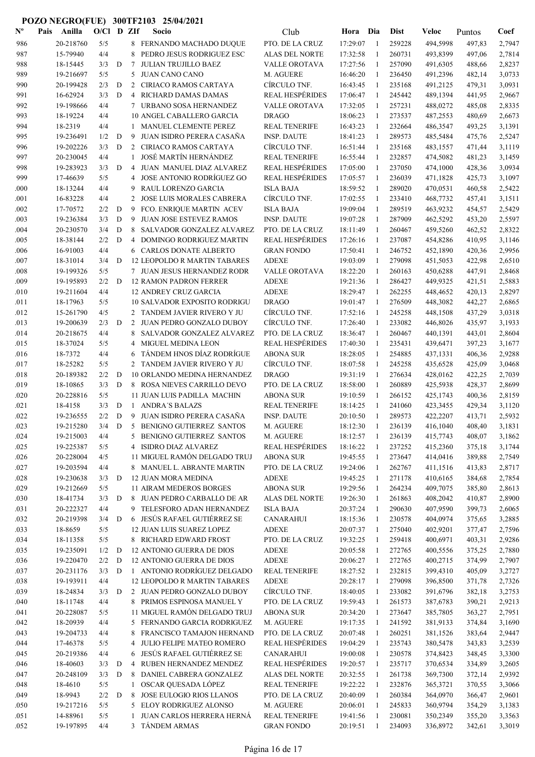**POZO NEGRO(FUE) 300TF2103 25/04/2021**

| Nº | Pais | Anilla | O/Cl | D | ZIf | Socio | Club | Hora | Dia | Dist | Veloc | Puntos | Coef |
|---|---|---|---|---|---|---|---|---|---|---|---|---|---|
| 986 | | 20-218760 | 5/5 | | 8 | FERNANDO MACHADO DUQUE | PTO. DE LA CRUZ | 17:29:07 | 1 | 259228 | 494,5998 | 497,83 | 2,7947 |
| 987 | | 15-79940 | 4/4 | | 8 | PEDRO JESUS RODRIGUEZ ESC | ALAS DEL NORTE | 17:32:58 | 1 | 260731 | 493,8399 | 497,06 | 2,7814 |
| 988 | | 18-15445 | 3/3 | D | 7 | JULIAN TRUJILLO BAEZ | VALLE OROTAVA | 17:27:56 | 1 | 257090 | 491,6305 | 488,66 | 2,8237 |
| 989 | | 19-216697 | 5/5 | | 5 | JUAN CANO CANO | M. AGUERE | 16:46:20 | 1 | 236450 | 491,2396 | 482,14 | 3,0733 |
| 990 | | 20-199428 | 2/3 | D | 2 | CIRIACO RAMOS CARTAYA | CÍRCULO TNF. | 16:43:45 | 1 | 235168 | 491,2125 | 479,31 | 3,0931 |
| 991 | | 16-62924 | 3/3 | D | 4 | RICHARD DAMAS DAMAS | REAL HESPÉRIDES | 17:06:47 | 1 | 245442 | 489,1394 | 441,95 | 2,9667 |
| 992 | | 19-198666 | 4/4 | | 7 | URBANO SOSA HERNANDEZ | VALLE OROTAVA | 17:32:05 | 1 | 257231 | 488,0272 | 485,08 | 2,8335 |
| 993 | | 18-19224 | 4/4 | | 10 | ANGEL CABALLERO GARCIA | DRAGO | 18:06:23 | 1 | 273537 | 487,2553 | 480,69 | 2,6673 |
| 994 | | 18-2319 | 4/4 | | 1 | MANUEL CLEMENTE PEREZ | REAL TENERIFE | 16:43:23 | 1 | 232664 | 486,3547 | 493,25 | 3,1391 |
| 995 | | 19-236491 | 1/2 | D | 9 | JUAN ISIDRO PERERA CASAÑA | INSP. DAUTE | 18:41:23 | 1 | 289573 | 485,5484 | 475,76 | 2,5247 |
| 996 | | 19-202226 | 3/3 | D | 2 | CIRIACO RAMOS CARTAYA | CÍRCULO TNF. | 16:51:44 | 1 | 235168 | 483,1557 | 471,44 | 3,1119 |
| 997 | | 20-230045 | 4/4 | | 1 | JOSÉ MARTÍN HERNÁNDEZ | REAL TENERIFE | 16:55:44 | 1 | 232857 | 474,5082 | 481,23 | 3,1459 |
| 998 | | 19-283923 | 3/3 | D | 4 | JUAN MANUEL DIAZ ALVAREZ | REAL HESPÉRIDES | 17:05:00 | 1 | 237050 | 474,1000 | 428,36 | 3,0934 |
| 999 | | 17-46639 | 5/5 | | 4 | JOSE ANTONIO RODRÍGUEZ GO | REAL HESPÉRIDES | 17:05:57 | 1 | 236039 | 471,1828 | 425,73 | 3,1097 |
| .000 | | 18-13244 | 4/4 | | 9 | RAUL LORENZO GARCIA | ISLA BAJA | 18:59:52 | 1 | 289020 | 470,0531 | 460,58 | 2,5422 |
| .001 | | 16-83228 | 4/4 | | 2 | JOSE LUIS MORALES CABRERA | CÍRCULO TNF. | 17:02:55 | 1 | 233410 | 468,7732 | 457,41 | 3,1511 |
| .002 | | 17-70572 | 2/2 | D | 9 | FCO. ENRIQUE MARTIN ACEV | ISLA BAJA | 19:09:04 | 1 | 289519 | 463,9232 | 454,57 | 2,5429 |
| .003 | | 19-236384 | 3/3 | D | 9 | JUAN JOSE ESTEVEZ RAMOS | INSP. DAUTE | 19:07:28 | 1 | 287909 | 462,5292 | 453,20 | 2,5597 |
| .004 | | 20-230570 | 3/4 | D | 8 | SALVADOR GONZALEZ ALVAREZ | PTO. DE LA CRUZ | 18:11:49 | 1 | 260467 | 459,5260 | 462,52 | 2,8322 |
| .005 | | 18-38144 | 2/2 | D | 4 | DOMINGO RODRIGUEZ MARTIN | REAL HESPÉRIDES | 17:26:16 | 1 | 237087 | 454,8286 | 410,95 | 3,1146 |
| .006 | | 16-91003 | 4/4 | | 6 | CARLOS DONATE ALBERTO | GRAN FONDO | 17:50:41 | 1 | 246752 | 452,1890 | 420,36 | 2,9956 |
| .007 | | 18-31014 | 3/4 | D | 12 | LEOPOLDO R MARTIN TABARES | ADEXE | 19:03:09 | 1 | 279098 | 451,5053 | 422,98 | 2,6510 |
| .008 | | 19-199326 | 5/5 | | 7 | JUAN JESUS HERNANDEZ RODR | VALLE OROTAVA | 18:22:20 | 1 | 260163 | 450,6288 | 447,91 | 2,8468 |
| .009 | | 19-195893 | 2/2 | D | 12 | RAMON PADRON FERRER | ADEXE | 19:21:36 | 1 | 286427 | 449,9325 | 421,51 | 2,5883 |
| .010 | | 19-211604 | 4/4 | | 12 | ANDREY CRUZ GARCIA | ADEXE | 18:29:47 | 1 | 262255 | 448,4652 | 420,13 | 2,8297 |
| .011 | | 18-17963 | 5/5 | | 10 | SALVADOR EXPOSITO RODRIGU | DRAGO | 19:01:47 | 1 | 276509 | 448,3082 | 442,27 | 2,6865 |
| .012 | | 15-261790 | 4/5 | | 2 | TANDEM JAVIER RIVERO Y JU | CÍRCULO TNF. | 17:52:16 | 1 | 245258 | 448,1508 | 437,29 | 3,0318 |
| .013 | | 19-200639 | 2/3 | D | 2 | JUAN PEDRO GONZALO DUBOY | CÍRCULO TNF. | 17:26:40 | 1 | 233082 | 446,8026 | 435,97 | 3,1933 |
| .014 | | 20-218675 | 4/4 | | 8 | SALVADOR GONZALEZ ALVAREZ | PTO. DE LA CRUZ | 18:36:47 | 1 | 260467 | 440,1391 | 443,01 | 2,8604 |
| .015 | | 18-37024 | 5/5 | | 4 | MIGUEL MEDINA LEON | REAL HESPÉRIDES | 17:40:30 | 1 | 235431 | 439,6471 | 397,23 | 3,1677 |
| .016 | | 18-7372 | 4/4 | | 6 | TÁNDEM HNOS DÍAZ RODRÍGUE | ABONA SUR | 18:28:05 | 1 | 254885 | 437,1331 | 406,36 | 2,9288 |
| .017 | | 18-25282 | 5/5 | | 2 | TANDEM JAVIER RIVERO Y JU | CÍRCULO TNF. | 18:07:58 | 1 | 245258 | 435,6528 | 425,09 | 3,0468 |
| .018 | | 20-189382 | 2/2 | D | 10 | ORLANDO MEDINA HERNANDEZ | DRAGO | 19:31:19 | 1 | 276634 | 428,0162 | 422,25 | 2,7039 |
| .019 | | 18-10865 | 3/3 | D | 8 | ROSA NIEVES CARRILLO DEVO | PTO. DE LA CRUZ | 18:58:00 | 1 | 260889 | 425,5938 | 428,37 | 2,8699 |
| .020 | | 20-228816 | 5/5 | | 11 | JUAN LUIS PADILLA MACHIN | ABONA SUR | 19:10:59 | 1 | 266152 | 425,1743 | 400,36 | 2,8159 |
| .021 | | 18-4158 | 3/3 | D | 1 | ANDRA´S BALAZS | REAL TENERIFE | 18:14:25 | 1 | 241060 | 423,3455 | 429,34 | 3,1120 |
| .022 | | 19-236555 | 2/2 | D | 9 | JUAN ISIDRO PERERA CASAÑA | INSP. DAUTE | 20:10:50 | 1 | 289573 | 422,2207 | 413,71 | 2,5932 |
| .023 | | 19-215280 | 3/4 | D | 5 | BENIGNO GUTIERREZ SANTOS | M. AGUERE | 18:12:30 | 1 | 236139 | 416,1040 | 408,40 | 3,1831 |
| .024 | | 19-215003 | 4/4 | | 5 | BENIGNO GUTIERREZ SANTOS | M. AGUERE | 18:12:57 | 1 | 236139 | 415,7743 | 408,07 | 3,1862 |
| .025 | | 19-225387 | 5/5 | | 4 | ISIDRO DIAZ ALVAREZ | REAL HESPÉRIDES | 18:16:22 | 1 | 237252 | 415,2360 | 375,18 | 3,1744 |
| .026 | | 20-228004 | 4/5 | | 11 | MIGUEL RAMÓN DELGADO TRUJ | ABONA SUR | 19:45:55 | 1 | 273647 | 414,0416 | 389,88 | 2,7549 |
| .027 | | 19-203594 | 4/4 | | 8 | MANUEL L. ABRANTE MARTIN | PTO. DE LA CRUZ | 19:24:06 | 1 | 262767 | 411,1516 | 413,83 | 2,8717 |
| .028 | | 19-230638 | 3/3 | D | 12 | JUAN MORA MEDINA | ADEXE | 19:45:25 | 1 | 271178 | 410,6165 | 384,68 | 2,7854 |
| .029 | | 19-212669 | 5/5 | | 11 | AIRAM MEDEROS BORGES | ABONA SUR | 19:29:56 | 1 | 264234 | 409,7075 | 385,80 | 2,8613 |
| .030 | | 18-41734 | 3/3 | D | 8 | JUAN PEDRO CARBALLO DE AR | ALAS DEL NORTE | 19:26:30 | 1 | 261863 | 408,2042 | 410,87 | 2,8900 |
| .031 | | 20-222327 | 4/4 | | 9 | TELESFORO ADAN HERNANDEZ | ISLA BAJA | 20:37:24 | 1 | 290630 | 407,9590 | 399,73 | 2,6065 |
| .032 | | 20-219398 | 3/4 | D | 6 | JESÚS RAFAEL GUTIÉRREZ SE | CANARAHUI | 18:15:36 | 1 | 230578 | 404,0974 | 375,65 | 3,2885 |
| .033 | | 18-8659 | 5/5 | | 12 | JUAN LUIS SUAREZ LOPEZ | ADEXE | 20:07:37 | 1 | 275040 | 402,9201 | 377,47 | 2,7596 |
| .034 | | 18-11358 | 5/5 | | 8 | RICHARD EDWARD FROST | PTO. DE LA CRUZ | 19:32:25 | 1 | 259418 | 400,6971 | 403,31 | 2,9286 |
| .035 | | 19-235091 | 1/2 | D | 12 | ANTONIO GUERRA DE DIOS | ADEXE | 20:05:58 | 1 | 272765 | 400,5556 | 375,25 | 2,7880 |
| .036 | | 19-220470 | 2/2 | D | 12 | ANTONIO GUERRA DE DIOS | ADEXE | 20:06:27 | 1 | 272765 | 400,2715 | 374,99 | 2,7907 |
| .037 | | 20-231176 | 3/3 | D | 1 | ANTONIO RODRÍGUEZ DELGADO | REAL TENERIFE | 18:27:52 | 1 | 232815 | 399,4310 | 405,09 | 3,2727 |
| .038 | | 19-193911 | 4/4 | | 12 | LEOPOLDO R MARTIN TABARES | ADEXE | 20:28:17 | 1 | 279098 | 396,8500 | 371,78 | 2,7326 |
| .039 | | 18-24834 | 3/3 | D | 2 | JUAN PEDRO GONZALO DUBOY | CÍRCULO TNF. | 18:40:05 | 1 | 233082 | 391,6796 | 382,18 | 3,2753 |
| .040 | | 18-11748 | 4/4 | | 8 | PRIMOS ESPINOSA MANUEL Y | PTO. DE LA CRUZ | 19:59:43 | 1 | 261573 | 387,6783 | 390,21 | 2,9213 |
| .041 | | 20-228087 | 5/5 | | 11 | MIGUEL RAMÓN DELGADO TRUJ | ABONA SUR | 20:34:20 | 1 | 273647 | 385,7805 | 363,27 | 2,7951 |
| .042 | | 18-20939 | 4/4 | | 5 | FERNANDO GARCIA RODRIGUEZ | M. AGUERE | 19:17:35 | 1 | 241592 | 381,9133 | 374,84 | 3,1690 |
| .043 | | 19-204733 | 4/4 | | 8 | FRANCISCO TAMAJON HERNAND | PTO. DE LA CRUZ | 20:07:48 | 1 | 260251 | 381,1526 | 383,64 | 2,9447 |
| .044 | | 17-46378 | 5/5 | | 4 | JULIO FELIPE MATEO ROMERO | REAL HESPÉRIDES | 19:04:29 | 1 | 235743 | 380,5478 | 343,83 | 3,2539 |
| .045 | | 20-219386 | 4/4 | | 6 | JESÚS RAFAEL GUTIÉRREZ SE | CANARAHUI | 19:00:08 | 1 | 230578 | 374,8423 | 348,45 | 3,3300 |
| .046 | | 18-40603 | 3/3 | D | 4 | RUBEN HERNANDEZ MENDEZ | REAL HESPÉRIDES | 19:20:57 | 1 | 235717 | 370,6534 | 334,89 | 3,2605 |
| .047 | | 20-248109 | 3/3 | D | 8 | DANIEL CABRERA GONZALEZ | ALAS DEL NORTE | 20:32:55 | 1 | 261738 | 369,7300 | 372,14 | 2,9392 |
| .048 | | 18-4610 | 5/5 | | 1 | OSCAR QUESADA LÓPEZ | REAL TENERIFE | 19:22:22 | 1 | 232876 | 365,3721 | 370,55 | 3,3066 |
| .049 | | 18-9943 | 2/2 | D | 8 | JOSE EULOGIO RIOS LLANOS | PTO. DE LA CRUZ | 20:40:09 | 1 | 260384 | 364,0970 | 366,47 | 2,9601 |
| .050 | | 19-217216 | 5/5 | | 5 | ELOY RODRIGUEZ ALONSO | M. AGUERE | 20:06:01 | 1 | 245833 | 360,9794 | 354,29 | 3,1383 |
| .051 | | 14-88961 | 5/5 | | 1 | JUAN CARLOS HERRERA HERNÁ | REAL TENERIFE | 19:41:56 | 1 | 230081 | 350,2349 | 355,20 | 3,3563 |
| .052 | | 19-197895 | 4/4 | | 3 | TÁNDEM ARMAS | GRAN FONDO | 20:19:51 | 1 | 234093 | 336,8972 | 342,61 | 3,3019 |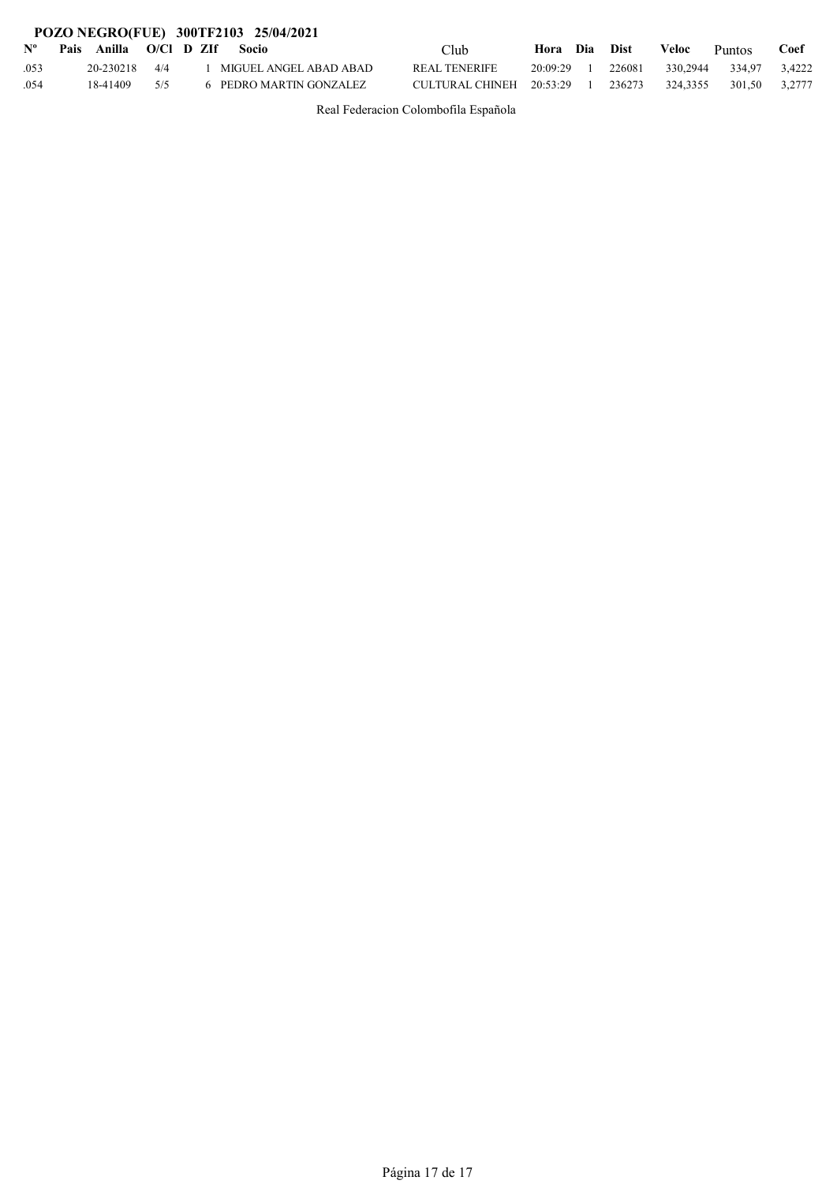**POZO NEGRO(FUE) 300TF2103 25/04/2021**

| Nº | Pais | Anilla | O/Cl | D | ZIf | Socio | Club | Hora | Dia | Dist | Veloc | Puntos | Coef |
|---|---|---|---|---|---|---|---|---|---|---|---|---|---|
| .053 | | 20-230218 | 4/4 | | 1 | MIGUEL ANGEL ABAD ABAD | REAL TENERIFE | 20:09:29 | 1 | 226081 | 330,2944 | 334,97 | 3,4222 |
| .054 | | 18-41409 | 5/5 | | 6 | PEDRO MARTIN GONZALEZ | CULTURAL CHINEH | 20:53:29 | 1 | 236273 | 324,3355 | 301,50 | 3,2777 |

Real Federacion Colombofila Española